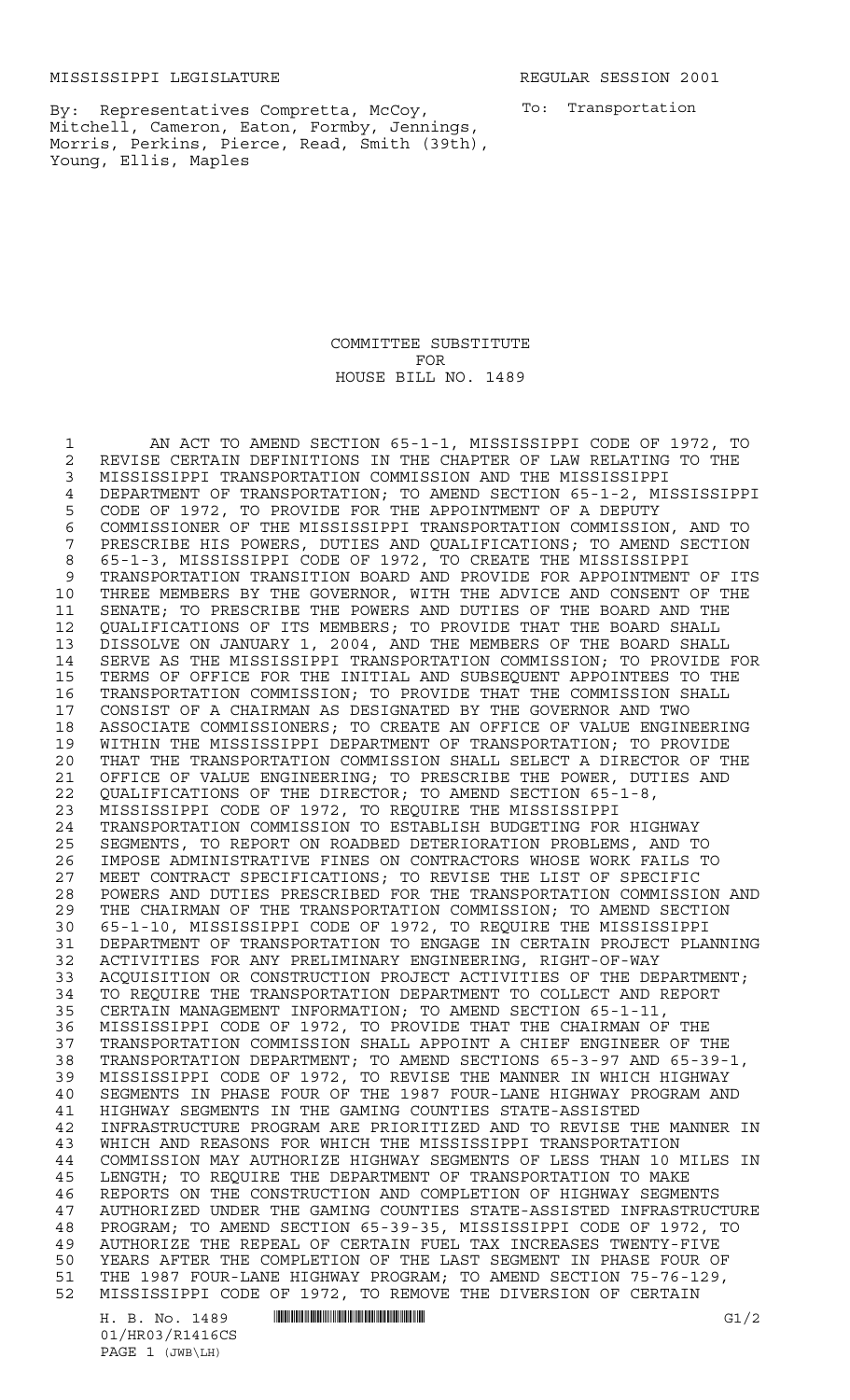MISSISSIPPI LEGISLATURE REGULAR SESSION 2001

By: Representatives Compretta, McCoy, Mitchell, Cameron, Eaton, Formby, Jennings, Morris, Perkins, Pierce, Read, Smith (39th), Young, Ellis, Maples

To: Transportation

COMMITTEE SUBSTITUTE
FOR
HOUSE BILL NO. 1489

AN ACT TO AMEND SECTION 65-1-1, MISSISSIPPI CODE OF 1972, TO REVISE CERTAIN DEFINITIONS IN THE CHAPTER OF LAW RELATING TO THE MISSISSIPPI TRANSPORTATION COMMISSION AND THE MISSISSIPPI DEPARTMENT OF TRANSPORTATION; TO AMEND SECTION 65-1-2, MISSISSIPPI CODE OF 1972, TO PROVIDE FOR THE APPOINTMENT OF A DEPUTY COMMISSIONER OF THE MISSISSIPPI TRANSPORTATION COMMISSION, AND TO PRESCRIBE HIS POWERS, DUTIES AND QUALIFICATIONS; TO AMEND SECTION 65-1-3, MISSISSIPPI CODE OF 1972, TO CREATE THE MISSISSIPPI TRANSPORTATION TRANSITION BOARD AND PROVIDE FOR APPOINTMENT OF ITS THREE MEMBERS BY THE GOVERNOR, WITH THE ADVICE AND CONSENT OF THE SENATE; TO PRESCRIBE THE POWERS AND DUTIES OF THE BOARD AND THE QUALIFICATIONS OF ITS MEMBERS; TO PROVIDE THAT THE BOARD SHALL DISSOLVE ON JANUARY 1, 2004, AND THE MEMBERS OF THE BOARD SHALL SERVE AS THE MISSISSIPPI TRANSPORTATION COMMISSION; TO PROVIDE FOR TERMS OF OFFICE FOR THE INITIAL AND SUBSEQUENT APPOINTEES TO THE TRANSPORTATION COMMISSION; TO PROVIDE THAT THE COMMISSION SHALL CONSIST OF A CHAIRMAN AS DESIGNATED BY THE GOVERNOR AND TWO ASSOCIATE COMMISSIONERS; TO CREATE AN OFFICE OF VALUE ENGINEERING WITHIN THE MISSISSIPPI DEPARTMENT OF TRANSPORTATION; TO PROVIDE THAT THE TRANSPORTATION COMMISSION SHALL SELECT A DIRECTOR OF THE OFFICE OF VALUE ENGINEERING; TO PRESCRIBE THE POWER, DUTIES AND QUALIFICATIONS OF THE DIRECTOR; TO AMEND SECTION 65-1-8, MISSISSIPPI CODE OF 1972, TO REQUIRE THE MISSISSIPPI TRANSPORTATION COMMISSION TO ESTABLISH BUDGETING FOR HIGHWAY SEGMENTS, TO REPORT ON ROADBED DETERIORATION PROBLEMS, AND TO IMPOSE ADMINISTRATIVE FINES ON CONTRACTORS WHOSE WORK FAILS TO MEET CONTRACT SPECIFICATIONS; TO REVISE THE LIST OF SPECIFIC POWERS AND DUTIES PRESCRIBED FOR THE TRANSPORTATION COMMISSION AND THE CHAIRMAN OF THE TRANSPORTATION COMMISSION; TO AMEND SECTION 65-1-10, MISSISSIPPI CODE OF 1972, TO REQUIRE THE MISSISSIPPI DEPARTMENT OF TRANSPORTATION TO ENGAGE IN CERTAIN PROJECT PLANNING ACTIVITIES FOR ANY PRELIMINARY ENGINEERING, RIGHT-OF-WAY ACQUISITION OR CONSTRUCTION PROJECT ACTIVITIES OF THE DEPARTMENT; TO REQUIRE THE TRANSPORTATION DEPARTMENT TO COLLECT AND REPORT CERTAIN MANAGEMENT INFORMATION; TO AMEND SECTION 65-1-11, MISSISSIPPI CODE OF 1972, TO PROVIDE THAT THE CHAIRMAN OF THE TRANSPORTATION COMMISSION SHALL APPOINT A CHIEF ENGINEER OF THE TRANSPORTATION DEPARTMENT; TO AMEND SECTIONS 65-3-97 AND 65-39-1, MISSISSIPPI CODE OF 1972, TO REVISE THE MANNER IN WHICH HIGHWAY SEGMENTS IN PHASE FOUR OF THE 1987 FOUR-LANE HIGHWAY PROGRAM AND HIGHWAY SEGMENTS IN THE GAMING COUNTIES STATE-ASSISTED INFRASTRUCTURE PROGRAM ARE PRIORITIZED AND TO REVISE THE MANNER IN WHICH AND REASONS FOR WHICH THE MISSISSIPPI TRANSPORTATION COMMISSION MAY AUTHORIZE HIGHWAY SEGMENTS OF LESS THAN 10 MILES IN LENGTH; TO REQUIRE THE DEPARTMENT OF TRANSPORTATION TO MAKE REPORTS ON THE CONSTRUCTION AND COMPLETION OF HIGHWAY SEGMENTS AUTHORIZED UNDER THE GAMING COUNTIES STATE-ASSISTED INFRASTRUCTURE PROGRAM; TO AMEND SECTION 65-39-35, MISSISSIPPI CODE OF 1972, TO AUTHORIZE THE REPEAL OF CERTAIN FUEL TAX INCREASES TWENTY-FIVE YEARS AFTER THE COMPLETION OF THE LAST SEGMENT IN PHASE FOUR OF THE 1987 FOUR-LANE HIGHWAY PROGRAM; TO AMEND SECTION 75-76-129, MISSISSIPPI CODE OF 1972, TO REMOVE THE DIVERSION OF CERTAIN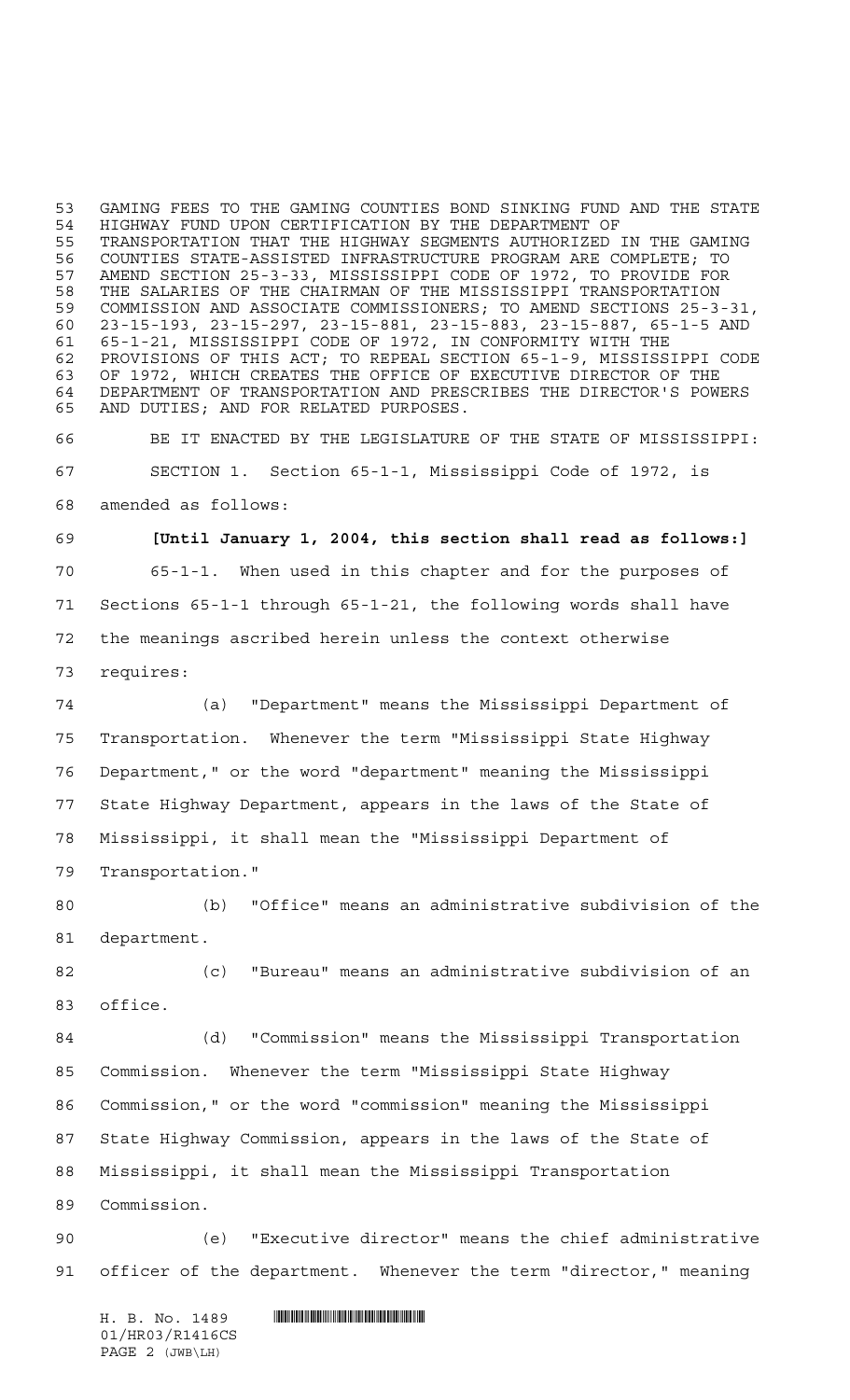GAMING FEES TO THE GAMING COUNTIES BOND SINKING FUND AND THE STATE HIGHWAY FUND UPON CERTIFICATION BY THE DEPARTMENT OF TRANSPORTATION THAT THE HIGHWAY SEGMENTS AUTHORIZED IN THE GAMING COUNTIES STATE-ASSISTED INFRASTRUCTURE PROGRAM ARE COMPLETE; TO AMEND SECTION 25-3-33, MISSISSIPPI CODE OF 1972, TO PROVIDE FOR THE SALARIES OF THE CHAIRMAN OF THE MISSISSIPPI TRANSPORTATION COMMISSION AND ASSOCIATE COMMISSIONERS; TO AMEND SECTIONS 25-3-31, 23-15-193, 23-15-297, 23-15-881, 23-15-883, 23-15-887, 65-1-5 AND 65-1-21, MISSISSIPPI CODE OF 1972, IN CONFORMITY WITH THE PROVISIONS OF THIS ACT; TO REPEAL SECTION 65-1-9, MISSISSIPPI CODE OF 1972, WHICH CREATES THE OFFICE OF EXECUTIVE DIRECTOR OF THE DEPARTMENT OF TRANSPORTATION AND PRESCRIBES THE DIRECTOR'S POWERS AND DUTIES; AND FOR RELATED PURPOSES.

BE IT ENACTED BY THE LEGISLATURE OF THE STATE OF MISSISSIPPI:

SECTION 1. Section 65-1-1, Mississippi Code of 1972, is amended as follows:

**[Until January 1, 2004, this section shall read as follows:]**

65-1-1. When used in this chapter and for the purposes of Sections 65-1-1 through 65-1-21, the following words shall have the meanings ascribed herein unless the context otherwise requires:

(a) "Department" means the Mississippi Department of Transportation. Whenever the term "Mississippi State Highway Department," or the word "department" meaning the Mississippi State Highway Department, appears in the laws of the State of Mississippi, it shall mean the "Mississippi Department of Transportation."

(b) "Office" means an administrative subdivision of the department.

(c) "Bureau" means an administrative subdivision of an office.

(d) "Commission" means the Mississippi Transportation Commission. Whenever the term "Mississippi State Highway Commission," or the word "commission" meaning the Mississippi State Highway Commission, appears in the laws of the State of Mississippi, it shall mean the Mississippi Transportation Commission.

(e) "Executive director" means the chief administrative officer of the department. Whenever the term "director," meaning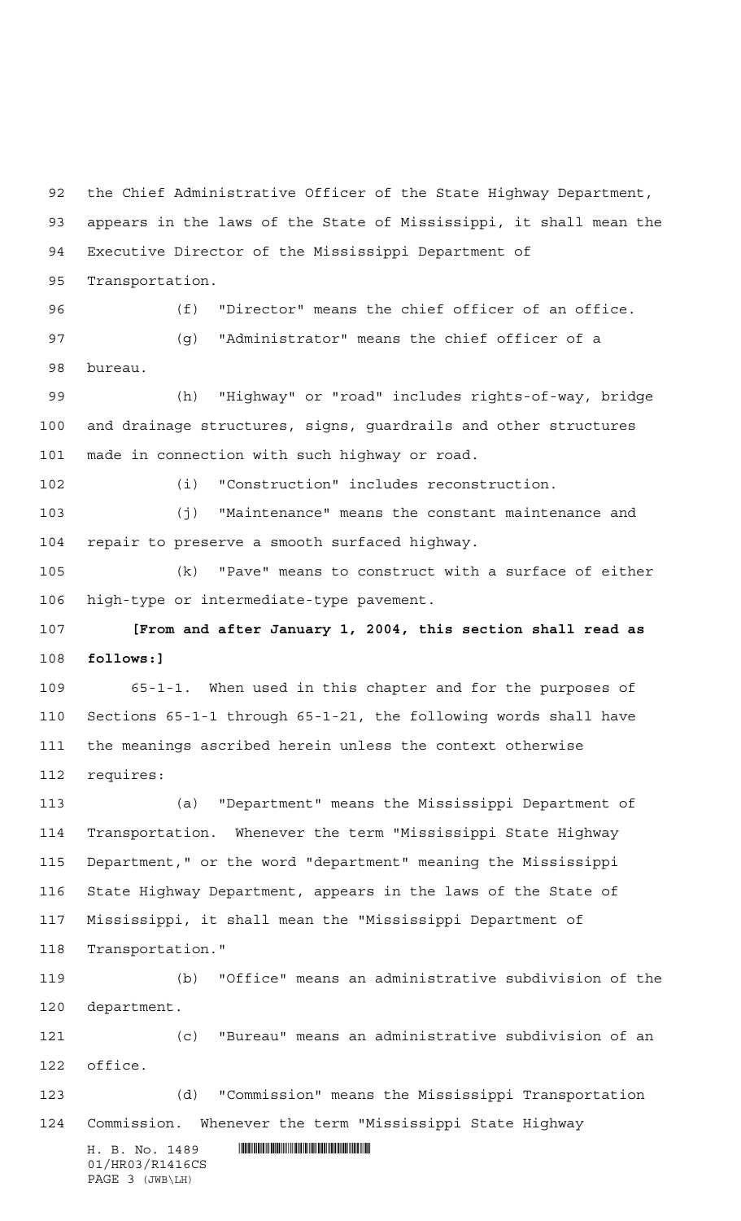the Chief Administrative Officer of the State Highway Department, appears in the laws of the State of Mississippi, it shall mean the Executive Director of the Mississippi Department of Transportation.

(f) "Director" means the chief officer of an office.

(g) "Administrator" means the chief officer of a bureau.

(h) "Highway" or "road" includes rights-of-way, bridge and drainage structures, signs, guardrails and other structures made in connection with such highway or road.

(i) "Construction" includes reconstruction.

(j) "Maintenance" means the constant maintenance and repair to preserve a smooth surfaced highway.

(k) "Pave" means to construct with a surface of either high-type or intermediate-type pavement.

**[From and after January 1, 2004, this section shall read as follows:]**

65-1-1. When used in this chapter and for the purposes of Sections 65-1-1 through 65-1-21, the following words shall have the meanings ascribed herein unless the context otherwise requires:

(a) "Department" means the Mississippi Department of Transportation. Whenever the term "Mississippi State Highway Department," or the word "department" meaning the Mississippi State Highway Department, appears in the laws of the State of Mississippi, it shall mean the "Mississippi Department of Transportation."

(b) "Office" means an administrative subdivision of the department.

(c) "Bureau" means an administrative subdivision of an office.

(d) "Commission" means the Mississippi Transportation Commission. Whenever the term "Mississippi State Highway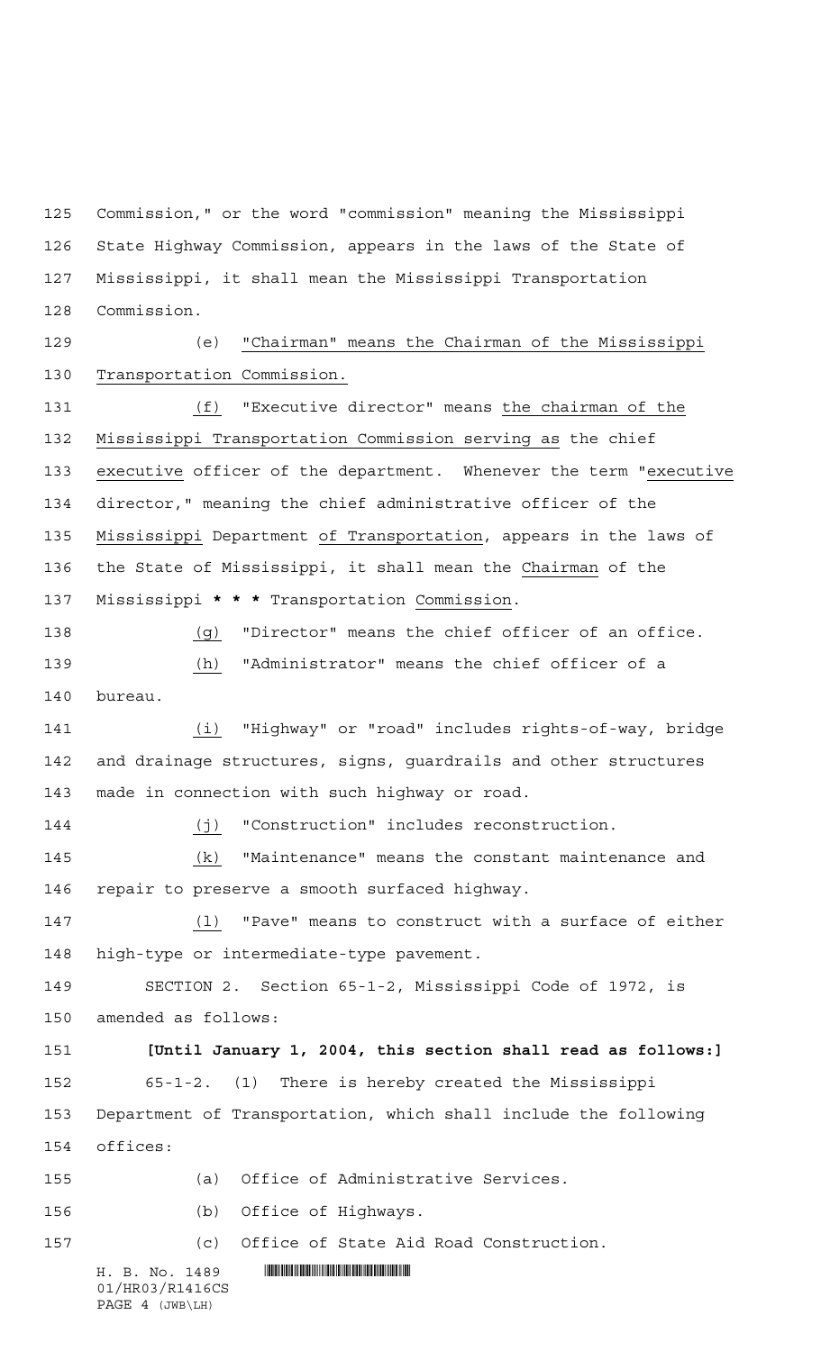Commission," or the word "commission" meaning the Mississippi State Highway Commission, appears in the laws of the State of Mississippi, it shall mean the Mississippi Transportation Commission.

(e) "Chairman" means the Chairman of the Mississippi Transportation Commission.

(f) "Executive director" means the chairman of the Mississippi Transportation Commission serving as the chief executive officer of the department. Whenever the term "executive director," meaning the chief administrative officer of the Mississippi Department of Transportation, appears in the laws of the State of Mississippi, it shall mean the Chairman of the Mississippi * * * Transportation Commission.

(g) "Director" means the chief officer of an office.

(h) "Administrator" means the chief officer of a bureau.

(i) "Highway" or "road" includes rights-of-way, bridge and drainage structures, signs, guardrails and other structures made in connection with such highway or road.

(j) "Construction" includes reconstruction.

(k) "Maintenance" means the constant maintenance and repair to preserve a smooth surfaced highway.

(l) "Pave" means to construct with a surface of either high-type or intermediate-type pavement.

SECTION 2. Section 65-1-2, Mississippi Code of 1972, is amended as follows:

**[Until January 1, 2004, this section shall read as follows:]**

65-1-2. (1) There is hereby created the Mississippi Department of Transportation, which shall include the following offices:

(a) Office of Administrative Services.

(b) Office of Highways.

(c) Office of State Aid Road Construction.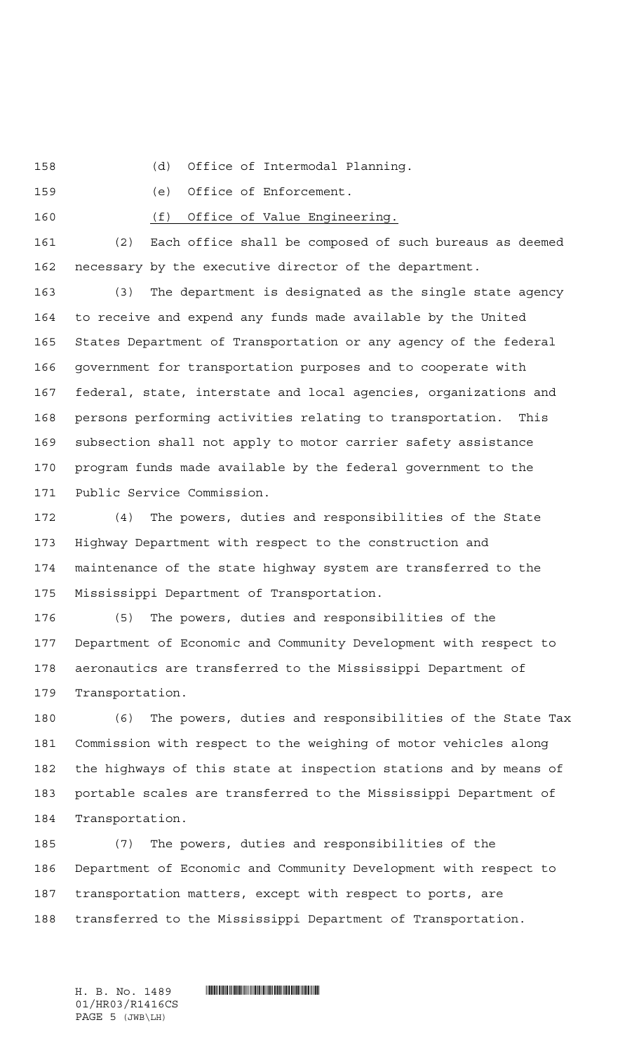(d) Office of Intermodal Planning.

(e) Office of Enforcement.

<u>(f) Office of Value Engineering.</u>

(2) Each office shall be composed of such bureaus as deemed necessary by the executive director of the department.

(3) The department is designated as the single state agency to receive and expend any funds made available by the United States Department of Transportation or any agency of the federal government for transportation purposes and to cooperate with federal, state, interstate and local agencies, organizations and persons performing activities relating to transportation. This subsection shall not apply to motor carrier safety assistance program funds made available by the federal government to the Public Service Commission.

(4) The powers, duties and responsibilities of the State Highway Department with respect to the construction and maintenance of the state highway system are transferred to the Mississippi Department of Transportation.

(5) The powers, duties and responsibilities of the Department of Economic and Community Development with respect to aeronautics are transferred to the Mississippi Department of Transportation.

(6) The powers, duties and responsibilities of the State Tax Commission with respect to the weighing of motor vehicles along the highways of this state at inspection stations and by means of portable scales are transferred to the Mississippi Department of Transportation.

(7) The powers, duties and responsibilities of the Department of Economic and Community Development with respect to transportation matters, except with respect to ports, are transferred to the Mississippi Department of Transportation.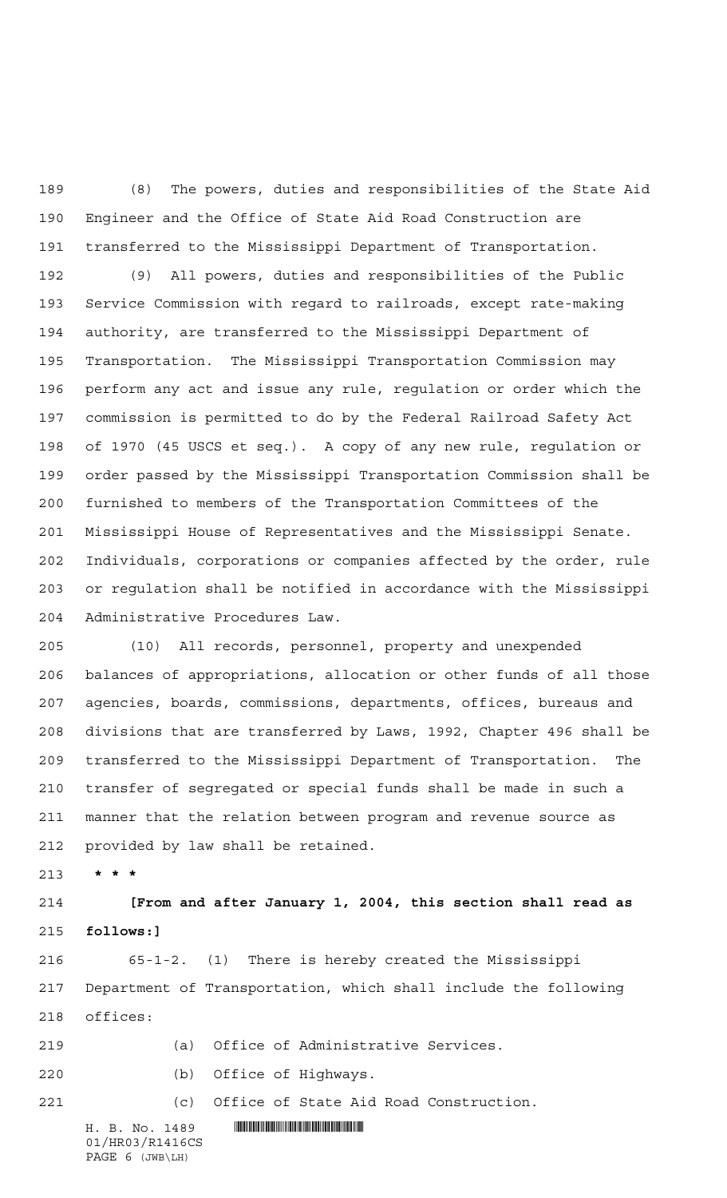(8) The powers, duties and responsibilities of the State Aid Engineer and the Office of State Aid Road Construction are transferred to the Mississippi Department of Transportation.

(9) All powers, duties and responsibilities of the Public Service Commission with regard to railroads, except rate-making authority, are transferred to the Mississippi Department of Transportation. The Mississippi Transportation Commission may perform any act and issue any rule, regulation or order which the commission is permitted to do by the Federal Railroad Safety Act of 1970 (45 USCS et seq.). A copy of any new rule, regulation or order passed by the Mississippi Transportation Commission shall be furnished to members of the Transportation Committees of the Mississippi House of Representatives and the Mississippi Senate. Individuals, corporations or companies affected by the order, rule or regulation shall be notified in accordance with the Mississippi Administrative Procedures Law.

(10) All records, personnel, property and unexpended balances of appropriations, allocation or other funds of all those agencies, boards, commissions, departments, offices, bureaus and divisions that are transferred by Laws, 1992, Chapter 496 shall be transferred to the Mississippi Department of Transportation. The transfer of segregated or special funds shall be made in such a manner that the relation between program and revenue source as provided by law shall be retained.

**\* \* \***

**[From and after January 1, 2004, this section shall read as follows:]**

65-1-2. (1) There is hereby created the Mississippi Department of Transportation, which shall include the following offices:

(a) Office of Administrative Services.

(b) Office of Highways.

(c) Office of State Aid Road Construction.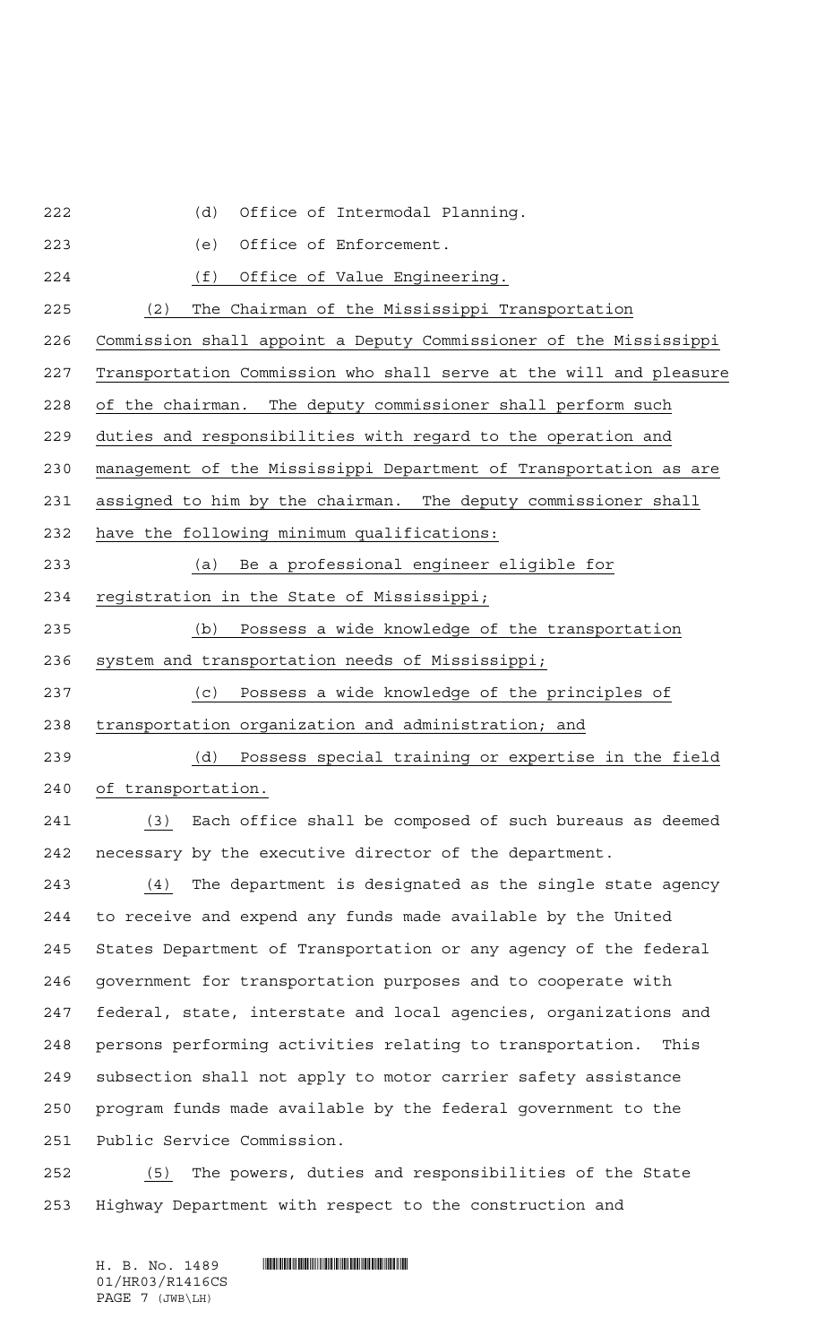(d) Office of Intermodal Planning.

(e) Office of Enforcement.

(f) Office of Value Engineering.

(2) The Chairman of the Mississippi Transportation Commission shall appoint a Deputy Commissioner of the Mississippi Transportation Commission who shall serve at the will and pleasure of the chairman. The deputy commissioner shall perform such duties and responsibilities with regard to the operation and management of the Mississippi Department of Transportation as are assigned to him by the chairman. The deputy commissioner shall have the following minimum qualifications:

(a) Be a professional engineer eligible for registration in the State of Mississippi;

(b) Possess a wide knowledge of the transportation system and transportation needs of Mississippi;

(c) Possess a wide knowledge of the principles of transportation organization and administration; and

(d) Possess special training or expertise in the field of transportation.

(3) Each office shall be composed of such bureaus as deemed necessary by the executive director of the department.

(4) The department is designated as the single state agency to receive and expend any funds made available by the United States Department of Transportation or any agency of the federal government for transportation purposes and to cooperate with federal, state, interstate and local agencies, organizations and persons performing activities relating to transportation. This subsection shall not apply to motor carrier safety assistance program funds made available by the federal government to the Public Service Commission.

(5) The powers, duties and responsibilities of the State Highway Department with respect to the construction and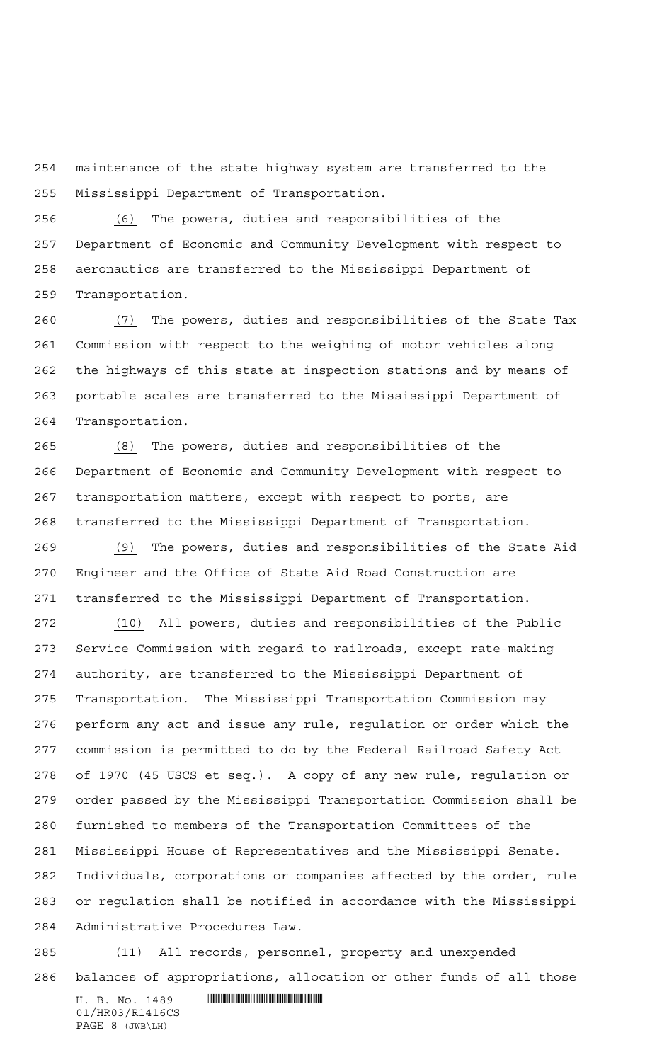maintenance of the state highway system are transferred to the Mississippi Department of Transportation.

(6) The powers, duties and responsibilities of the Department of Economic and Community Development with respect to aeronautics are transferred to the Mississippi Department of Transportation.

(7) The powers, duties and responsibilities of the State Tax Commission with respect to the weighing of motor vehicles along the highways of this state at inspection stations and by means of portable scales are transferred to the Mississippi Department of Transportation.

(8) The powers, duties and responsibilities of the Department of Economic and Community Development with respect to transportation matters, except with respect to ports, are transferred to the Mississippi Department of Transportation.

(9) The powers, duties and responsibilities of the State Aid Engineer and the Office of State Aid Road Construction are transferred to the Mississippi Department of Transportation.

(10) All powers, duties and responsibilities of the Public Service Commission with regard to railroads, except rate-making authority, are transferred to the Mississippi Department of Transportation. The Mississippi Transportation Commission may perform any act and issue any rule, regulation or order which the commission is permitted to do by the Federal Railroad Safety Act of 1970 (45 USCS et seq.). A copy of any new rule, regulation or order passed by the Mississippi Transportation Commission shall be furnished to members of the Transportation Committees of the Mississippi House of Representatives and the Mississippi Senate. Individuals, corporations or companies affected by the order, rule or regulation shall be notified in accordance with the Mississippi Administrative Procedures Law.

(11) All records, personnel, property and unexpended balances of appropriations, allocation or other funds of all those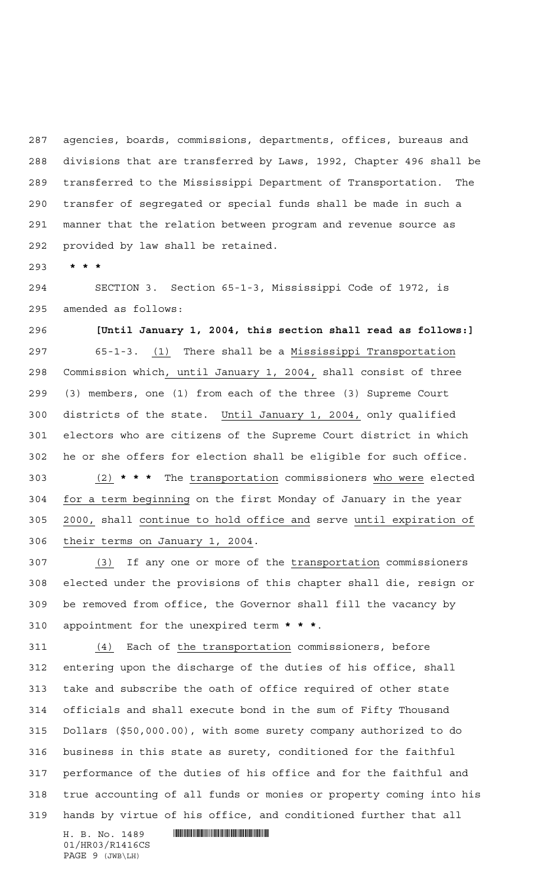agencies, boards, commissions, departments, offices, bureaus and divisions that are transferred by Laws, 1992, Chapter 496 shall be transferred to the Mississippi Department of Transportation. The transfer of segregated or special funds shall be made in such a manner that the relation between program and revenue source as provided by law shall be retained.

**\* \* \***

SECTION 3. Section 65-1-3, Mississippi Code of 1972, is amended as follows:

**[Until January 1, 2004, this section shall read as follows:]**

65-1-3. (1) There shall be a Mississippi Transportation Commission which, until January 1, 2004, shall consist of three (3) members, one (1) from each of the three (3) Supreme Court districts of the state. Until January 1, 2004, only qualified electors who are citizens of the Supreme Court district in which he or she offers for election shall be eligible for such office.

(2) **\* \* \*** The transportation commissioners who were elected for a term beginning on the first Monday of January in the year 2000, shall continue to hold office and serve until expiration of their terms on January 1, 2004.

(3) If any one or more of the transportation commissioners elected under the provisions of this chapter shall die, resign or be removed from office, the Governor shall fill the vacancy by appointment for the unexpired term **\* \* \***.

(4) Each of the transportation commissioners, before entering upon the discharge of the duties of his office, shall take and subscribe the oath of office required of other state officials and shall execute bond in the sum of Fifty Thousand Dollars ($50,000.00), with some surety company authorized to do business in this state as surety, conditioned for the faithful performance of the duties of his office and for the faithful and true accounting of all funds or monies or property coming into his hands by virtue of his office, and conditioned further that all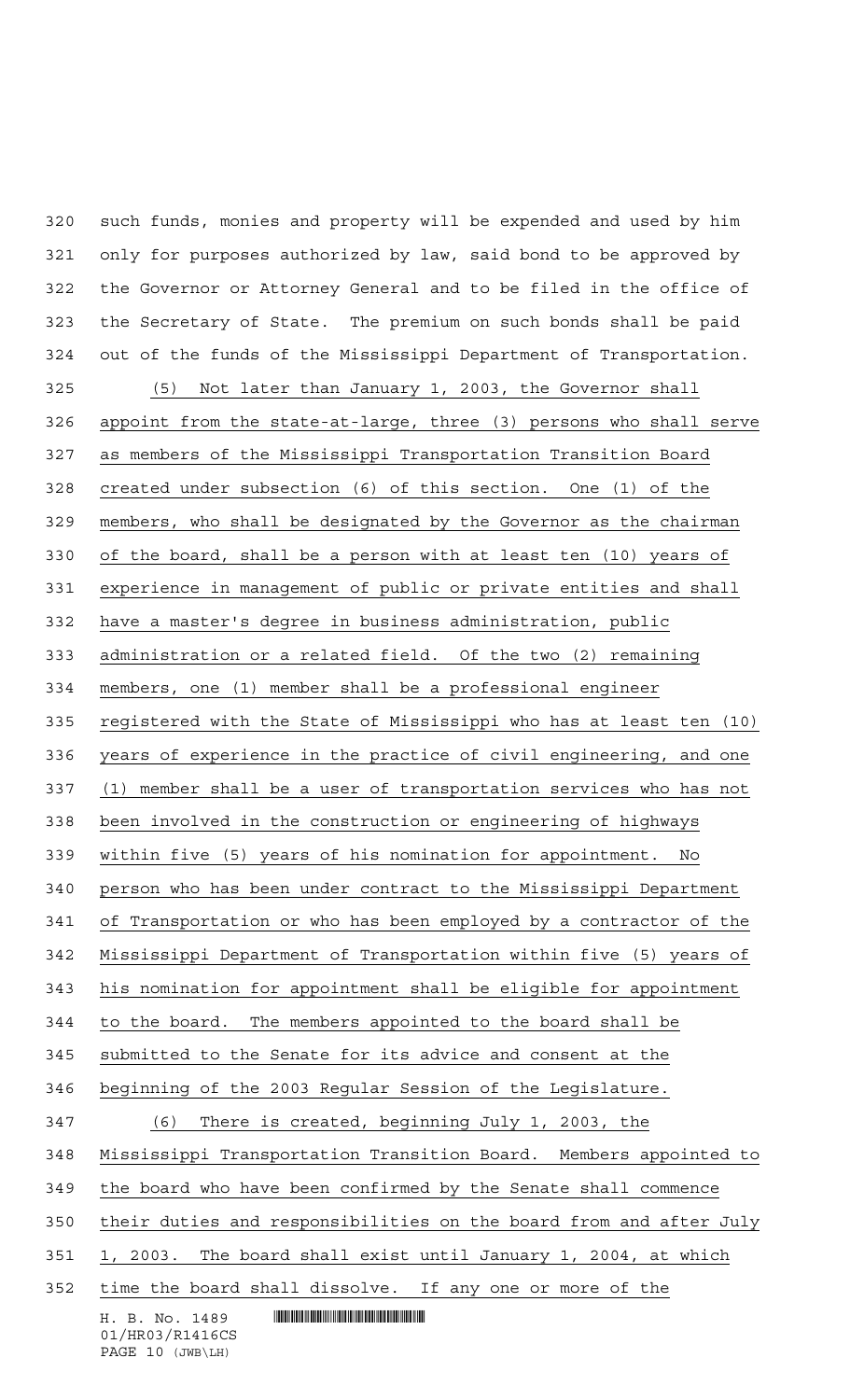such funds, monies and property will be expended and used by him only for purposes authorized by law, said bond to be approved by the Governor or Attorney General and to be filed in the office of the Secretary of State. The premium on such bonds shall be paid out of the funds of the Mississippi Department of Transportation.

(5) Not later than January 1, 2003, the Governor shall appoint from the state-at-large, three (3) persons who shall serve as members of the Mississippi Transportation Transition Board created under subsection (6) of this section. One (1) of the members, who shall be designated by the Governor as the chairman of the board, shall be a person with at least ten (10) years of experience in management of public or private entities and shall have a master's degree in business administration, public administration or a related field. Of the two (2) remaining members, one (1) member shall be a professional engineer registered with the State of Mississippi who has at least ten (10) years of experience in the practice of civil engineering, and one (1) member shall be a user of transportation services who has not been involved in the construction or engineering of highways within five (5) years of his nomination for appointment. No person who has been under contract to the Mississippi Department of Transportation or who has been employed by a contractor of the Mississippi Department of Transportation within five (5) years of his nomination for appointment shall be eligible for appointment to the board. The members appointed to the board shall be submitted to the Senate for its advice and consent at the beginning of the 2003 Regular Session of the Legislature.

(6) There is created, beginning July 1, 2003, the Mississippi Transportation Transition Board. Members appointed to the board who have been confirmed by the Senate shall commence their duties and responsibilities on the board from and after July 1, 2003. The board shall exist until January 1, 2004, at which time the board shall dissolve. If any one or more of the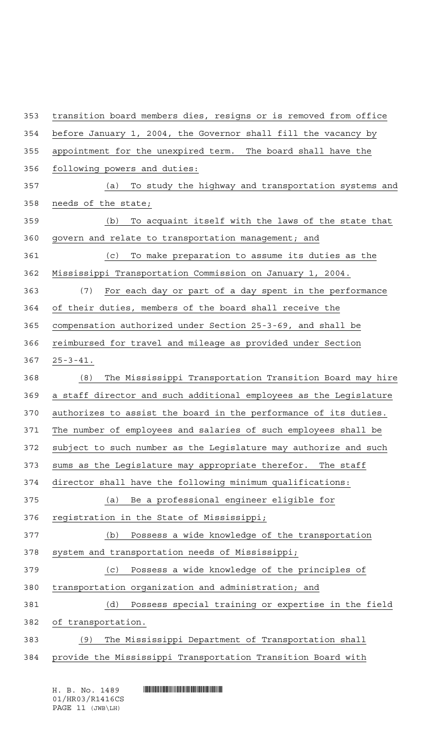transition board members dies, resigns or is removed from office before January 1, 2004, the Governor shall fill the vacancy by appointment for the unexpired term. The board shall have the following powers and duties:

(a) To study the highway and transportation systems and needs of the state;

(b) To acquaint itself with the laws of the state that govern and relate to transportation management; and

(c) To make preparation to assume its duties as the Mississippi Transportation Commission on January 1, 2004.

(7) For each day or part of a day spent in the performance of their duties, members of the board shall receive the compensation authorized under Section 25-3-69, and shall be reimbursed for travel and mileage as provided under Section 25-3-41.

(8) The Mississippi Transportation Transition Board may hire a staff director and such additional employees as the Legislature authorizes to assist the board in the performance of its duties. The number of employees and salaries of such employees shall be subject to such number as the Legislature may authorize and such sums as the Legislature may appropriate therefor. The staff director shall have the following minimum qualifications:

(a) Be a professional engineer eligible for registration in the State of Mississippi;

(b) Possess a wide knowledge of the transportation system and transportation needs of Mississippi;

(c) Possess a wide knowledge of the principles of transportation organization and administration; and

(d) Possess special training or expertise in the field of transportation.

(9) The Mississippi Department of Transportation shall provide the Mississippi Transportation Transition Board with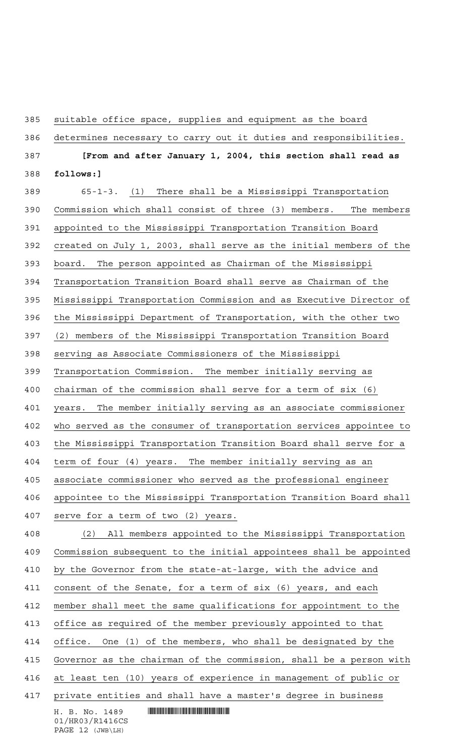suitable office space, supplies and equipment as the board determines necessary to carry out it duties and responsibilities.

**[From and after January 1, 2004, this section shall read as follows:]**

65-1-3. (1) There shall be a Mississippi Transportation Commission which shall consist of three (3) members. The members appointed to the Mississippi Transportation Transition Board created on July 1, 2003, shall serve as the initial members of the board. The person appointed as Chairman of the Mississippi Transportation Transition Board shall serve as Chairman of the Mississippi Transportation Commission and as Executive Director of the Mississippi Department of Transportation, with the other two (2) members of the Mississippi Transportation Transition Board serving as Associate Commissioners of the Mississippi Transportation Commission. The member initially serving as chairman of the commission shall serve for a term of six (6) years. The member initially serving as an associate commissioner who served as the consumer of transportation services appointee to the Mississippi Transportation Transition Board shall serve for a term of four (4) years. The member initially serving as an associate commissioner who served as the professional engineer appointee to the Mississippi Transportation Transition Board shall serve for a term of two (2) years.

(2) All members appointed to the Mississippi Transportation Commission subsequent to the initial appointees shall be appointed by the Governor from the state-at-large, with the advice and consent of the Senate, for a term of six (6) years, and each member shall meet the same qualifications for appointment to the office as required of the member previously appointed to that office. One (1) of the members, who shall be designated by the Governor as the chairman of the commission, shall be a person with at least ten (10) years of experience in management of public or private entities and shall have a master's degree in business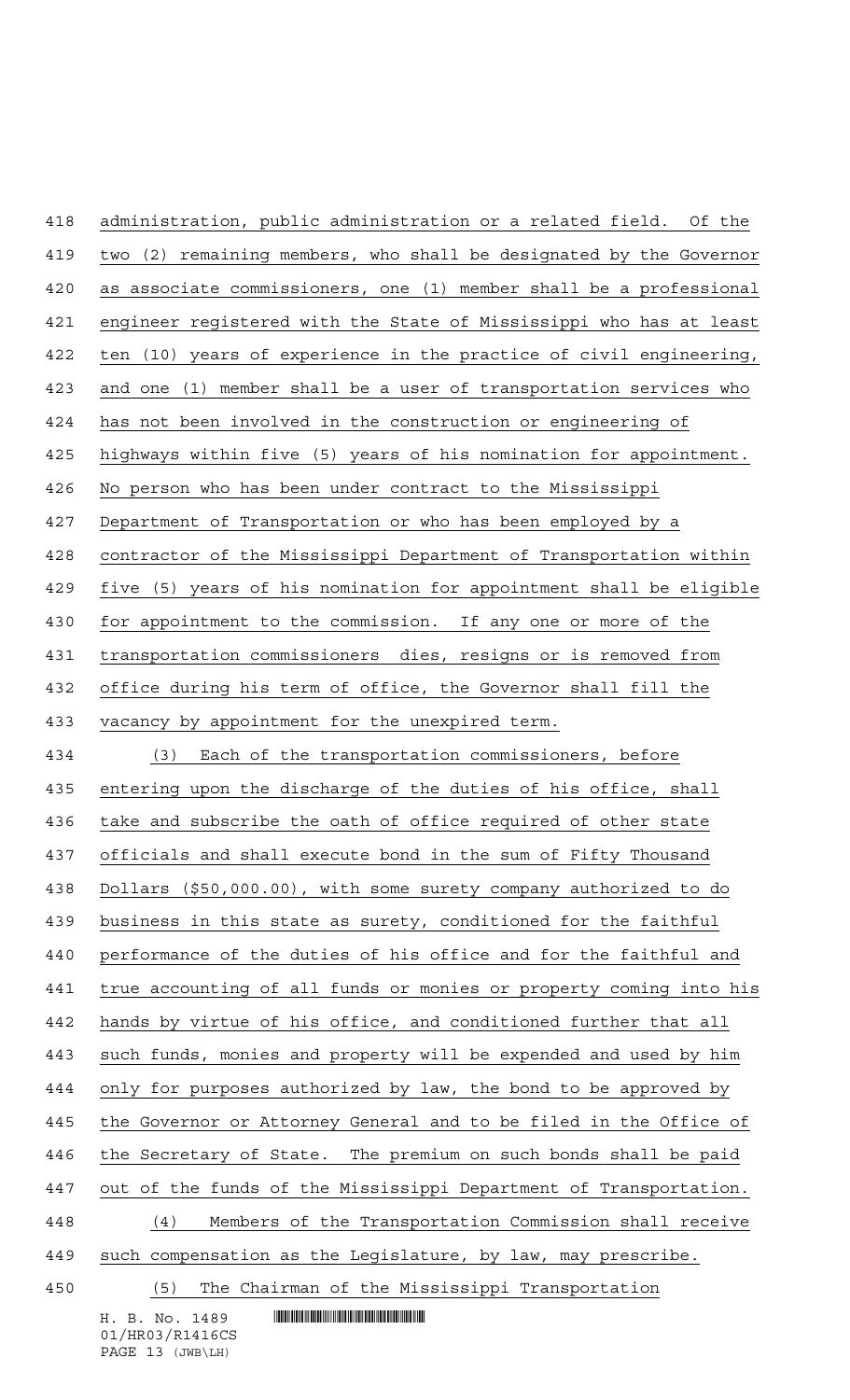administration, public administration or a related field. Of the two (2) remaining members, who shall be designated by the Governor as associate commissioners, one (1) member shall be a professional engineer registered with the State of Mississippi who has at least ten (10) years of experience in the practice of civil engineering, and one (1) member shall be a user of transportation services who has not been involved in the construction or engineering of highways within five (5) years of his nomination for appointment. No person who has been under contract to the Mississippi Department of Transportation or who has been employed by a contractor of the Mississippi Department of Transportation within five (5) years of his nomination for appointment shall be eligible for appointment to the commission. If any one or more of the transportation commissioners dies, resigns or is removed from office during his term of office, the Governor shall fill the vacancy by appointment for the unexpired term.

(3) Each of the transportation commissioners, before entering upon the discharge of the duties of his office, shall take and subscribe the oath of office required of other state officials and shall execute bond in the sum of Fifty Thousand Dollars ($50,000.00), with some surety company authorized to do business in this state as surety, conditioned for the faithful performance of the duties of his office and for the faithful and true accounting of all funds or monies or property coming into his hands by virtue of his office, and conditioned further that all such funds, monies and property will be expended and used by him only for purposes authorized by law, the bond to be approved by the Governor or Attorney General and to be filed in the Office of the Secretary of State. The premium on such bonds shall be paid out of the funds of the Mississippi Department of Transportation.

(4) Members of the Transportation Commission shall receive such compensation as the Legislature, by law, may prescribe.

(5) The Chairman of the Mississippi Transportation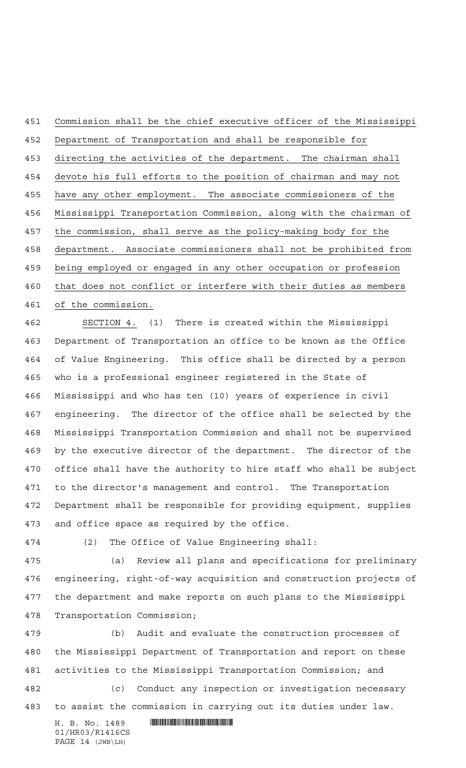Commission shall be the chief executive officer of the Mississippi Department of Transportation and shall be responsible for directing the activities of the department. The chairman shall devote his full efforts to the position of chairman and may not have any other employment. The associate commissioners of the Mississippi Transportation Commission, along with the chairman of the commission, shall serve as the policy-making body for the department. Associate commissioners shall not be prohibited from being employed or engaged in any other occupation or profession that does not conflict or interfere with their duties as members of the commission.

SECTION 4. (1) There is created within the Mississippi Department of Transportation an office to be known as the Office of Value Engineering. This office shall be directed by a person who is a professional engineer registered in the State of Mississippi and who has ten (10) years of experience in civil engineering. The director of the office shall be selected by the Mississippi Transportation Commission and shall not be supervised by the executive director of the department. The director of the office shall have the authority to hire staff who shall be subject to the director's management and control. The Transportation Department shall be responsible for providing equipment, supplies and office space as required by the office.

(2) The Office of Value Engineering shall:

(a) Review all plans and specifications for preliminary engineering, right-of-way acquisition and construction projects of the department and make reports on such plans to the Mississippi Transportation Commission;

(b) Audit and evaluate the construction processes of the Mississippi Department of Transportation and report on these activities to the Mississippi Transportation Commission; and

(c) Conduct any inspection or investigation necessary to assist the commission in carrying out its duties under law.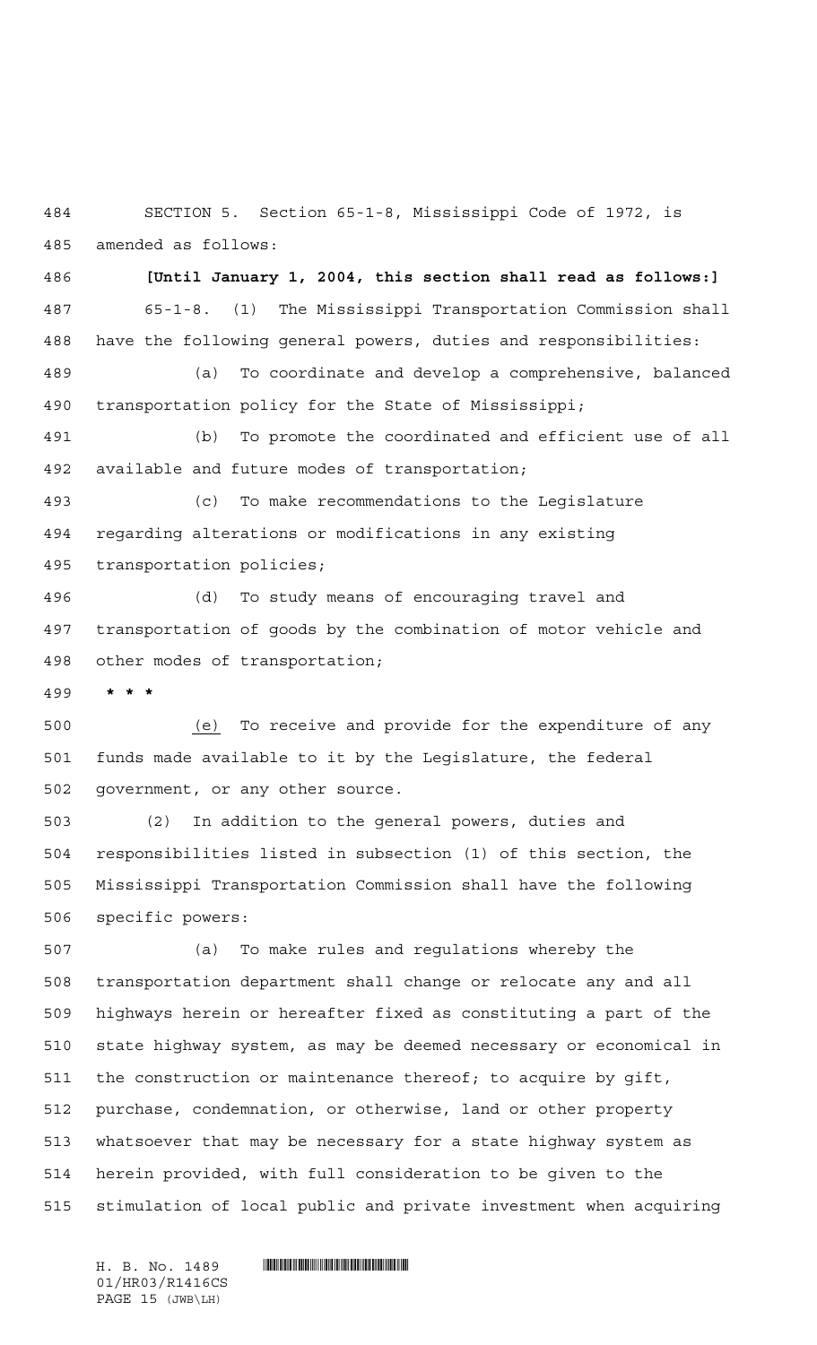SECTION 5. Section 65-1-8, Mississippi Code of 1972, is amended as follows:

**[Until January 1, 2004, this section shall read as follows:]**

65-1-8. (1) The Mississippi Transportation Commission shall have the following general powers, duties and responsibilities:

(a) To coordinate and develop a comprehensive, balanced transportation policy for the State of Mississippi;

(b) To promote the coordinated and efficient use of all available and future modes of transportation;

(c) To make recommendations to the Legislature regarding alterations or modifications in any existing transportation policies;

(d) To study means of encouraging travel and transportation of goods by the combination of motor vehicle and other modes of transportation;

*** * ***

(e) To receive and provide for the expenditure of any funds made available to it by the Legislature, the federal government, or any other source.

(2) In addition to the general powers, duties and responsibilities listed in subsection (1) of this section, the Mississippi Transportation Commission shall have the following specific powers:

(a) To make rules and regulations whereby the transportation department shall change or relocate any and all highways herein or hereafter fixed as constituting a part of the state highway system, as may be deemed necessary or economical in the construction or maintenance thereof; to acquire by gift, purchase, condemnation, or otherwise, land or other property whatsoever that may be necessary for a state highway system as herein provided, with full consideration to be given to the stimulation of local public and private investment when acquiring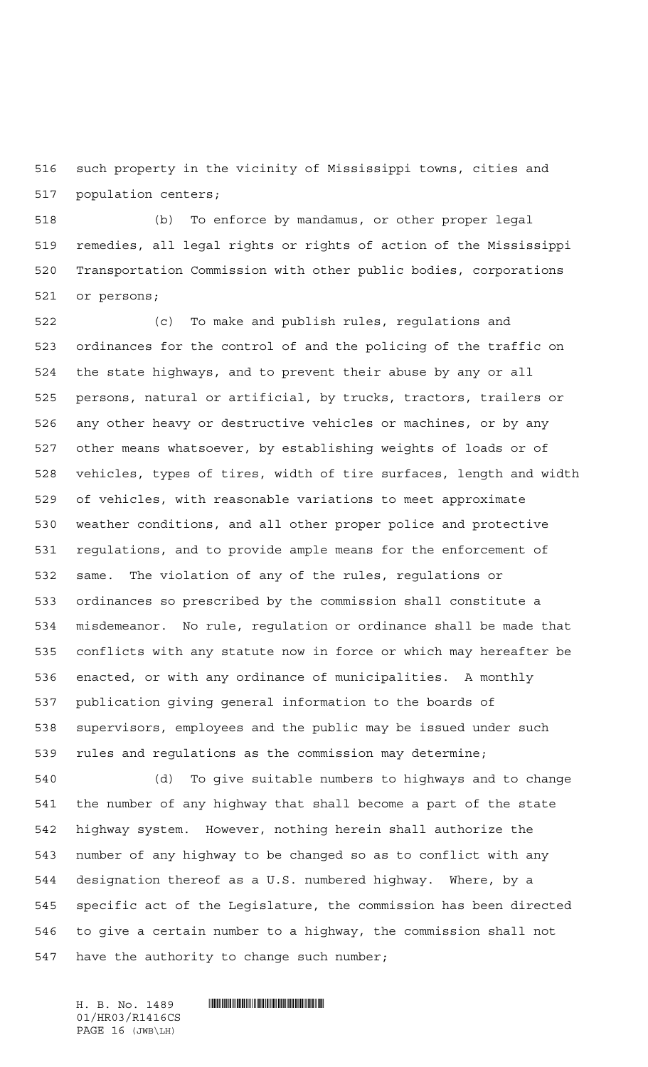such property in the vicinity of Mississippi towns, cities and population centers;

(b) To enforce by mandamus, or other proper legal remedies, all legal rights or rights of action of the Mississippi Transportation Commission with other public bodies, corporations or persons;

(c) To make and publish rules, regulations and ordinances for the control of and the policing of the traffic on the state highways, and to prevent their abuse by any or all persons, natural or artificial, by trucks, tractors, trailers or any other heavy or destructive vehicles or machines, or by any other means whatsoever, by establishing weights of loads or of vehicles, types of tires, width of tire surfaces, length and width of vehicles, with reasonable variations to meet approximate weather conditions, and all other proper police and protective regulations, and to provide ample means for the enforcement of same. The violation of any of the rules, regulations or ordinances so prescribed by the commission shall constitute a misdemeanor. No rule, regulation or ordinance shall be made that conflicts with any statute now in force or which may hereafter be enacted, or with any ordinance of municipalities. A monthly publication giving general information to the boards of supervisors, employees and the public may be issued under such rules and regulations as the commission may determine;

(d) To give suitable numbers to highways and to change the number of any highway that shall become a part of the state highway system. However, nothing herein shall authorize the number of any highway to be changed so as to conflict with any designation thereof as a U.S. numbered highway. Where, by a specific act of the Legislature, the commission has been directed to give a certain number to a highway, the commission shall not have the authority to change such number;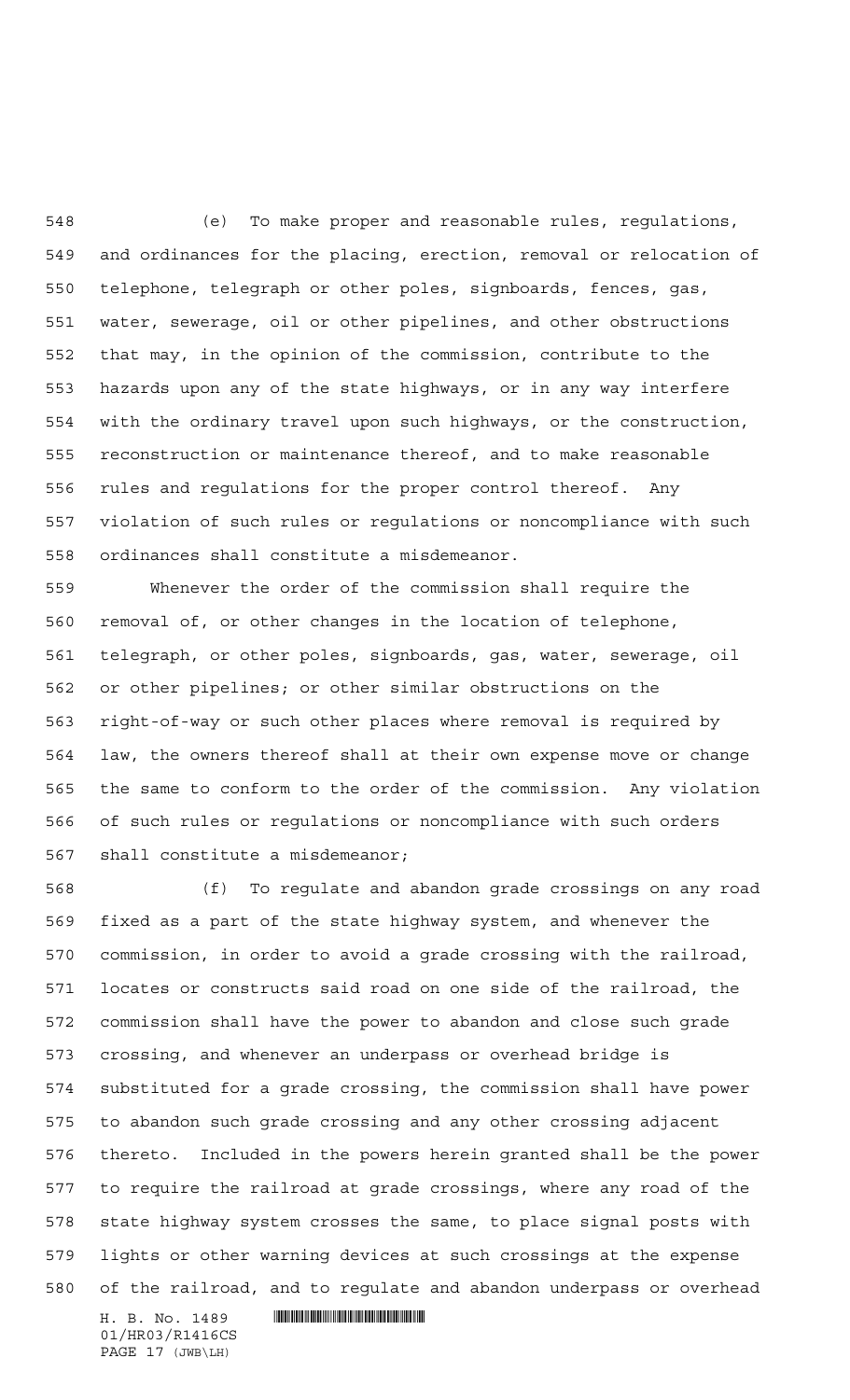(e) To make proper and reasonable rules, regulations, and ordinances for the placing, erection, removal or relocation of telephone, telegraph or other poles, signboards, fences, gas, water, sewerage, oil or other pipelines, and other obstructions that may, in the opinion of the commission, contribute to the hazards upon any of the state highways, or in any way interfere with the ordinary travel upon such highways, or the construction, reconstruction or maintenance thereof, and to make reasonable rules and regulations for the proper control thereof. Any violation of such rules or regulations or noncompliance with such ordinances shall constitute a misdemeanor.

Whenever the order of the commission shall require the removal of, or other changes in the location of telephone, telegraph, or other poles, signboards, gas, water, sewerage, oil or other pipelines; or other similar obstructions on the right-of-way or such other places where removal is required by law, the owners thereof shall at their own expense move or change the same to conform to the order of the commission. Any violation of such rules or regulations or noncompliance with such orders shall constitute a misdemeanor;

(f) To regulate and abandon grade crossings on any road fixed as a part of the state highway system, and whenever the commission, in order to avoid a grade crossing with the railroad, locates or constructs said road on one side of the railroad, the commission shall have the power to abandon and close such grade crossing, and whenever an underpass or overhead bridge is substituted for a grade crossing, the commission shall have power to abandon such grade crossing and any other crossing adjacent thereto. Included in the powers herein granted shall be the power to require the railroad at grade crossings, where any road of the state highway system crosses the same, to place signal posts with lights or other warning devices at such crossings at the expense of the railroad, and to regulate and abandon underpass or overhead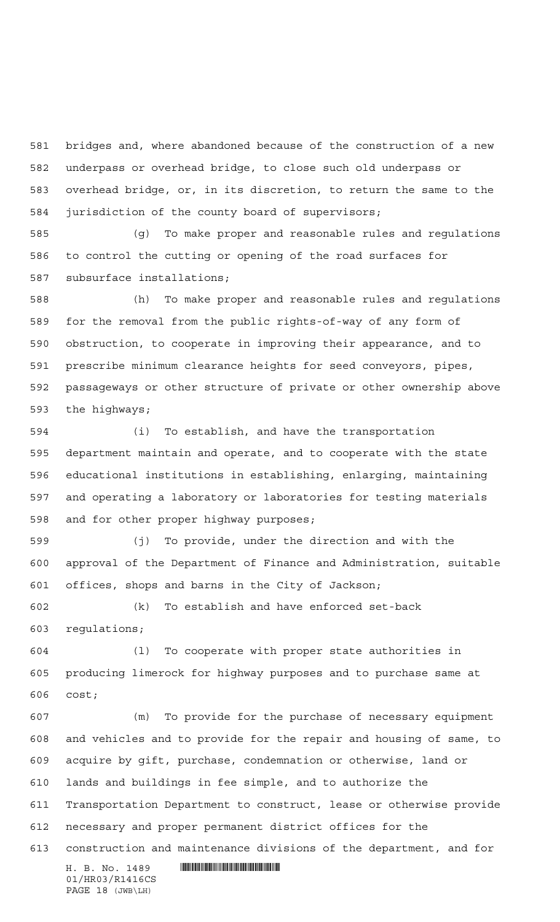bridges and, where abandoned because of the construction of a new underpass or overhead bridge, to close such old underpass or overhead bridge, or, in its discretion, to return the same to the jurisdiction of the county board of supervisors;

(g) To make proper and reasonable rules and regulations to control the cutting or opening of the road surfaces for subsurface installations;

(h) To make proper and reasonable rules and regulations for the removal from the public rights-of-way of any form of obstruction, to cooperate in improving their appearance, and to prescribe minimum clearance heights for seed conveyors, pipes, passageways or other structure of private or other ownership above the highways;

(i) To establish, and have the transportation department maintain and operate, and to cooperate with the state educational institutions in establishing, enlarging, maintaining and operating a laboratory or laboratories for testing materials and for other proper highway purposes;

(j) To provide, under the direction and with the approval of the Department of Finance and Administration, suitable offices, shops and barns in the City of Jackson;

(k) To establish and have enforced set-back regulations;

(l) To cooperate with proper state authorities in producing limerock for highway purposes and to purchase same at cost;

(m) To provide for the purchase of necessary equipment and vehicles and to provide for the repair and housing of same, to acquire by gift, purchase, condemnation or otherwise, land or lands and buildings in fee simple, and to authorize the Transportation Department to construct, lease or otherwise provide necessary and proper permanent district offices for the construction and maintenance divisions of the department, and for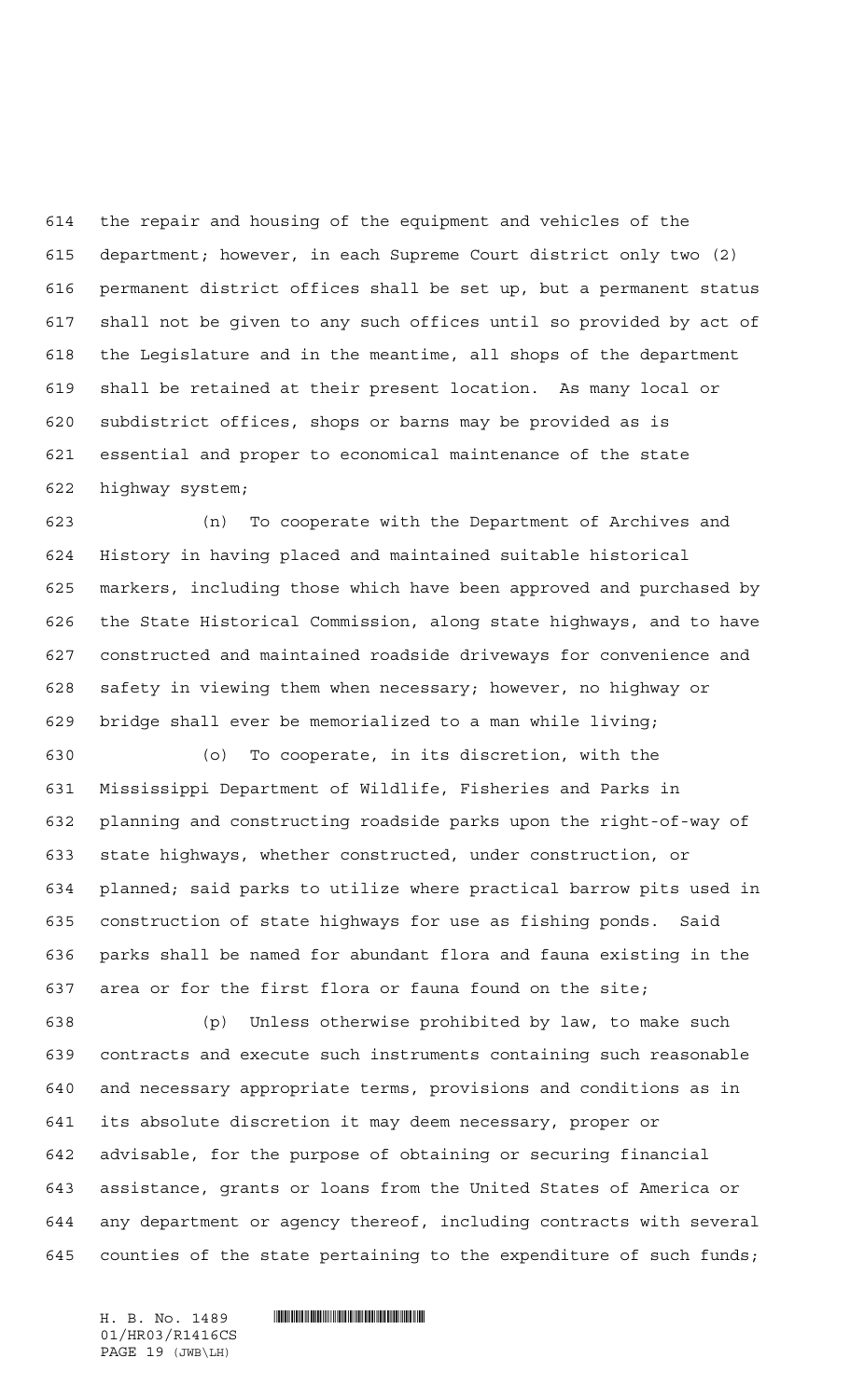the repair and housing of the equipment and vehicles of the department; however, in each Supreme Court district only two (2) permanent district offices shall be set up, but a permanent status shall not be given to any such offices until so provided by act of the Legislature and in the meantime, all shops of the department shall be retained at their present location. As many local or subdistrict offices, shops or barns may be provided as is essential and proper to economical maintenance of the state highway system;

(n) To cooperate with the Department of Archives and History in having placed and maintained suitable historical markers, including those which have been approved and purchased by the State Historical Commission, along state highways, and to have constructed and maintained roadside driveways for convenience and safety in viewing them when necessary; however, no highway or bridge shall ever be memorialized to a man while living;

(o) To cooperate, in its discretion, with the Mississippi Department of Wildlife, Fisheries and Parks in planning and constructing roadside parks upon the right-of-way of state highways, whether constructed, under construction, or planned; said parks to utilize where practical barrow pits used in construction of state highways for use as fishing ponds. Said parks shall be named for abundant flora and fauna existing in the area or for the first flora or fauna found on the site;

(p) Unless otherwise prohibited by law, to make such contracts and execute such instruments containing such reasonable and necessary appropriate terms, provisions and conditions as in its absolute discretion it may deem necessary, proper or advisable, for the purpose of obtaining or securing financial assistance, grants or loans from the United States of America or any department or agency thereof, including contracts with several counties of the state pertaining to the expenditure of such funds;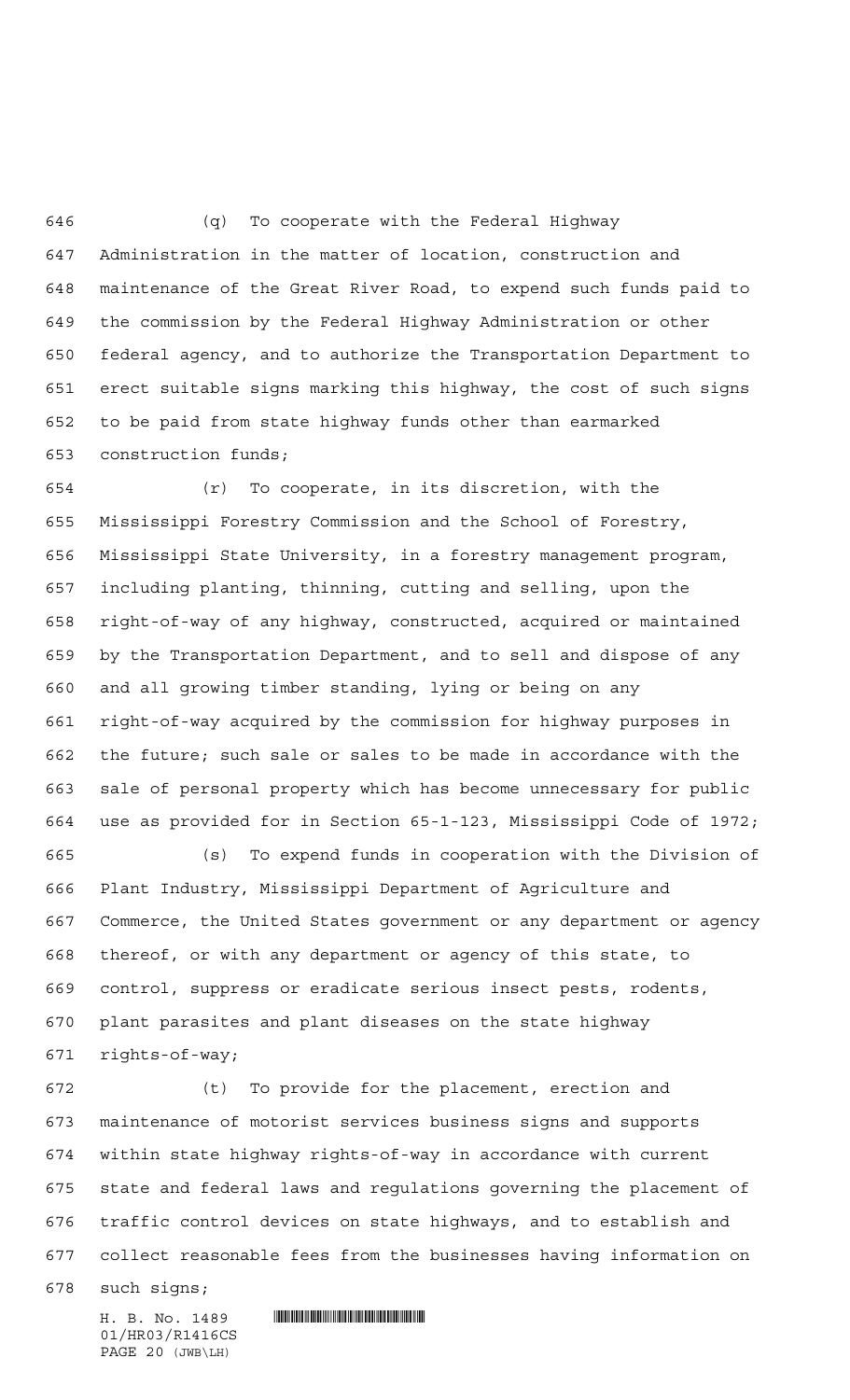(q) To cooperate with the Federal Highway Administration in the matter of location, construction and maintenance of the Great River Road, to expend such funds paid to the commission by the Federal Highway Administration or other federal agency, and to authorize the Transportation Department to erect suitable signs marking this highway, the cost of such signs to be paid from state highway funds other than earmarked construction funds;

(r) To cooperate, in its discretion, with the Mississippi Forestry Commission and the School of Forestry, Mississippi State University, in a forestry management program, including planting, thinning, cutting and selling, upon the right-of-way of any highway, constructed, acquired or maintained by the Transportation Department, and to sell and dispose of any and all growing timber standing, lying or being on any right-of-way acquired by the commission for highway purposes in the future; such sale or sales to be made in accordance with the sale of personal property which has become unnecessary for public use as provided for in Section 65-1-123, Mississippi Code of 1972;

(s) To expend funds in cooperation with the Division of Plant Industry, Mississippi Department of Agriculture and Commerce, the United States government or any department or agency thereof, or with any department or agency of this state, to control, suppress or eradicate serious insect pests, rodents, plant parasites and plant diseases on the state highway rights-of-way;

(t) To provide for the placement, erection and maintenance of motorist services business signs and supports within state highway rights-of-way in accordance with current state and federal laws and regulations governing the placement of traffic control devices on state highways, and to establish and collect reasonable fees from the businesses having information on such signs;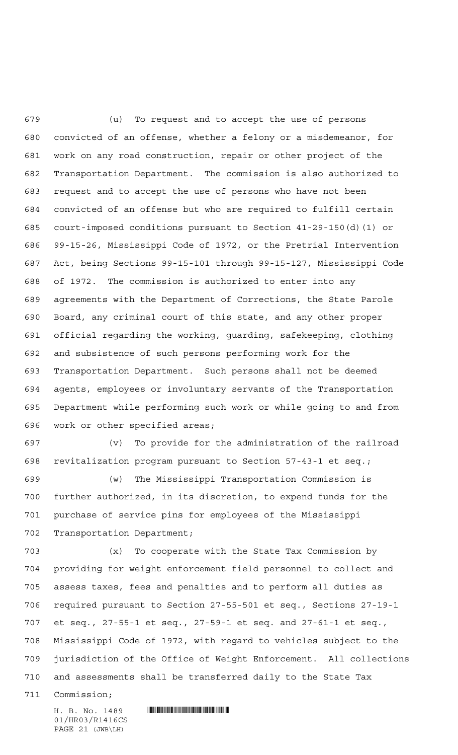(u) To request and to accept the use of persons convicted of an offense, whether a felony or a misdemeanor, for work on any road construction, repair or other project of the Transportation Department. The commission is also authorized to request and to accept the use of persons who have not been convicted of an offense but who are required to fulfill certain court-imposed conditions pursuant to Section 41-29-150(d)(1) or 99-15-26, Mississippi Code of 1972, or the Pretrial Intervention Act, being Sections 99-15-101 through 99-15-127, Mississippi Code of 1972. The commission is authorized to enter into any agreements with the Department of Corrections, the State Parole Board, any criminal court of this state, and any other proper official regarding the working, guarding, safekeeping, clothing and subsistence of such persons performing work for the Transportation Department. Such persons shall not be deemed agents, employees or involuntary servants of the Transportation Department while performing such work or while going to and from work or other specified areas;

(v) To provide for the administration of the railroad revitalization program pursuant to Section 57-43-1 et seq.;

(w) The Mississippi Transportation Commission is further authorized, in its discretion, to expend funds for the purchase of service pins for employees of the Mississippi Transportation Department;

(x) To cooperate with the State Tax Commission by providing for weight enforcement field personnel to collect and assess taxes, fees and penalties and to perform all duties as required pursuant to Section 27-55-501 et seq., Sections 27-19-1 et seq., 27-55-1 et seq., 27-59-1 et seq. and 27-61-1 et seq., Mississippi Code of 1972, with regard to vehicles subject to the jurisdiction of the Office of Weight Enforcement. All collections and assessments shall be transferred daily to the State Tax Commission;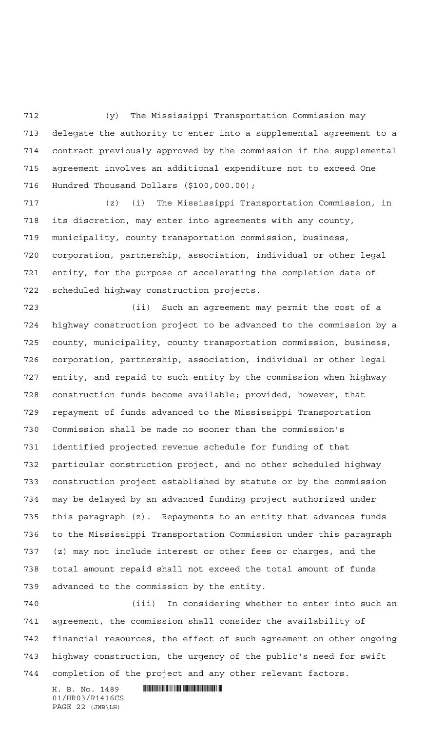(y) The Mississippi Transportation Commission may delegate the authority to enter into a supplemental agreement to a contract previously approved by the commission if the supplemental agreement involves an additional expenditure not to exceed One Hundred Thousand Dollars ($100,000.00);

(z) (i) The Mississippi Transportation Commission, in its discretion, may enter into agreements with any county, municipality, county transportation commission, business, corporation, partnership, association, individual or other legal entity, for the purpose of accelerating the completion date of scheduled highway construction projects.

(ii) Such an agreement may permit the cost of a highway construction project to be advanced to the commission by a county, municipality, county transportation commission, business, corporation, partnership, association, individual or other legal entity, and repaid to such entity by the commission when highway construction funds become available; provided, however, that repayment of funds advanced to the Mississippi Transportation Commission shall be made no sooner than the commission's identified projected revenue schedule for funding of that particular construction project, and no other scheduled highway construction project established by statute or by the commission may be delayed by an advanced funding project authorized under this paragraph (z). Repayments to an entity that advances funds to the Mississippi Transportation Commission under this paragraph (z) may not include interest or other fees or charges, and the total amount repaid shall not exceed the total amount of funds advanced to the commission by the entity.

(iii) In considering whether to enter into such an agreement, the commission shall consider the availability of financial resources, the effect of such agreement on other ongoing highway construction, the urgency of the public's need for swift completion of the project and any other relevant factors.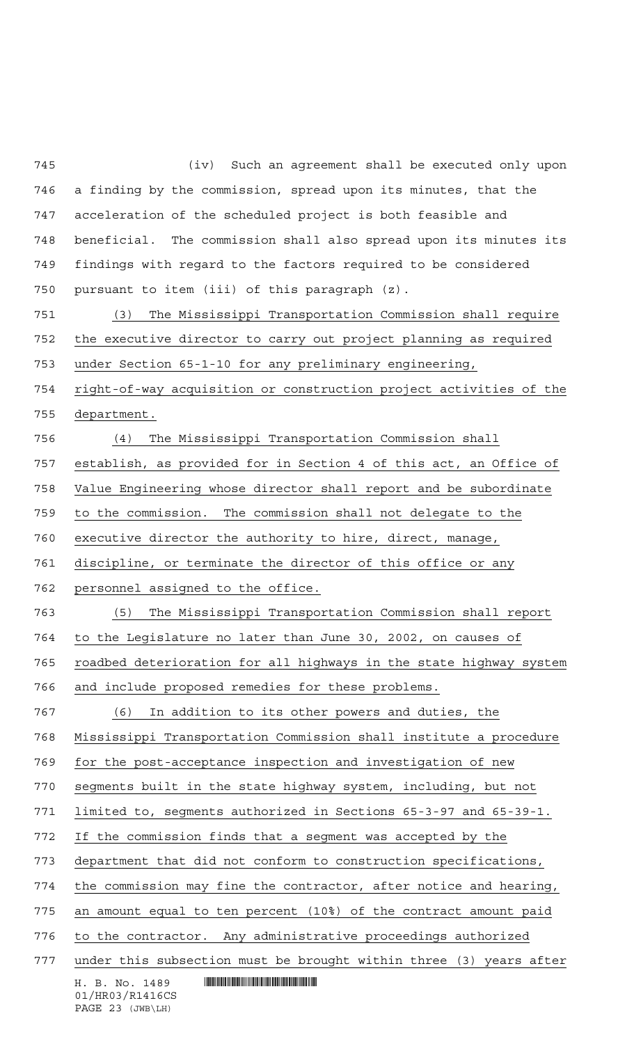(iv) Such an agreement shall be executed only upon a finding by the commission, spread upon its minutes, that the acceleration of the scheduled project is both feasible and beneficial. The commission shall also spread upon its minutes its findings with regard to the factors required to be considered pursuant to item (iii) of this paragraph (z).

(3) The Mississippi Transportation Commission shall require the executive director to carry out project planning as required under Section 65-1-10 for any preliminary engineering, right-of-way acquisition or construction project activities of the department.

(4) The Mississippi Transportation Commission shall establish, as provided for in Section 4 of this act, an Office of Value Engineering whose director shall report and be subordinate to the commission. The commission shall not delegate to the executive director the authority to hire, direct, manage, discipline, or terminate the director of this office or any personnel assigned to the office.

(5) The Mississippi Transportation Commission shall report to the Legislature no later than June 30, 2002, on causes of roadbed deterioration for all highways in the state highway system and include proposed remedies for these problems.

(6) In addition to its other powers and duties, the Mississippi Transportation Commission shall institute a procedure for the post-acceptance inspection and investigation of new segments built in the state highway system, including, but not limited to, segments authorized in Sections 65-3-97 and 65-39-1. If the commission finds that a segment was accepted by the department that did not conform to construction specifications, the commission may fine the contractor, after notice and hearing, an amount equal to ten percent (10%) of the contract amount paid to the contractor. Any administrative proceedings authorized under this subsection must be brought within three (3) years after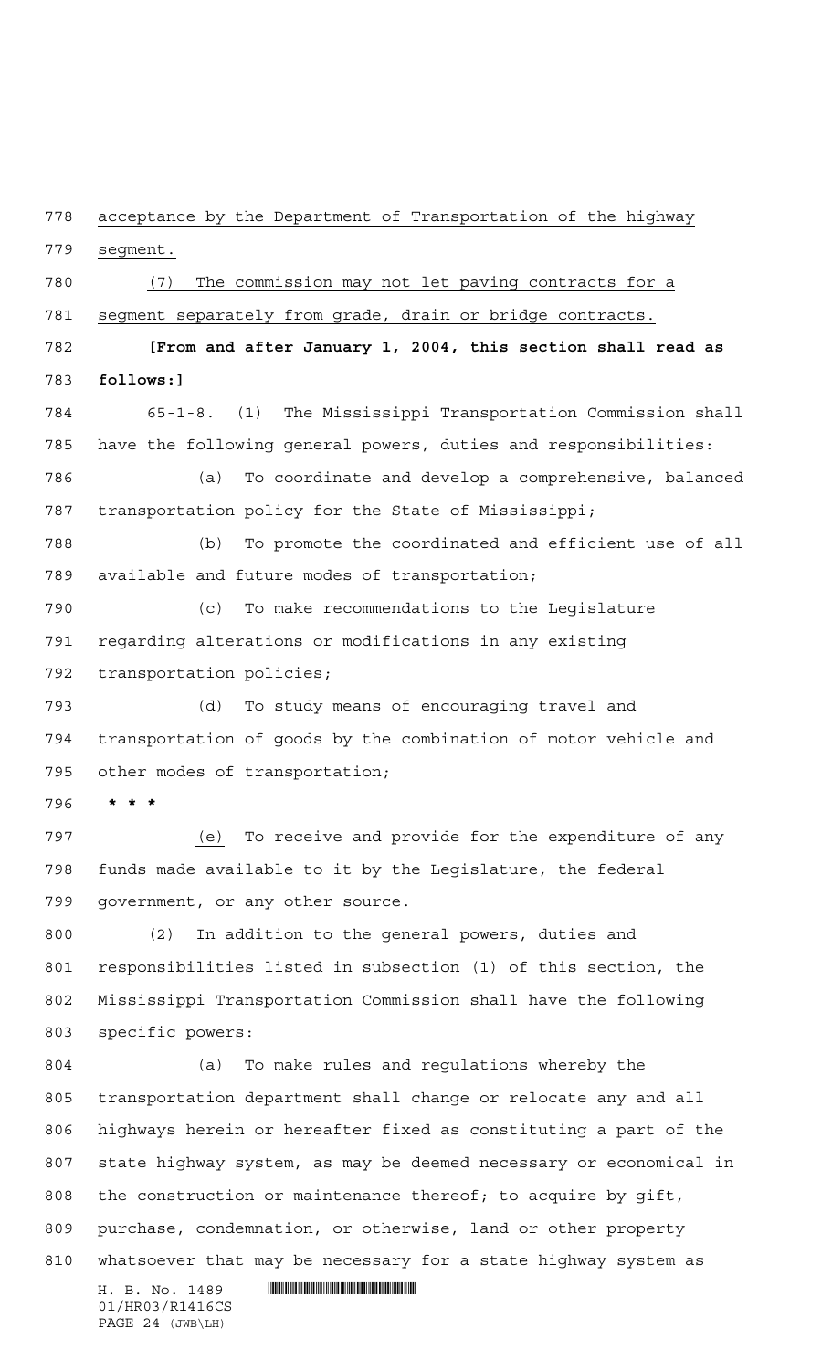acceptance by the Department of Transportation of the highway segment.

(7) The commission may not let paving contracts for a segment separately from grade, drain or bridge contracts.

**[From and after January 1, 2004, this section shall read as follows:]**

65-1-8. (1) The Mississippi Transportation Commission shall have the following general powers, duties and responsibilities:

(a) To coordinate and develop a comprehensive, balanced transportation policy for the State of Mississippi;

(b) To promote the coordinated and efficient use of all available and future modes of transportation;

(c) To make recommendations to the Legislature regarding alterations or modifications in any existing transportation policies;

(d) To study means of encouraging travel and transportation of goods by the combination of motor vehicle and other modes of transportation;

**\* \* \***

(e) To receive and provide for the expenditure of any funds made available to it by the Legislature, the federal government, or any other source.

(2) In addition to the general powers, duties and responsibilities listed in subsection (1) of this section, the Mississippi Transportation Commission shall have the following specific powers:

(a) To make rules and regulations whereby the transportation department shall change or relocate any and all highways herein or hereafter fixed as constituting a part of the state highway system, as may be deemed necessary or economical in the construction or maintenance thereof; to acquire by gift, purchase, condemnation, or otherwise, land or other property whatsoever that may be necessary for a state highway system as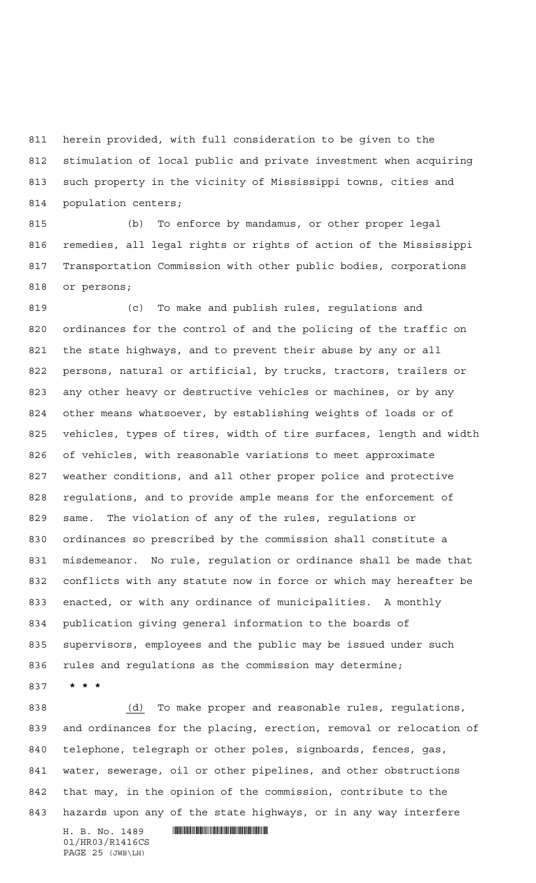herein provided, with full consideration to be given to the stimulation of local public and private investment when acquiring such property in the vicinity of Mississippi towns, cities and population centers;

(b) To enforce by mandamus, or other proper legal remedies, all legal rights or rights of action of the Mississippi Transportation Commission with other public bodies, corporations or persons;

(c) To make and publish rules, regulations and ordinances for the control of and the policing of the traffic on the state highways, and to prevent their abuse by any or all persons, natural or artificial, by trucks, tractors, trailers or any other heavy or destructive vehicles or machines, or by any other means whatsoever, by establishing weights of loads or of vehicles, types of tires, width of tire surfaces, length and width of vehicles, with reasonable variations to meet approximate weather conditions, and all other proper police and protective regulations, and to provide ample means for the enforcement of same. The violation of any of the rules, regulations or ordinances so prescribed by the commission shall constitute a misdemeanor. No rule, regulation or ordinance shall be made that conflicts with any statute now in force or which may hereafter be enacted, or with any ordinance of municipalities. A monthly publication giving general information to the boards of supervisors, employees and the public may be issued under such rules and regulations as the commission may determine;

* * *

(d) To make proper and reasonable rules, regulations, and ordinances for the placing, erection, removal or relocation of telephone, telegraph or other poles, signboards, fences, gas, water, sewerage, oil or other pipelines, and other obstructions that may, in the opinion of the commission, contribute to the hazards upon any of the state highways, or in any way interfere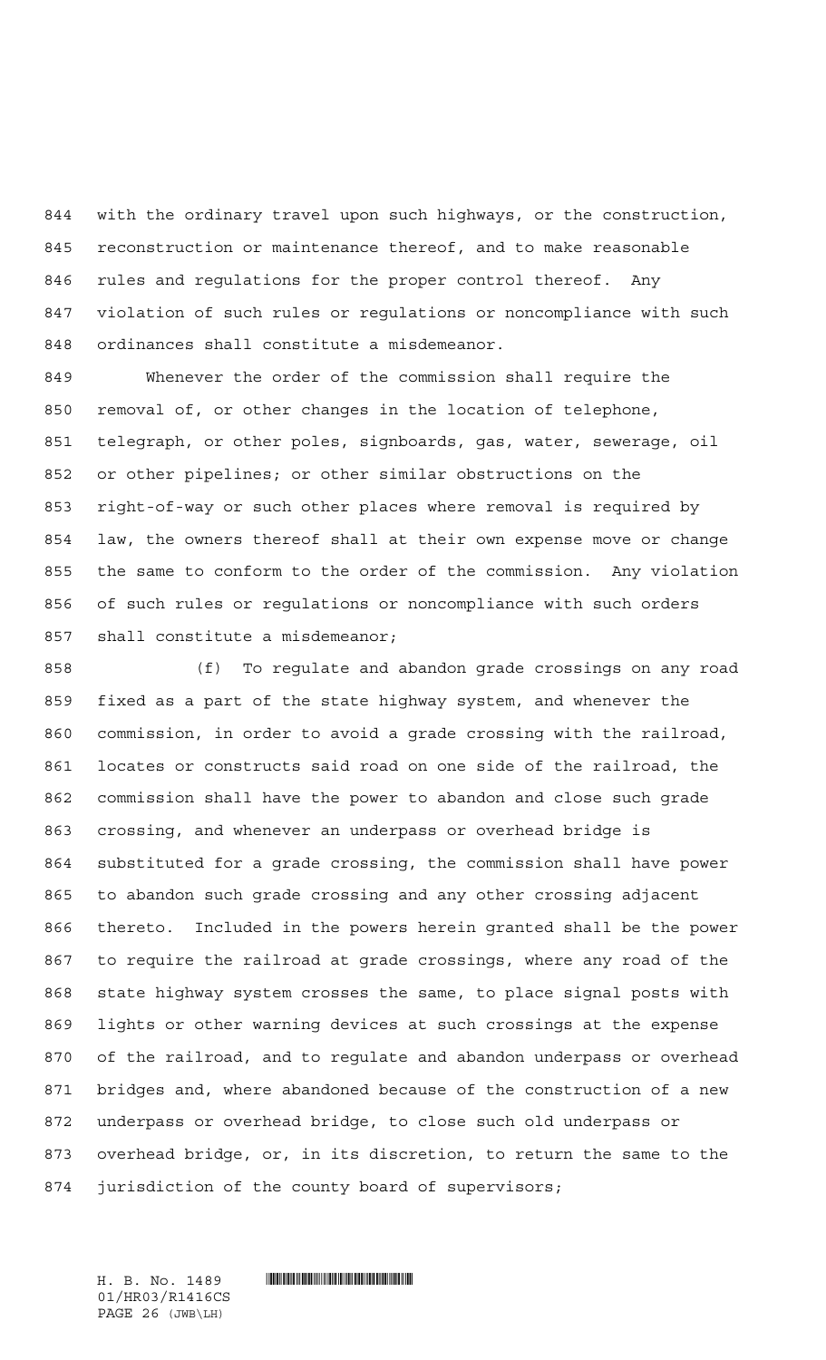with the ordinary travel upon such highways, or the construction, reconstruction or maintenance thereof, and to make reasonable rules and regulations for the proper control thereof. Any violation of such rules or regulations or noncompliance with such ordinances shall constitute a misdemeanor.

Whenever the order of the commission shall require the removal of, or other changes in the location of telephone, telegraph, or other poles, signboards, gas, water, sewerage, oil or other pipelines; or other similar obstructions on the right-of-way or such other places where removal is required by law, the owners thereof shall at their own expense move or change the same to conform to the order of the commission. Any violation of such rules or regulations or noncompliance with such orders shall constitute a misdemeanor;

(f) To regulate and abandon grade crossings on any road fixed as a part of the state highway system, and whenever the commission, in order to avoid a grade crossing with the railroad, locates or constructs said road on one side of the railroad, the commission shall have the power to abandon and close such grade crossing, and whenever an underpass or overhead bridge is substituted for a grade crossing, the commission shall have power to abandon such grade crossing and any other crossing adjacent thereto. Included in the powers herein granted shall be the power to require the railroad at grade crossings, where any road of the state highway system crosses the same, to place signal posts with lights or other warning devices at such crossings at the expense of the railroad, and to regulate and abandon underpass or overhead bridges and, where abandoned because of the construction of a new underpass or overhead bridge, to close such old underpass or overhead bridge, or, in its discretion, to return the same to the jurisdiction of the county board of supervisors;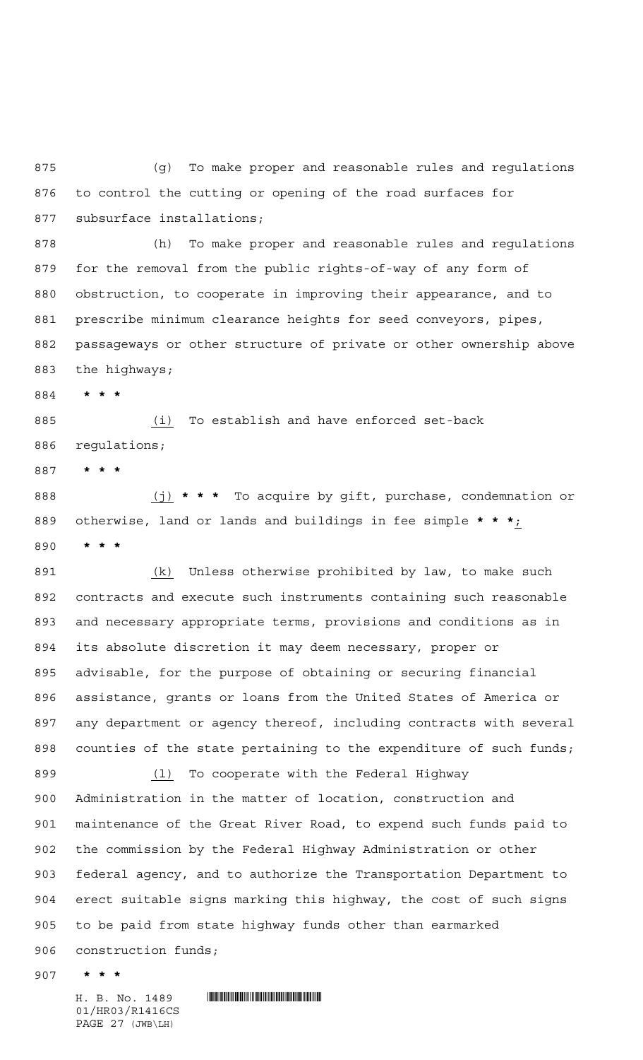(g) To make proper and reasonable rules and regulations to control the cutting or opening of the road surfaces for subsurface installations;

(h) To make proper and reasonable rules and regulations for the removal from the public rights-of-way of any form of obstruction, to cooperate in improving their appearance, and to prescribe minimum clearance heights for seed conveyors, pipes, passageways or other structure of private or other ownership above the highways;

**\* \* \***

(i) To establish and have enforced set-back regulations;

**\* \* \***

(j) **\* \* \*** To acquire by gift, purchase, condemnation or otherwise, land or lands and buildings in fee simple **\* \* \***;

**\* \* \***

(k) Unless otherwise prohibited by law, to make such contracts and execute such instruments containing such reasonable and necessary appropriate terms, provisions and conditions as in its absolute discretion it may deem necessary, proper or advisable, for the purpose of obtaining or securing financial assistance, grants or loans from the United States of America or any department or agency thereof, including contracts with several counties of the state pertaining to the expenditure of such funds;

(l) To cooperate with the Federal Highway Administration in the matter of location, construction and maintenance of the Great River Road, to expend such funds paid to the commission by the Federal Highway Administration or other federal agency, and to authorize the Transportation Department to erect suitable signs marking this highway, the cost of such signs to be paid from state highway funds other than earmarked construction funds;

**\* \* \***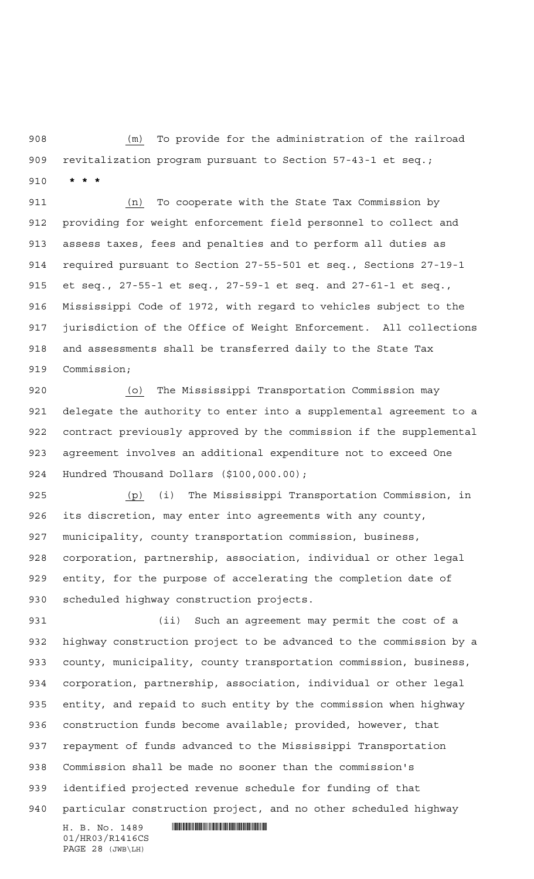(m) To provide for the administration of the railroad revitalization program pursuant to Section 57-43-1 et seq.;

* * *

(n) To cooperate with the State Tax Commission by providing for weight enforcement field personnel to collect and assess taxes, fees and penalties and to perform all duties as required pursuant to Section 27-55-501 et seq., Sections 27-19-1 et seq., 27-55-1 et seq., 27-59-1 et seq. and 27-61-1 et seq., Mississippi Code of 1972, with regard to vehicles subject to the jurisdiction of the Office of Weight Enforcement. All collections and assessments shall be transferred daily to the State Tax Commission;

(o) The Mississippi Transportation Commission may delegate the authority to enter into a supplemental agreement to a contract previously approved by the commission if the supplemental agreement involves an additional expenditure not to exceed One Hundred Thousand Dollars ($100,000.00);

(p) (i) The Mississippi Transportation Commission, in its discretion, may enter into agreements with any county, municipality, county transportation commission, business, corporation, partnership, association, individual or other legal entity, for the purpose of accelerating the completion date of scheduled highway construction projects.

(ii) Such an agreement may permit the cost of a highway construction project to be advanced to the commission by a county, municipality, county transportation commission, business, corporation, partnership, association, individual or other legal entity, and repaid to such entity by the commission when highway construction funds become available; provided, however, that repayment of funds advanced to the Mississippi Transportation Commission shall be made no sooner than the commission's identified projected revenue schedule for funding of that particular construction project, and no other scheduled highway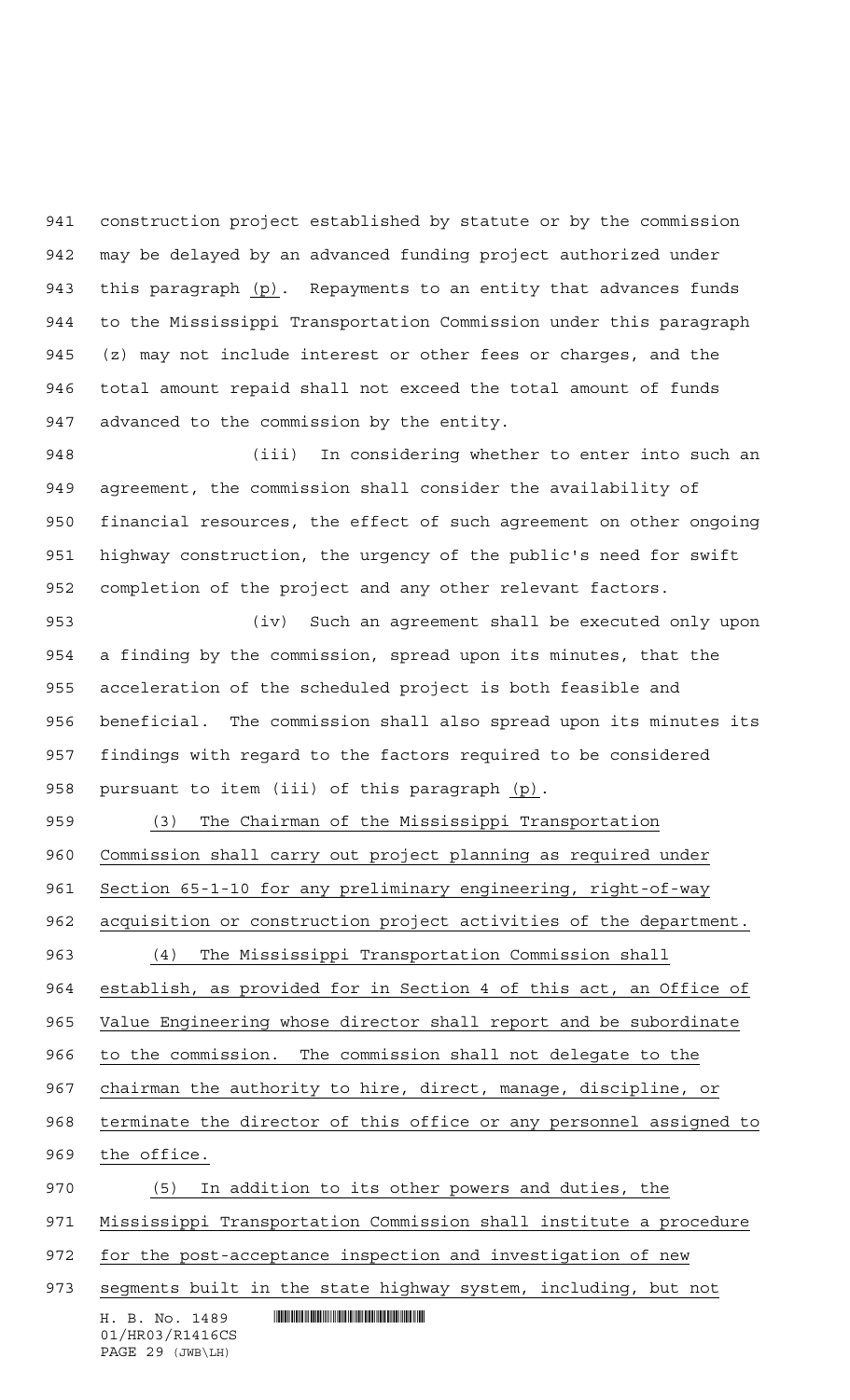construction project established by statute or by the commission may be delayed by an advanced funding project authorized under this paragraph (p). Repayments to an entity that advances funds to the Mississippi Transportation Commission under this paragraph (z) may not include interest or other fees or charges, and the total amount repaid shall not exceed the total amount of funds advanced to the commission by the entity.

(iii) In considering whether to enter into such an agreement, the commission shall consider the availability of financial resources, the effect of such agreement on other ongoing highway construction, the urgency of the public's need for swift completion of the project and any other relevant factors.

(iv) Such an agreement shall be executed only upon a finding by the commission, spread upon its minutes, that the acceleration of the scheduled project is both feasible and beneficial. The commission shall also spread upon its minutes its findings with regard to the factors required to be considered pursuant to item (iii) of this paragraph (p).

(3) The Chairman of the Mississippi Transportation Commission shall carry out project planning as required under Section 65-1-10 for any preliminary engineering, right-of-way acquisition or construction project activities of the department.

(4) The Mississippi Transportation Commission shall establish, as provided for in Section 4 of this act, an Office of Value Engineering whose director shall report and be subordinate to the commission. The commission shall not delegate to the chairman the authority to hire, direct, manage, discipline, or terminate the director of this office or any personnel assigned to the office.

(5) In addition to its other powers and duties, the Mississippi Transportation Commission shall institute a procedure for the post-acceptance inspection and investigation of new segments built in the state highway system, including, but not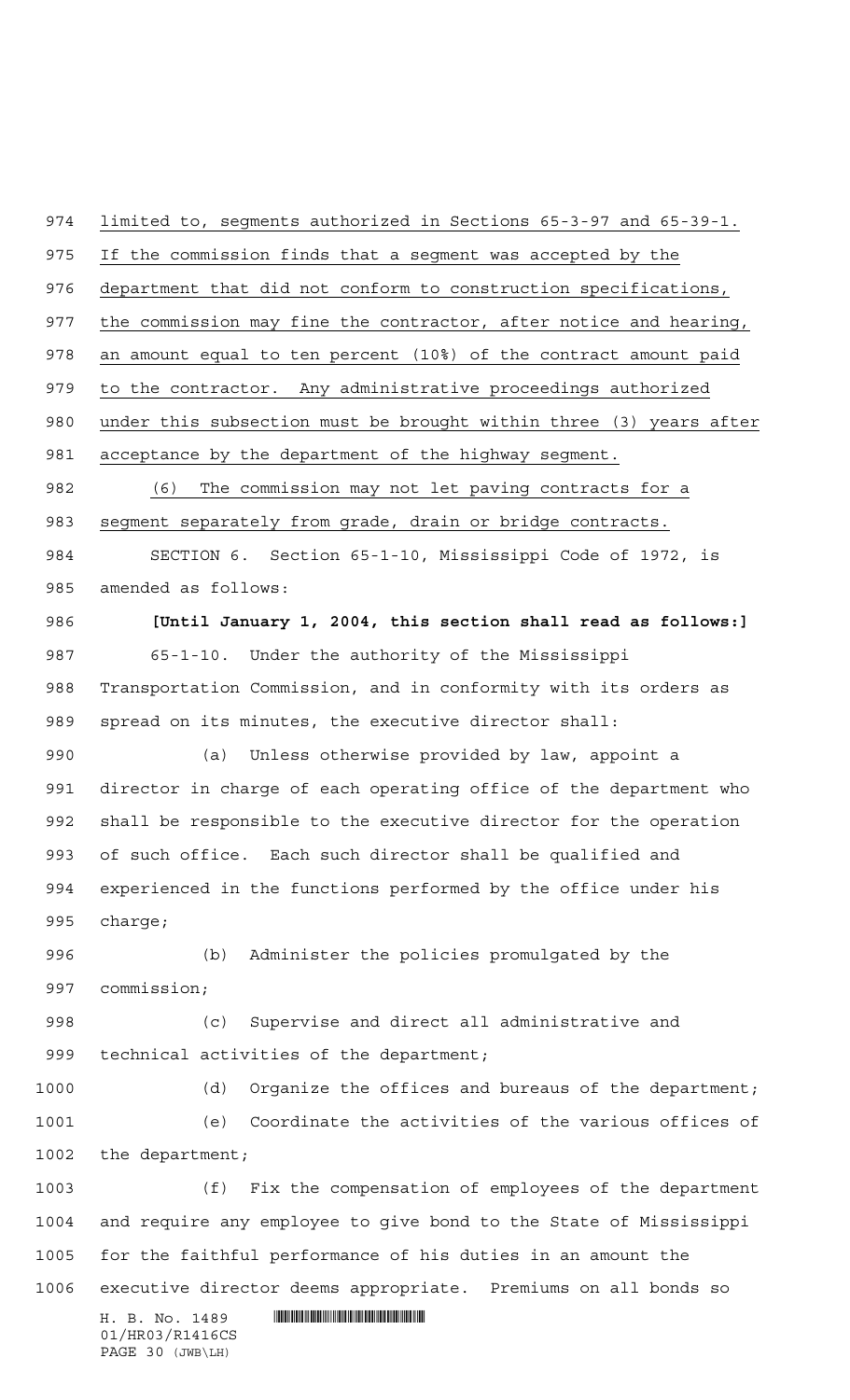limited to, segments authorized in Sections 65-3-97 and 65-39-1. If the commission finds that a segment was accepted by the department that did not conform to construction specifications, the commission may fine the contractor, after notice and hearing, an amount equal to ten percent (10%) of the contract amount paid to the contractor. Any administrative proceedings authorized under this subsection must be brought within three (3) years after acceptance by the department of the highway segment.

(6) The commission may not let paving contracts for a segment separately from grade, drain or bridge contracts.

SECTION 6. Section 65-1-10, Mississippi Code of 1972, is amended as follows:

**[Until January 1, 2004, this section shall read as follows:]**

65-1-10. Under the authority of the Mississippi Transportation Commission, and in conformity with its orders as spread on its minutes, the executive director shall:

(a) Unless otherwise provided by law, appoint a director in charge of each operating office of the department who shall be responsible to the executive director for the operation of such office. Each such director shall be qualified and experienced in the functions performed by the office under his charge;

(b) Administer the policies promulgated by the commission;

(c) Supervise and direct all administrative and technical activities of the department;

(d) Organize the offices and bureaus of the department;

(e) Coordinate the activities of the various offices of the department;

(f) Fix the compensation of employees of the department and require any employee to give bond to the State of Mississippi for the faithful performance of his duties in an amount the executive director deems appropriate. Premiums on all bonds so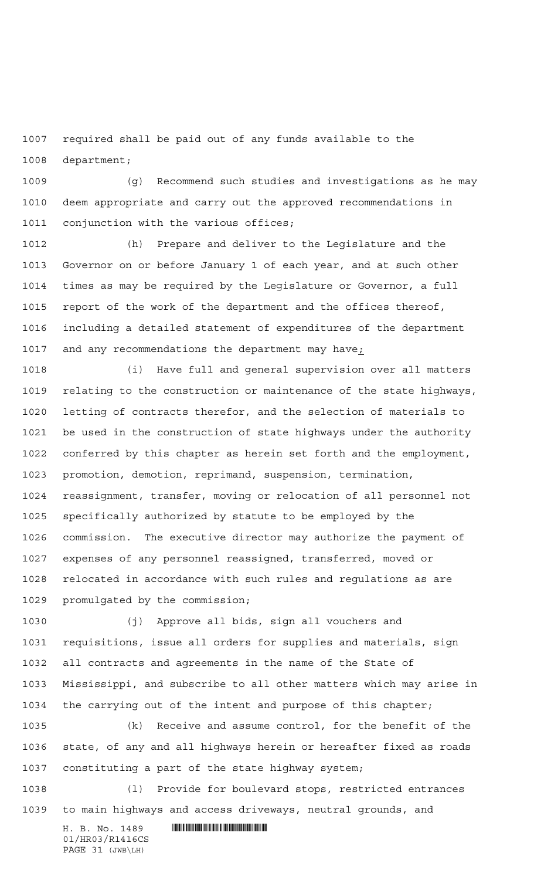required shall be paid out of any funds available to the department;

(g) Recommend such studies and investigations as he may deem appropriate and carry out the approved recommendations in conjunction with the various offices;

(h) Prepare and deliver to the Legislature and the Governor on or before January 1 of each year, and at such other times as may be required by the Legislature or Governor, a full report of the work of the department and the offices thereof, including a detailed statement of expenditures of the department and any recommendations the department may have;

(i) Have full and general supervision over all matters relating to the construction or maintenance of the state highways, letting of contracts therefor, and the selection of materials to be used in the construction of state highways under the authority conferred by this chapter as herein set forth and the employment, promotion, demotion, reprimand, suspension, termination, reassignment, transfer, moving or relocation of all personnel not specifically authorized by statute to be employed by the commission. The executive director may authorize the payment of expenses of any personnel reassigned, transferred, moved or relocated in accordance with such rules and regulations as are promulgated by the commission;

(j) Approve all bids, sign all vouchers and requisitions, issue all orders for supplies and materials, sign all contracts and agreements in the name of the State of Mississippi, and subscribe to all other matters which may arise in the carrying out of the intent and purpose of this chapter;

(k) Receive and assume control, for the benefit of the state, of any and all highways herein or hereafter fixed as roads constituting a part of the state highway system;

(l) Provide for boulevard stops, restricted entrances to main highways and access driveways, neutral grounds, and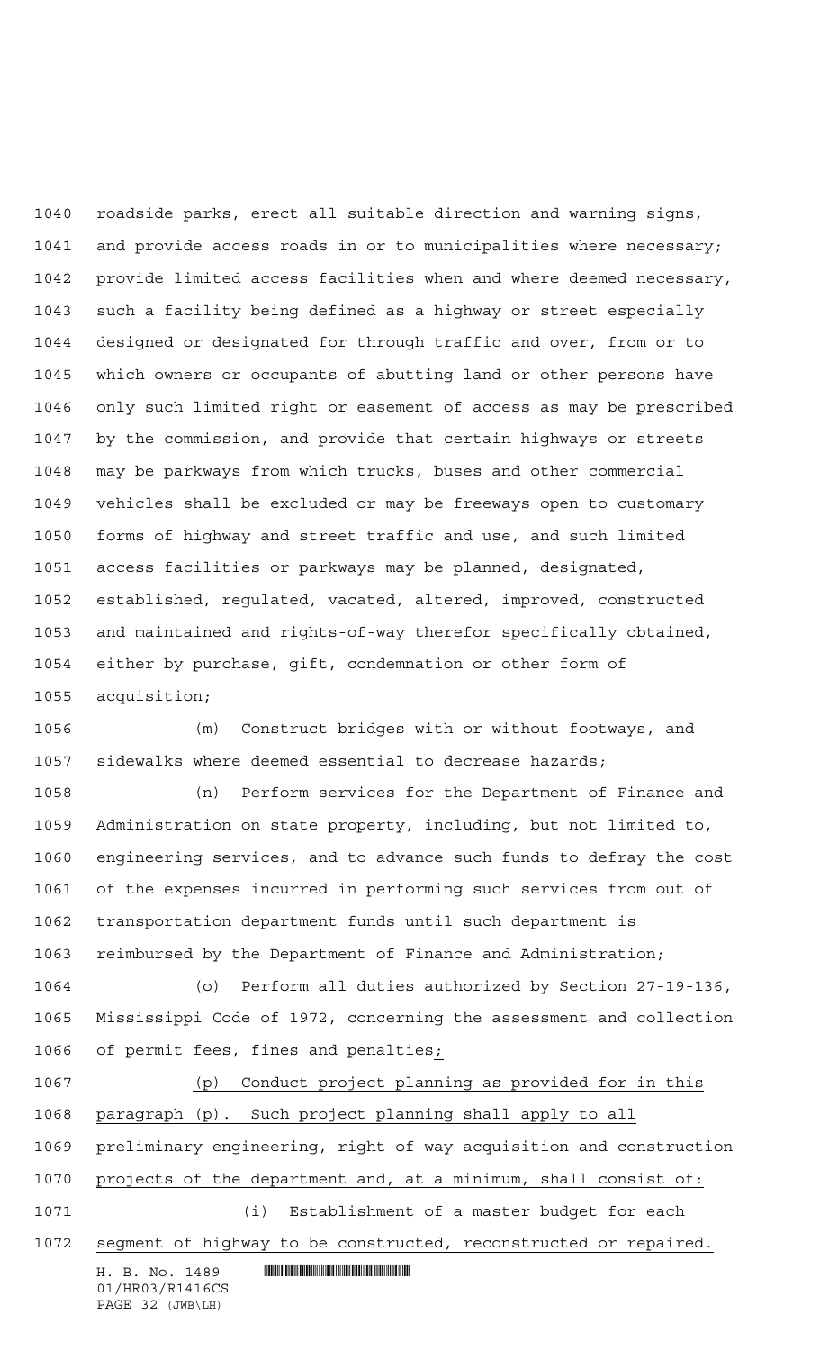roadside parks, erect all suitable direction and warning signs, and provide access roads in or to municipalities where necessary; provide limited access facilities when and where deemed necessary, such a facility being defined as a highway or street especially designed or designated for through traffic and over, from or to which owners or occupants of abutting land or other persons have only such limited right or easement of access as may be prescribed by the commission, and provide that certain highways or streets may be parkways from which trucks, buses and other commercial vehicles shall be excluded or may be freeways open to customary forms of highway and street traffic and use, and such limited access facilities or parkways may be planned, designated, established, regulated, vacated, altered, improved, constructed and maintained and rights-of-way therefor specifically obtained, either by purchase, gift, condemnation or other form of acquisition;

(m) Construct bridges with or without footways, and sidewalks where deemed essential to decrease hazards;

(n) Perform services for the Department of Finance and Administration on state property, including, but not limited to, engineering services, and to advance such funds to defray the cost of the expenses incurred in performing such services from out of transportation department funds until such department is reimbursed by the Department of Finance and Administration;

(o) Perform all duties authorized by Section 27-19-136, Mississippi Code of 1972, concerning the assessment and collection of permit fees, fines and penalties;

(p) Conduct project planning as provided for in this paragraph (p). Such project planning shall apply to all preliminary engineering, right-of-way acquisition and construction projects of the department and, at a minimum, shall consist of:

(i) Establishment of a master budget for each segment of highway to be constructed, reconstructed or repaired.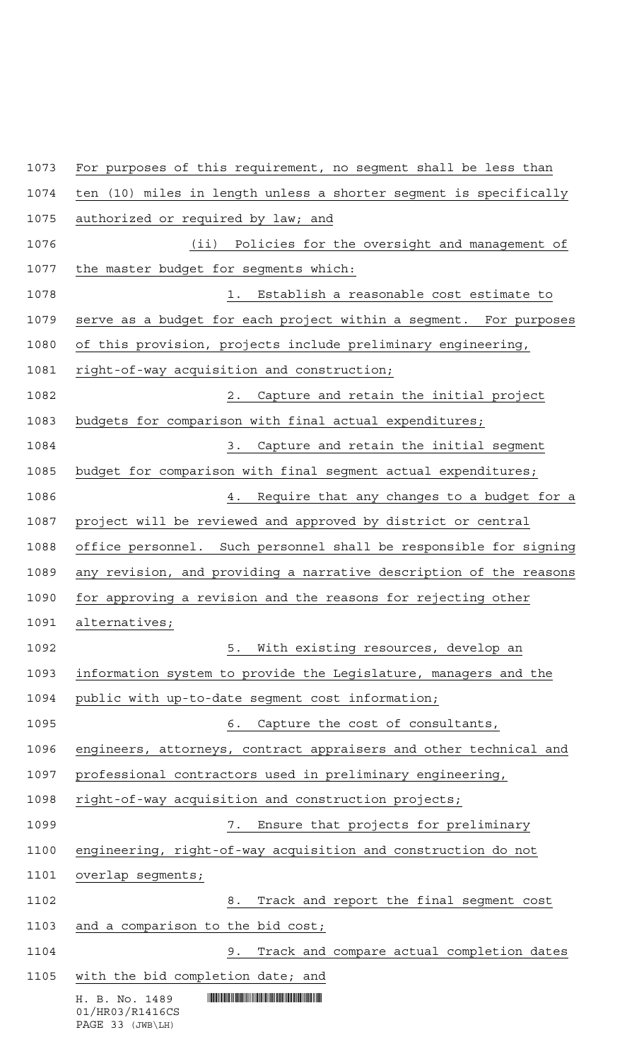For purposes of this requirement, no segment shall be less than ten (10) miles in length unless a shorter segment is specifically authorized or required by law; and

(ii) Policies for the oversight and management of the master budget for segments which:

1. Establish a reasonable cost estimate to serve as a budget for each project within a segment. For purposes of this provision, projects include preliminary engineering, right-of-way acquisition and construction;

2. Capture and retain the initial project budgets for comparison with final actual expenditures;

3. Capture and retain the initial segment budget for comparison with final segment actual expenditures;

4. Require that any changes to a budget for a project will be reviewed and approved by district or central office personnel. Such personnel shall be responsible for signing any revision, and providing a narrative description of the reasons for approving a revision and the reasons for rejecting other alternatives;

5. With existing resources, develop an information system to provide the Legislature, managers and the public with up-to-date segment cost information;

6. Capture the cost of consultants, engineers, attorneys, contract appraisers and other technical and professional contractors used in preliminary engineering, right-of-way acquisition and construction projects;

7. Ensure that projects for preliminary engineering, right-of-way acquisition and construction do not overlap segments;

8. Track and report the final segment cost and a comparison to the bid cost;

9. Track and compare actual completion dates with the bid completion date; and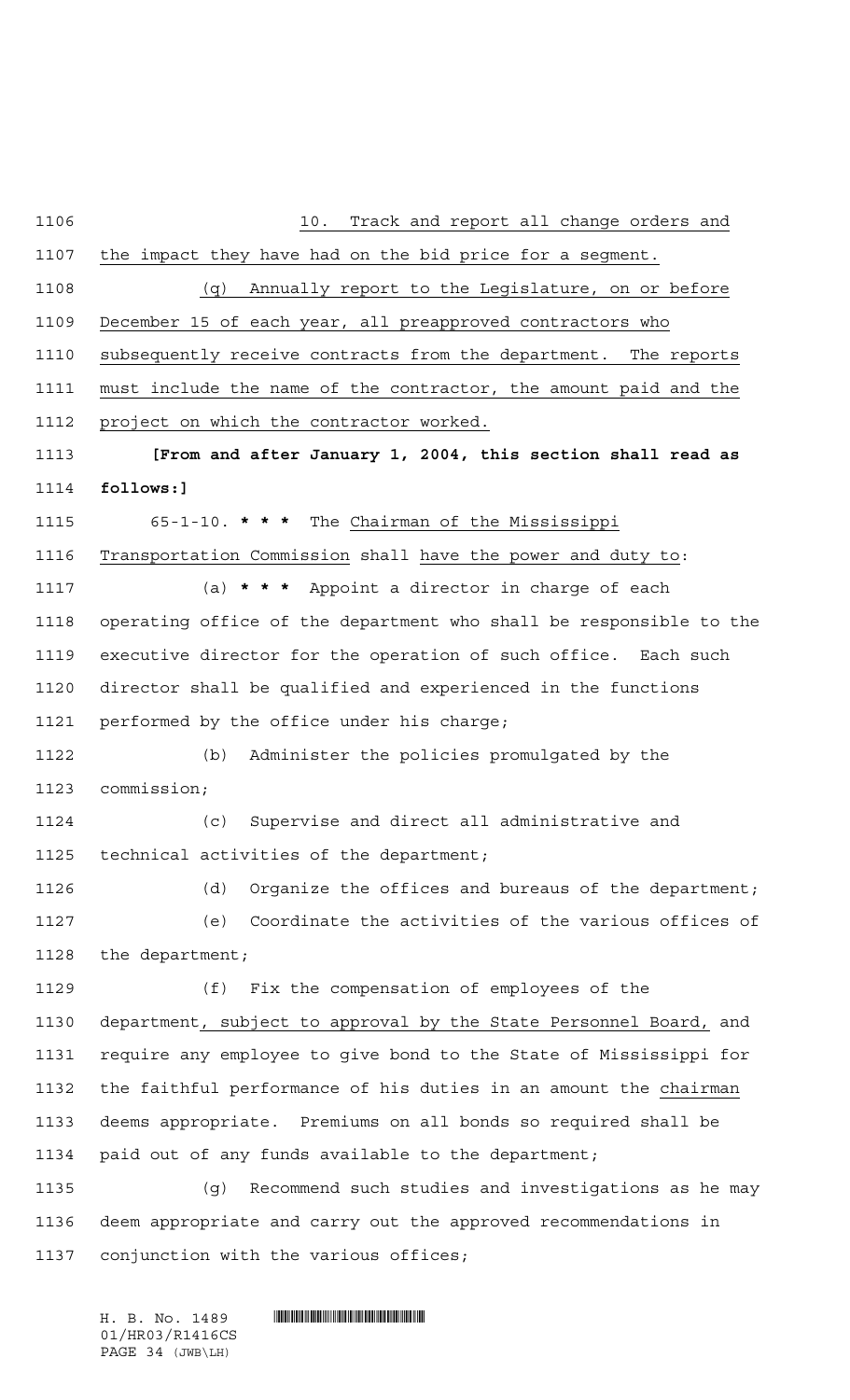10. Track and report all change orders and the impact they have had on the bid price for a segment.

(q) Annually report to the Legislature, on or before December 15 of each year, all preapproved contractors who subsequently receive contracts from the department. The reports must include the name of the contractor, the amount paid and the project on which the contractor worked.

**[From and after January 1, 2004, this section shall read as follows:]**

65-1-10. *** * *** The Chairman of the Mississippi Transportation Commission shall have the power and duty to:

(a) *** * *** Appoint a director in charge of each operating office of the department who shall be responsible to the executive director for the operation of such office. Each such director shall be qualified and experienced in the functions performed by the office under his charge;

(b) Administer the policies promulgated by the commission;

(c) Supervise and direct all administrative and technical activities of the department;

(d) Organize the offices and bureaus of the department;

(e) Coordinate the activities of the various offices of the department;

(f) Fix the compensation of employees of the department, subject to approval by the State Personnel Board, and require any employee to give bond to the State of Mississippi for the faithful performance of his duties in an amount the chairman deems appropriate. Premiums on all bonds so required shall be paid out of any funds available to the department;

(g) Recommend such studies and investigations as he may deem appropriate and carry out the approved recommendations in conjunction with the various offices;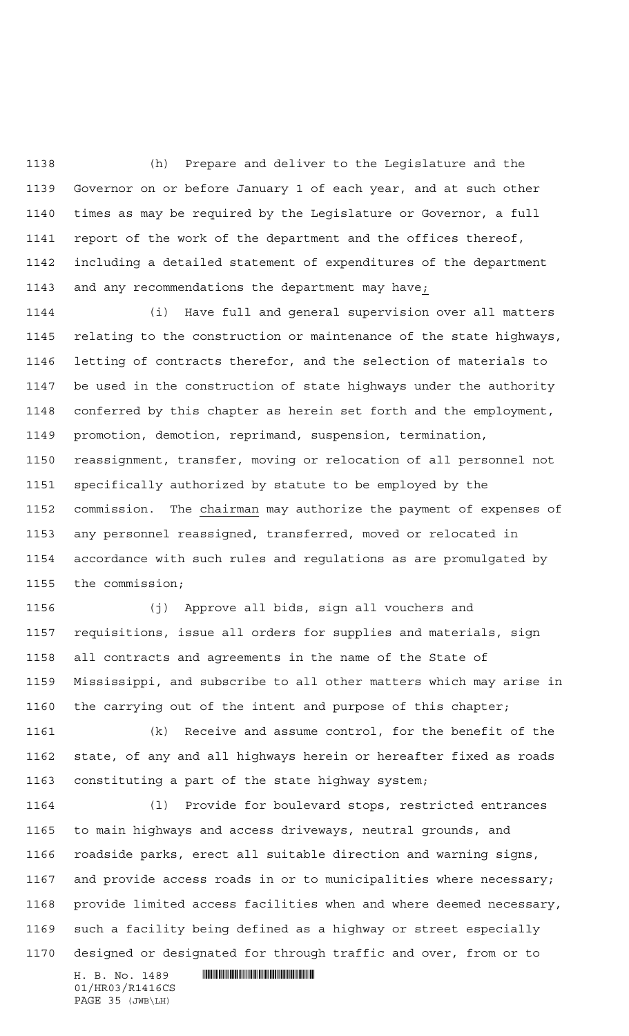(h) Prepare and deliver to the Legislature and the Governor on or before January 1 of each year, and at such other times as may be required by the Legislature or Governor, a full report of the work of the department and the offices thereof, including a detailed statement of expenditures of the department and any recommendations the department may have;

(i) Have full and general supervision over all matters relating to the construction or maintenance of the state highways, letting of contracts therefor, and the selection of materials to be used in the construction of state highways under the authority conferred by this chapter as herein set forth and the employment, promotion, demotion, reprimand, suspension, termination, reassignment, transfer, moving or relocation of all personnel not specifically authorized by statute to be employed by the commission. The chairman may authorize the payment of expenses of any personnel reassigned, transferred, moved or relocated in accordance with such rules and regulations as are promulgated by the commission;

(j) Approve all bids, sign all vouchers and requisitions, issue all orders for supplies and materials, sign all contracts and agreements in the name of the State of Mississippi, and subscribe to all other matters which may arise in the carrying out of the intent and purpose of this chapter;

(k) Receive and assume control, for the benefit of the state, of any and all highways herein or hereafter fixed as roads constituting a part of the state highway system;

(l) Provide for boulevard stops, restricted entrances to main highways and access driveways, neutral grounds, and roadside parks, erect all suitable direction and warning signs, and provide access roads in or to municipalities where necessary; provide limited access facilities when and where deemed necessary, such a facility being defined as a highway or street especially designed or designated for through traffic and over, from or to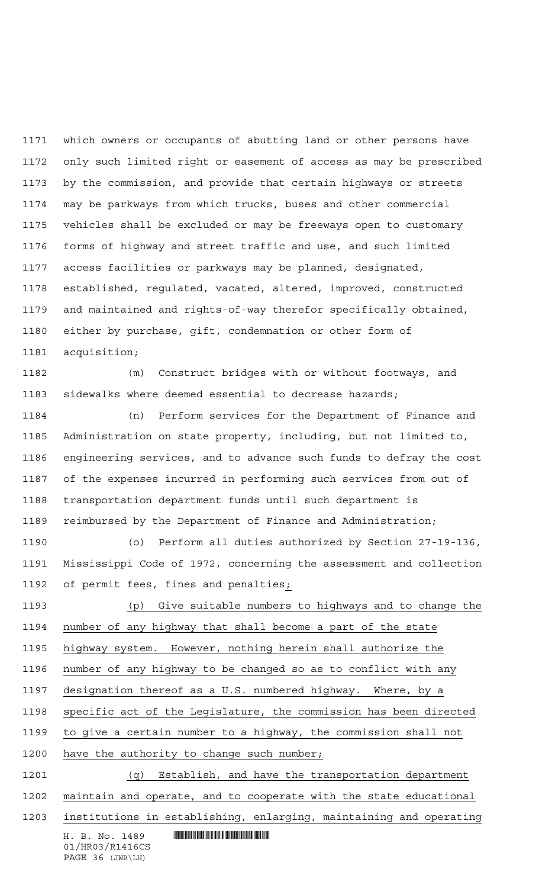which owners or occupants of abutting land or other persons have only such limited right or easement of access as may be prescribed by the commission, and provide that certain highways or streets may be parkways from which trucks, buses and other commercial vehicles shall be excluded or may be freeways open to customary forms of highway and street traffic and use, and such limited access facilities or parkways may be planned, designated, established, regulated, vacated, altered, improved, constructed and maintained and rights-of-way therefor specifically obtained, either by purchase, gift, condemnation or other form of acquisition;

(m) Construct bridges with or without footways, and sidewalks where deemed essential to decrease hazards;

(n) Perform services for the Department of Finance and Administration on state property, including, but not limited to, engineering services, and to advance such funds to defray the cost of the expenses incurred in performing such services from out of transportation department funds until such department is reimbursed by the Department of Finance and Administration;

(o) Perform all duties authorized by Section 27-19-136, Mississippi Code of 1972, concerning the assessment and collection of permit fees, fines and penalties;

(p) Give suitable numbers to highways and to change the number of any highway that shall become a part of the state highway system. However, nothing herein shall authorize the number of any highway to be changed so as to conflict with any designation thereof as a U.S. numbered highway. Where, by a specific act of the Legislature, the commission has been directed to give a certain number to a highway, the commission shall not have the authority to change such number;

(q) Establish, and have the transportation department maintain and operate, and to cooperate with the state educational institutions in establishing, enlarging, maintaining and operating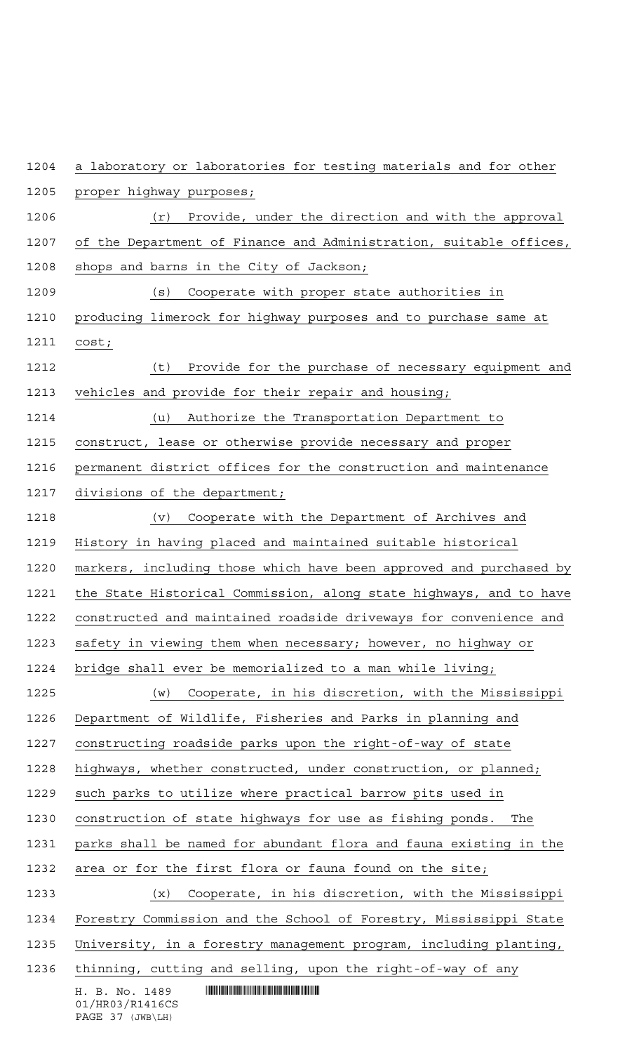a laboratory or laboratories for testing materials and for other proper highway purposes;

(r) Provide, under the direction and with the approval of the Department of Finance and Administration, suitable offices, shops and barns in the City of Jackson;

(s) Cooperate with proper state authorities in producing limerock for highway purposes and to purchase same at cost;

(t) Provide for the purchase of necessary equipment and vehicles and provide for their repair and housing;

(u) Authorize the Transportation Department to construct, lease or otherwise provide necessary and proper permanent district offices for the construction and maintenance divisions of the department;

(v) Cooperate with the Department of Archives and History in having placed and maintained suitable historical markers, including those which have been approved and purchased by the State Historical Commission, along state highways, and to have constructed and maintained roadside driveways for convenience and safety in viewing them when necessary; however, no highway or bridge shall ever be memorialized to a man while living;

(w) Cooperate, in his discretion, with the Mississippi Department of Wildlife, Fisheries and Parks in planning and constructing roadside parks upon the right-of-way of state highways, whether constructed, under construction, or planned; such parks to utilize where practical barrow pits used in construction of state highways for use as fishing ponds. The parks shall be named for abundant flora and fauna existing in the area or for the first flora or fauna found on the site;

(x) Cooperate, in his discretion, with the Mississippi Forestry Commission and the School of Forestry, Mississippi State University, in a forestry management program, including planting, thinning, cutting and selling, upon the right-of-way of any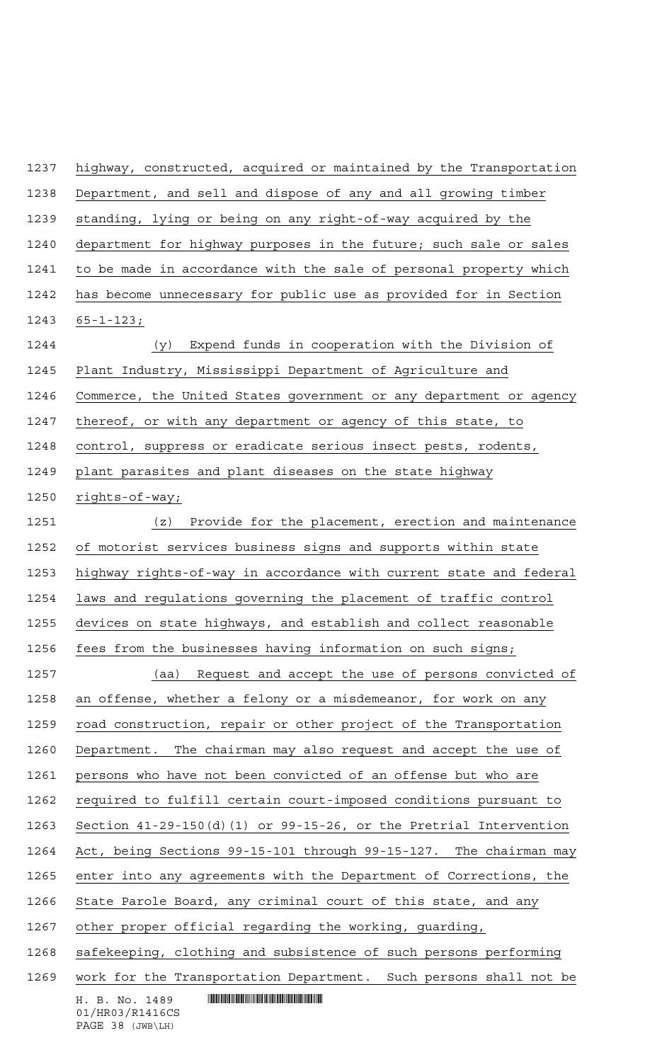highway, constructed, acquired or maintained by the Transportation Department, and sell and dispose of any and all growing timber standing, lying or being on any right-of-way acquired by the department for highway purposes in the future; such sale or sales to be made in accordance with the sale of personal property which has become unnecessary for public use as provided for in Section 65-1-123;

(y) Expend funds in cooperation with the Division of Plant Industry, Mississippi Department of Agriculture and Commerce, the United States government or any department or agency thereof, or with any department or agency of this state, to control, suppress or eradicate serious insect pests, rodents, plant parasites and plant diseases on the state highway rights-of-way;

(z) Provide for the placement, erection and maintenance of motorist services business signs and supports within state highway rights-of-way in accordance with current state and federal laws and regulations governing the placement of traffic control devices on state highways, and establish and collect reasonable fees from the businesses having information on such signs;

(aa) Request and accept the use of persons convicted of an offense, whether a felony or a misdemeanor, for work on any road construction, repair or other project of the Transportation Department. The chairman may also request and accept the use of persons who have not been convicted of an offense but who are required to fulfill certain court-imposed conditions pursuant to Section 41-29-150(d)(1) or 99-15-26, or the Pretrial Intervention Act, being Sections 99-15-101 through 99-15-127. The chairman may enter into any agreements with the Department of Corrections, the State Parole Board, any criminal court of this state, and any other proper official regarding the working, guarding, safekeeping, clothing and subsistence of such persons performing work for the Transportation Department. Such persons shall not be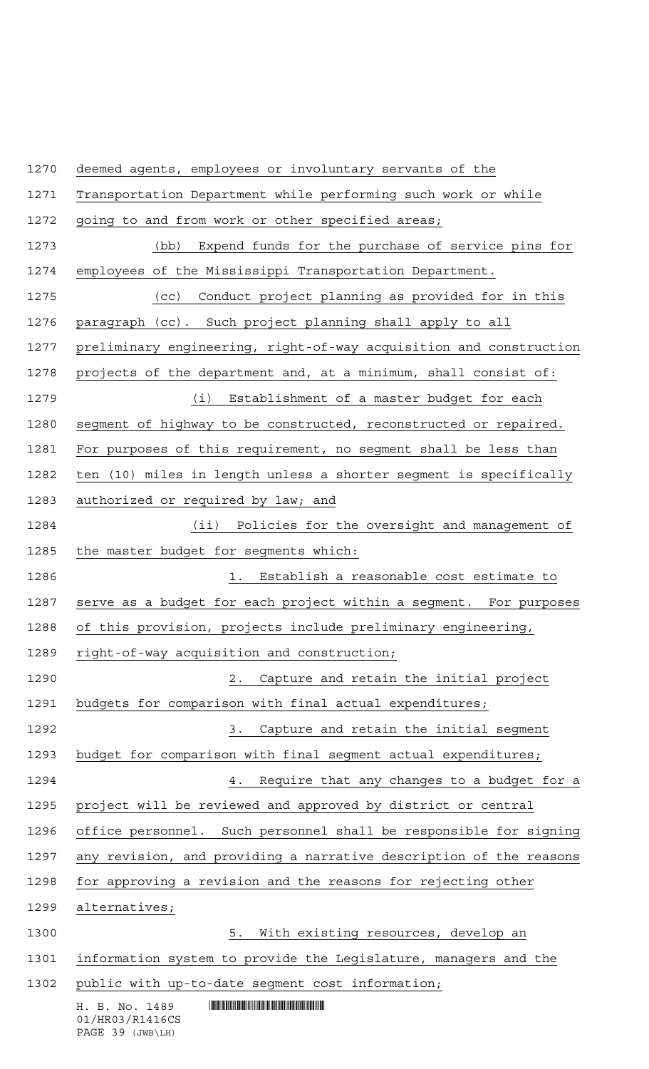deemed agents, employees or involuntary servants of the Transportation Department while performing such work or while going to and from work or other specified areas;

(bb) Expend funds for the purchase of service pins for employees of the Mississippi Transportation Department.

(cc) Conduct project planning as provided for in this paragraph (cc). Such project planning shall apply to all preliminary engineering, right-of-way acquisition and construction projects of the department and, at a minimum, shall consist of:

(i) Establishment of a master budget for each segment of highway to be constructed, reconstructed or repaired. For purposes of this requirement, no segment shall be less than ten (10) miles in length unless a shorter segment is specifically authorized or required by law; and

(ii) Policies for the oversight and management of the master budget for segments which:

1. Establish a reasonable cost estimate to serve as a budget for each project within a segment. For purposes of this provision, projects include preliminary engineering, right-of-way acquisition and construction;

2. Capture and retain the initial project budgets for comparison with final actual expenditures;

3. Capture and retain the initial segment budget for comparison with final segment actual expenditures;

4. Require that any changes to a budget for a project will be reviewed and approved by district or central office personnel. Such personnel shall be responsible for signing any revision, and providing a narrative description of the reasons for approving a revision and the reasons for rejecting other alternatives;

5. With existing resources, develop an information system to provide the Legislature, managers and the public with up-to-date segment cost information;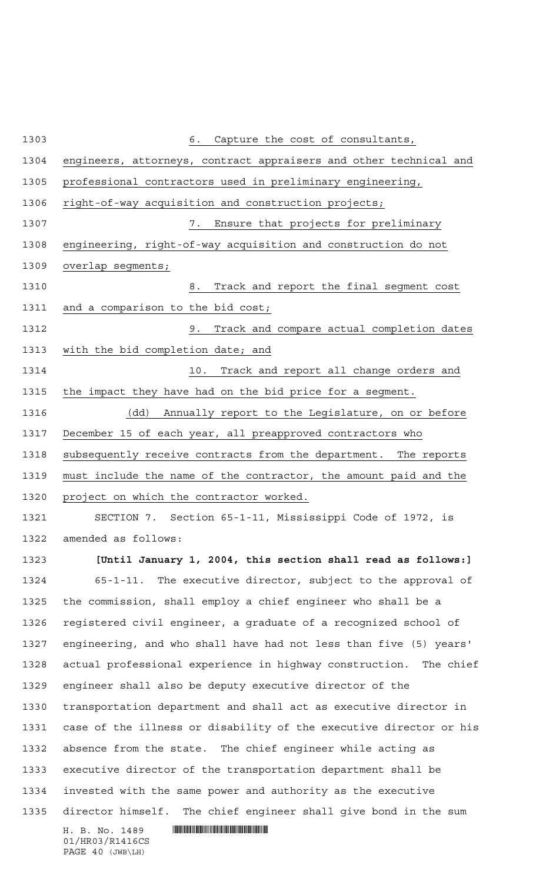6. Capture the cost of consultants, engineers, attorneys, contract appraisers and other technical and professional contractors used in preliminary engineering, right-of-way acquisition and construction projects;

7. Ensure that projects for preliminary engineering, right-of-way acquisition and construction do not overlap segments;

8. Track and report the final segment cost and a comparison to the bid cost;

9. Track and compare actual completion dates with the bid completion date; and

10. Track and report all change orders and the impact they have had on the bid price for a segment.

(dd) Annually report to the Legislature, on or before December 15 of each year, all preapproved contractors who subsequently receive contracts from the department. The reports must include the name of the contractor, the amount paid and the project on which the contractor worked.

SECTION 7. Section 65-1-11, Mississippi Code of 1972, is amended as follows:

**[Until January 1, 2004, this section shall read as follows:]**

65-1-11. The executive director, subject to the approval of the commission, shall employ a chief engineer who shall be a registered civil engineer, a graduate of a recognized school of engineering, and who shall have had not less than five (5) years' actual professional experience in highway construction. The chief engineer shall also be deputy executive director of the transportation department and shall act as executive director in case of the illness or disability of the executive director or his absence from the state. The chief engineer while acting as executive director of the transportation department shall be invested with the same power and authority as the executive director himself. The chief engineer shall give bond in the sum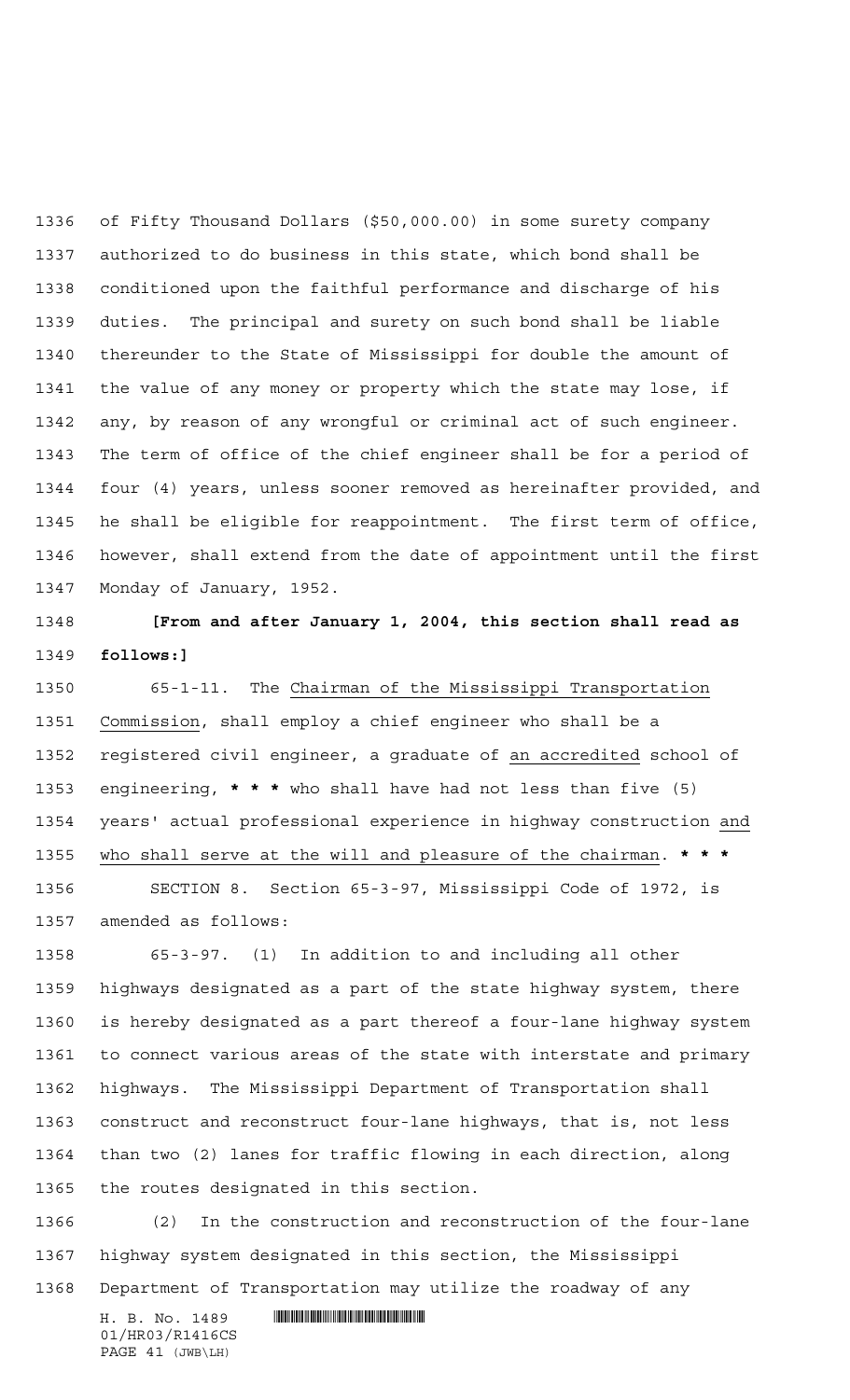of Fifty Thousand Dollars ($50,000.00) in some surety company authorized to do business in this state, which bond shall be conditioned upon the faithful performance and discharge of his duties. The principal and surety on such bond shall be liable thereunder to the State of Mississippi for double the amount of the value of any money or property which the state may lose, if any, by reason of any wrongful or criminal act of such engineer. The term of office of the chief engineer shall be for a period of four (4) years, unless sooner removed as hereinafter provided, and he shall be eligible for reappointment. The first term of office, however, shall extend from the date of appointment until the first Monday of January, 1952.

**[From and after January 1, 2004, this section shall read as follows:]**

65-1-11. The Chairman of the Mississippi Transportation Commission, shall employ a chief engineer who shall be a registered civil engineer, a graduate of an accredited school of engineering, *** who shall have had not less than five (5) years' actual professional experience in highway construction and who shall serve at the will and pleasure of the chairman. ***

SECTION 8. Section 65-3-97, Mississippi Code of 1972, is amended as follows:

65-3-97. (1) In addition to and including all other highways designated as a part of the state highway system, there is hereby designated as a part thereof a four-lane highway system to connect various areas of the state with interstate and primary highways. The Mississippi Department of Transportation shall construct and reconstruct four-lane highways, that is, not less than two (2) lanes for traffic flowing in each direction, along the routes designated in this section.

(2) In the construction and reconstruction of the four-lane highway system designated in this section, the Mississippi Department of Transportation may utilize the roadway of any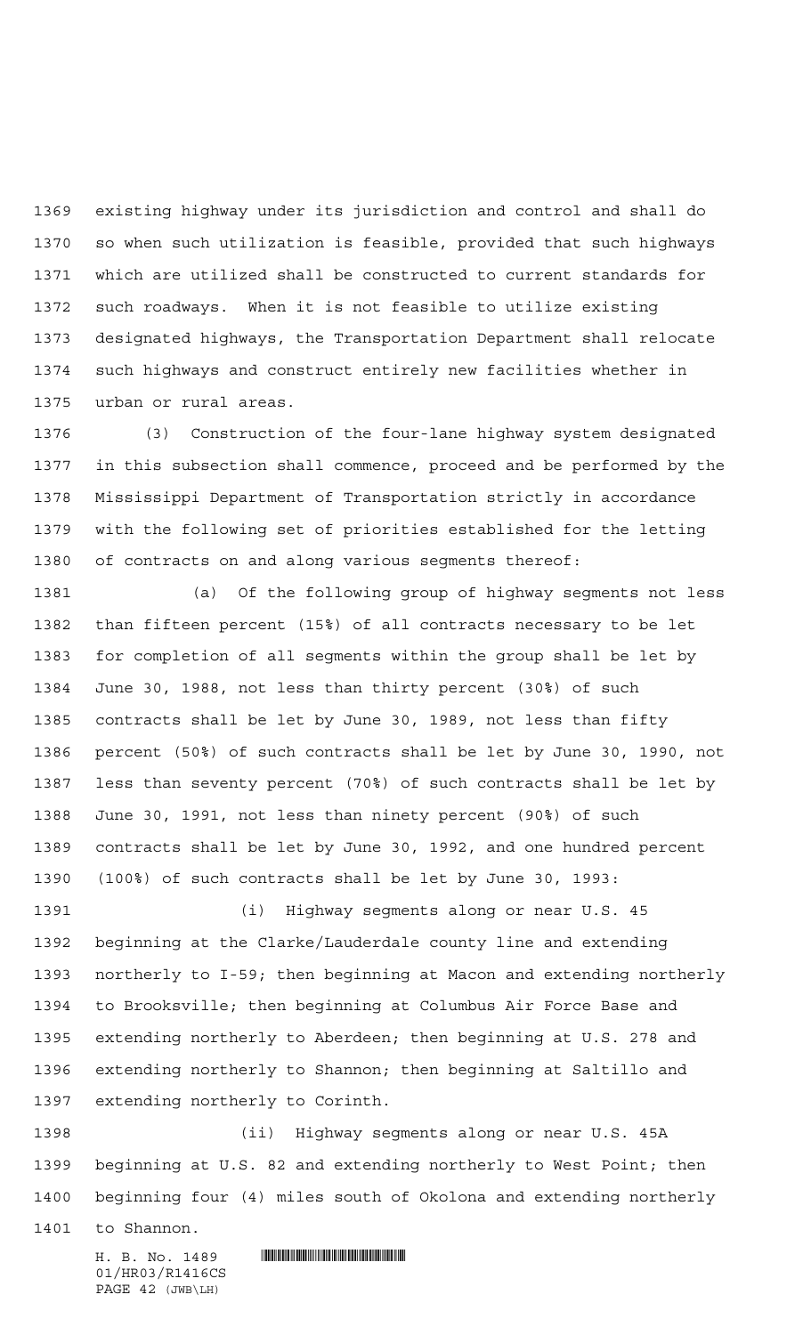existing highway under its jurisdiction and control and shall do so when such utilization is feasible, provided that such highways which are utilized shall be constructed to current standards for such roadways. When it is not feasible to utilize existing designated highways, the Transportation Department shall relocate such highways and construct entirely new facilities whether in urban or rural areas.

(3) Construction of the four-lane highway system designated in this subsection shall commence, proceed and be performed by the Mississippi Department of Transportation strictly in accordance with the following set of priorities established for the letting of contracts on and along various segments thereof:

(a) Of the following group of highway segments not less than fifteen percent (15%) of all contracts necessary to be let for completion of all segments within the group shall be let by June 30, 1988, not less than thirty percent (30%) of such contracts shall be let by June 30, 1989, not less than fifty percent (50%) of such contracts shall be let by June 30, 1990, not less than seventy percent (70%) of such contracts shall be let by June 30, 1991, not less than ninety percent (90%) of such contracts shall be let by June 30, 1992, and one hundred percent (100%) of such contracts shall be let by June 30, 1993:

(i) Highway segments along or near U.S. 45 beginning at the Clarke/Lauderdale county line and extending northerly to I-59; then beginning at Macon and extending northerly to Brooksville; then beginning at Columbus Air Force Base and extending northerly to Aberdeen; then beginning at U.S. 278 and extending northerly to Shannon; then beginning at Saltillo and extending northerly to Corinth.

(ii) Highway segments along or near U.S. 45A beginning at U.S. 82 and extending northerly to West Point; then beginning four (4) miles south of Okolona and extending northerly to Shannon.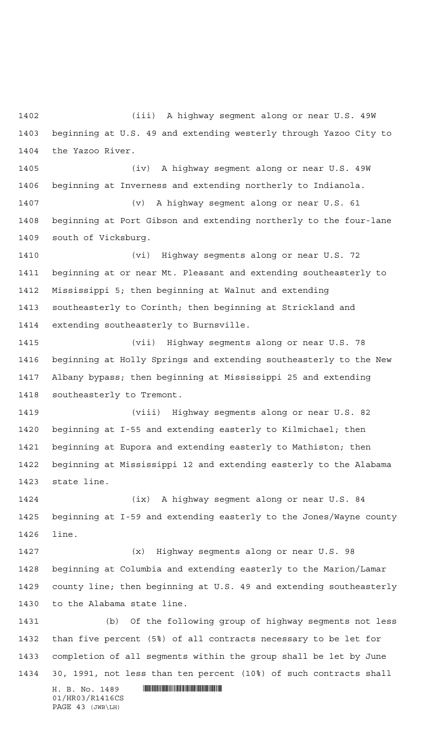(iii) A highway segment along or near U.S. 49W beginning at U.S. 49 and extending westerly through Yazoo City to the Yazoo River.

(iv) A highway segment along or near U.S. 49W beginning at Inverness and extending northerly to Indianola.

(v) A highway segment along or near U.S. 61 beginning at Port Gibson and extending northerly to the four-lane south of Vicksburg.

(vi) Highway segments along or near U.S. 72 beginning at or near Mt. Pleasant and extending southeasterly to Mississippi 5; then beginning at Walnut and extending southeasterly to Corinth; then beginning at Strickland and extending southeasterly to Burnsville.

(vii) Highway segments along or near U.S. 78 beginning at Holly Springs and extending southeasterly to the New Albany bypass; then beginning at Mississippi 25 and extending southeasterly to Tremont.

(viii) Highway segments along or near U.S. 82 beginning at I-55 and extending easterly to Kilmichael; then beginning at Eupora and extending easterly to Mathiston; then beginning at Mississippi 12 and extending easterly to the Alabama state line.

(ix) A highway segment along or near U.S. 84 beginning at I-59 and extending easterly to the Jones/Wayne county line.

(x) Highway segments along or near U.S. 98 beginning at Columbia and extending easterly to the Marion/Lamar county line; then beginning at U.S. 49 and extending southeasterly to the Alabama state line.

(b) Of the following group of highway segments not less than five percent (5%) of all contracts necessary to be let for completion of all segments within the group shall be let by June 30, 1991, not less than ten percent (10%) of such contracts shall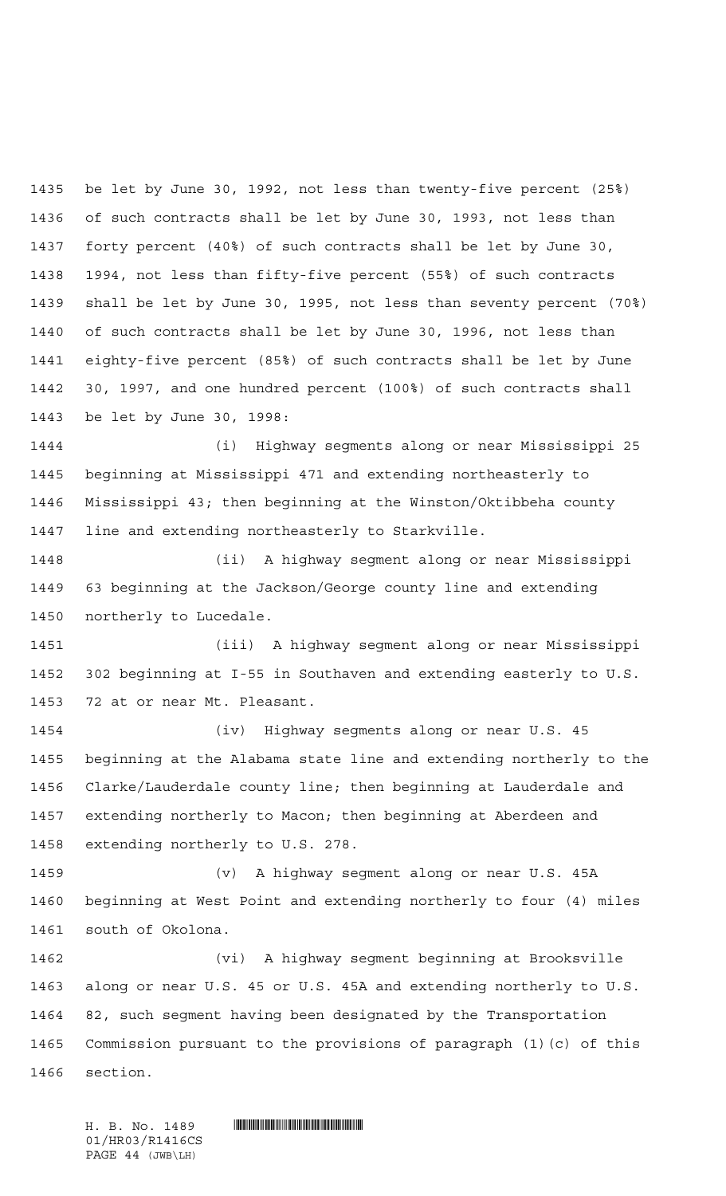be let by June 30, 1992, not less than twenty-five percent (25%) of such contracts shall be let by June 30, 1993, not less than forty percent (40%) of such contracts shall be let by June 30, 1994, not less than fifty-five percent (55%) of such contracts shall be let by June 30, 1995, not less than seventy percent (70%) of such contracts shall be let by June 30, 1996, not less than eighty-five percent (85%) of such contracts shall be let by June 30, 1997, and one hundred percent (100%) of such contracts shall be let by June 30, 1998:

(i) Highway segments along or near Mississippi 25 beginning at Mississippi 471 and extending northeasterly to Mississippi 43; then beginning at the Winston/Oktibbeha county line and extending northeasterly to Starkville.

(ii) A highway segment along or near Mississippi 63 beginning at the Jackson/George county line and extending northerly to Lucedale.

(iii) A highway segment along or near Mississippi 302 beginning at I-55 in Southaven and extending easterly to U.S. 72 at or near Mt. Pleasant.

(iv) Highway segments along or near U.S. 45 beginning at the Alabama state line and extending northerly to the Clarke/Lauderdale county line; then beginning at Lauderdale and extending northerly to Macon; then beginning at Aberdeen and extending northerly to U.S. 278.

(v) A highway segment along or near U.S. 45A beginning at West Point and extending northerly to four (4) miles south of Okolona.

(vi) A highway segment beginning at Brooksville along or near U.S. 45 or U.S. 45A and extending northerly to U.S. 82, such segment having been designated by the Transportation Commission pursuant to the provisions of paragraph (1)(c) of this section.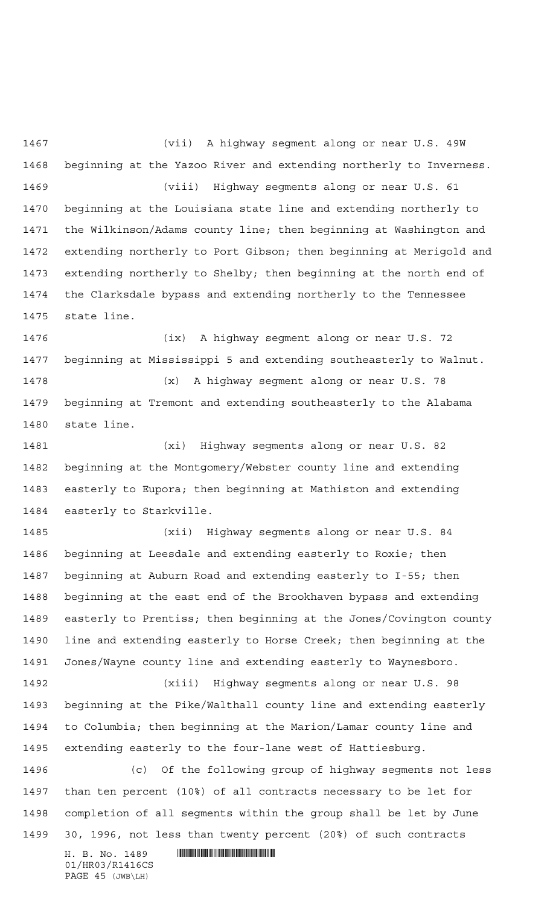(vii) A highway segment along or near U.S. 49W beginning at the Yazoo River and extending northerly to Inverness.

(viii) Highway segments along or near U.S. 61 beginning at the Louisiana state line and extending northerly to the Wilkinson/Adams county line; then beginning at Washington and extending northerly to Port Gibson; then beginning at Merigold and extending northerly to Shelby; then beginning at the north end of the Clarksdale bypass and extending northerly to the Tennessee state line.

(ix) A highway segment along or near U.S. 72 beginning at Mississippi 5 and extending southeasterly to Walnut.

(x) A highway segment along or near U.S. 78 beginning at Tremont and extending southeasterly to the Alabama state line.

(xi) Highway segments along or near U.S. 82 beginning at the Montgomery/Webster county line and extending easterly to Eupora; then beginning at Mathiston and extending easterly to Starkville.

(xii) Highway segments along or near U.S. 84 beginning at Leesdale and extending easterly to Roxie; then beginning at Auburn Road and extending easterly to I-55; then beginning at the east end of the Brookhaven bypass and extending easterly to Prentiss; then beginning at the Jones/Covington county line and extending easterly to Horse Creek; then beginning at the Jones/Wayne county line and extending easterly to Waynesboro.

(xiii) Highway segments along or near U.S. 98 beginning at the Pike/Walthall county line and extending easterly to Columbia; then beginning at the Marion/Lamar county line and extending easterly to the four-lane west of Hattiesburg.

(c) Of the following group of highway segments not less than ten percent (10%) of all contracts necessary to be let for completion of all segments within the group shall be let by June 30, 1996, not less than twenty percent (20%) of such contracts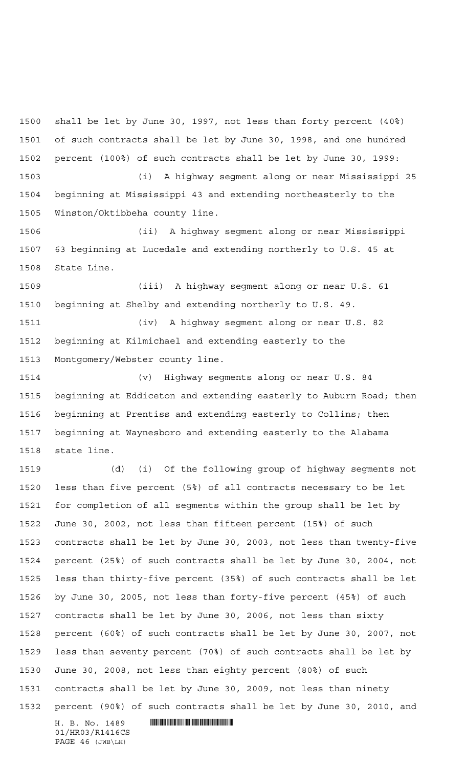shall be let by June 30, 1997, not less than forty percent (40%) of such contracts shall be let by June 30, 1998, and one hundred percent (100%) of such contracts shall be let by June 30, 1999:

(i) A highway segment along or near Mississippi 25 beginning at Mississippi 43 and extending northeasterly to the Winston/Oktibbeha county line.

(ii) A highway segment along or near Mississippi 63 beginning at Lucedale and extending northerly to U.S. 45 at State Line.

(iii) A highway segment along or near U.S. 61 beginning at Shelby and extending northerly to U.S. 49.

(iv) A highway segment along or near U.S. 82 beginning at Kilmichael and extending easterly to the Montgomery/Webster county line.

(v) Highway segments along or near U.S. 84 beginning at Eddiceton and extending easterly to Auburn Road; then beginning at Prentiss and extending easterly to Collins; then beginning at Waynesboro and extending easterly to the Alabama state line.

(d) (i) Of the following group of highway segments not less than five percent (5%) of all contracts necessary to be let for completion of all segments within the group shall be let by June 30, 2002, not less than fifteen percent (15%) of such contracts shall be let by June 30, 2003, not less than twenty-five percent (25%) of such contracts shall be let by June 30, 2004, not less than thirty-five percent (35%) of such contracts shall be let by June 30, 2005, not less than forty-five percent (45%) of such contracts shall be let by June 30, 2006, not less than sixty percent (60%) of such contracts shall be let by June 30, 2007, not less than seventy percent (70%) of such contracts shall be let by June 30, 2008, not less than eighty percent (80%) of such contracts shall be let by June 30, 2009, not less than ninety percent (90%) of such contracts shall be let by June 30, 2010, and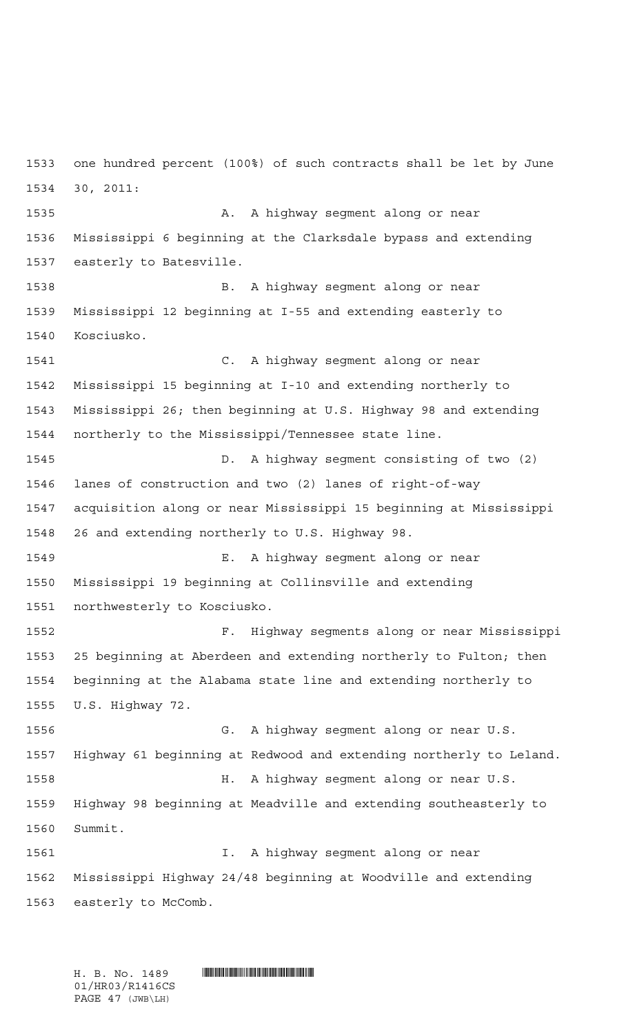one hundred percent (100%) of such contracts shall be let by June 30, 2011:

A. A highway segment along or near Mississippi 6 beginning at the Clarksdale bypass and extending easterly to Batesville.

B. A highway segment along or near Mississippi 12 beginning at I-55 and extending easterly to Kosciusko.

C. A highway segment along or near Mississippi 15 beginning at I-10 and extending northerly to Mississippi 26; then beginning at U.S. Highway 98 and extending northerly to the Mississippi/Tennessee state line.

D. A highway segment consisting of two (2) lanes of construction and two (2) lanes of right-of-way acquisition along or near Mississippi 15 beginning at Mississippi 26 and extending northerly to U.S. Highway 98.

E. A highway segment along or near Mississippi 19 beginning at Collinsville and extending northwesterly to Kosciusko.

F. Highway segments along or near Mississippi 25 beginning at Aberdeen and extending northerly to Fulton; then beginning at the Alabama state line and extending northerly to U.S. Highway 72.

G. A highway segment along or near U.S. Highway 61 beginning at Redwood and extending northerly to Leland.

H. A highway segment along or near U.S. Highway 98 beginning at Meadville and extending southeasterly to Summit.

I. A highway segment along or near Mississippi Highway 24/48 beginning at Woodville and extending easterly to McComb.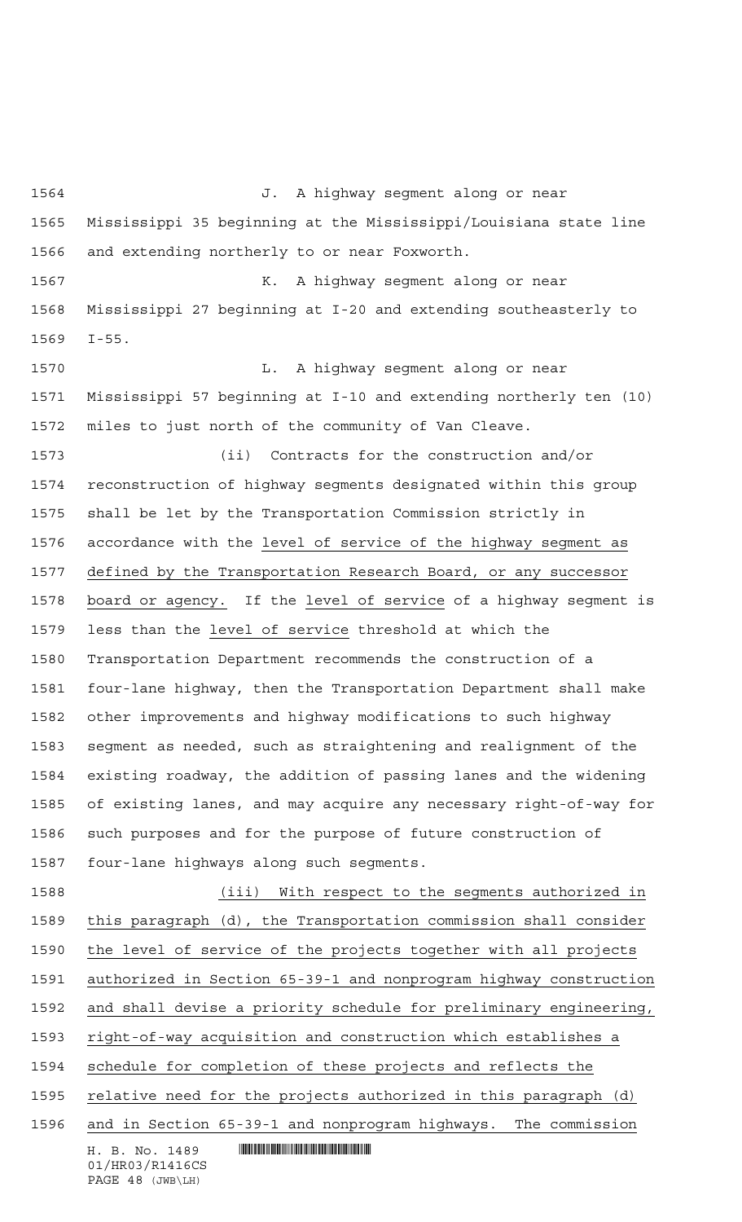J. A highway segment along or near Mississippi 35 beginning at the Mississippi/Louisiana state line and extending northerly to or near Foxworth.

K. A highway segment along or near Mississippi 27 beginning at I-20 and extending southeasterly to I-55.

L. A highway segment along or near Mississippi 57 beginning at I-10 and extending northerly ten (10) miles to just north of the community of Van Cleave.

(ii) Contracts for the construction and/or reconstruction of highway segments designated within this group shall be let by the Transportation Commission strictly in accordance with the <u>level of service of the highway segment as defined by the Transportation Research Board, or any successor board or agency.</u> If the <u>level of service</u> of a highway segment is less than the <u>level of service</u> threshold at which the Transportation Department recommends the construction of a four-lane highway, then the Transportation Department shall make other improvements and highway modifications to such highway segment as needed, such as straightening and realignment of the existing roadway, the addition of passing lanes and the widening of existing lanes, and may acquire any necessary right-of-way for such purposes and for the purpose of future construction of four-lane highways along such segments.

<u>(iii) With respect to the segments authorized in this paragraph (d), the Transportation commission shall consider the level of service of the projects together with all projects authorized in Section 65-39-1 and nonprogram highway construction and shall devise a priority schedule for preliminary engineering, right-of-way acquisition and construction which establishes a schedule for completion of these projects and reflects the relative need for the projects authorized in this paragraph (d) and in Section 65-39-1 and nonprogram highways. The commission</u>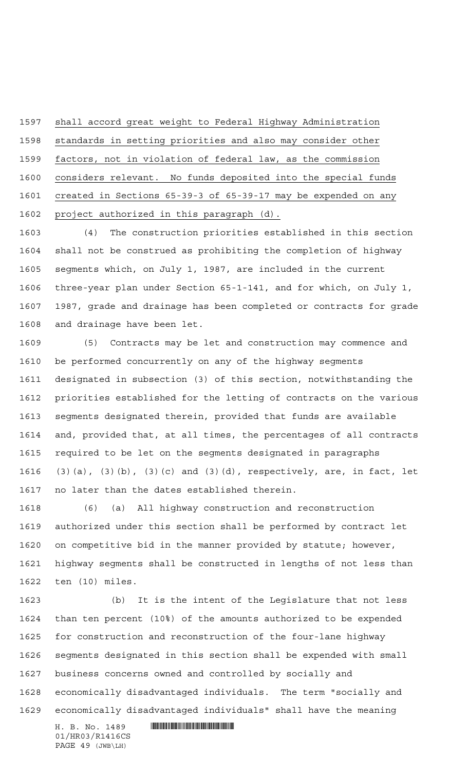shall accord great weight to Federal Highway Administration standards in setting priorities and also may consider other factors, not in violation of federal law, as the commission considers relevant. No funds deposited into the special funds created in Sections 65-39-3 of 65-39-17 may be expended on any project authorized in this paragraph (d).

(4) The construction priorities established in this section shall not be construed as prohibiting the completion of highway segments which, on July 1, 1987, are included in the current three-year plan under Section 65-1-141, and for which, on July 1, 1987, grade and drainage has been completed or contracts for grade and drainage have been let.

(5) Contracts may be let and construction may commence and be performed concurrently on any of the highway segments designated in subsection (3) of this section, notwithstanding the priorities established for the letting of contracts on the various segments designated therein, provided that funds are available and, provided that, at all times, the percentages of all contracts required to be let on the segments designated in paragraphs (3)(a), (3)(b), (3)(c) and (3)(d), respectively, are, in fact, let no later than the dates established therein.

(6) (a) All highway construction and reconstruction authorized under this section shall be performed by contract let on competitive bid in the manner provided by statute; however, highway segments shall be constructed in lengths of not less than ten (10) miles.

(b) It is the intent of the Legislature that not less than ten percent (10%) of the amounts authorized to be expended for construction and reconstruction of the four-lane highway segments designated in this section shall be expended with small business concerns owned and controlled by socially and economically disadvantaged individuals. The term "socially and economically disadvantaged individuals" shall have the meaning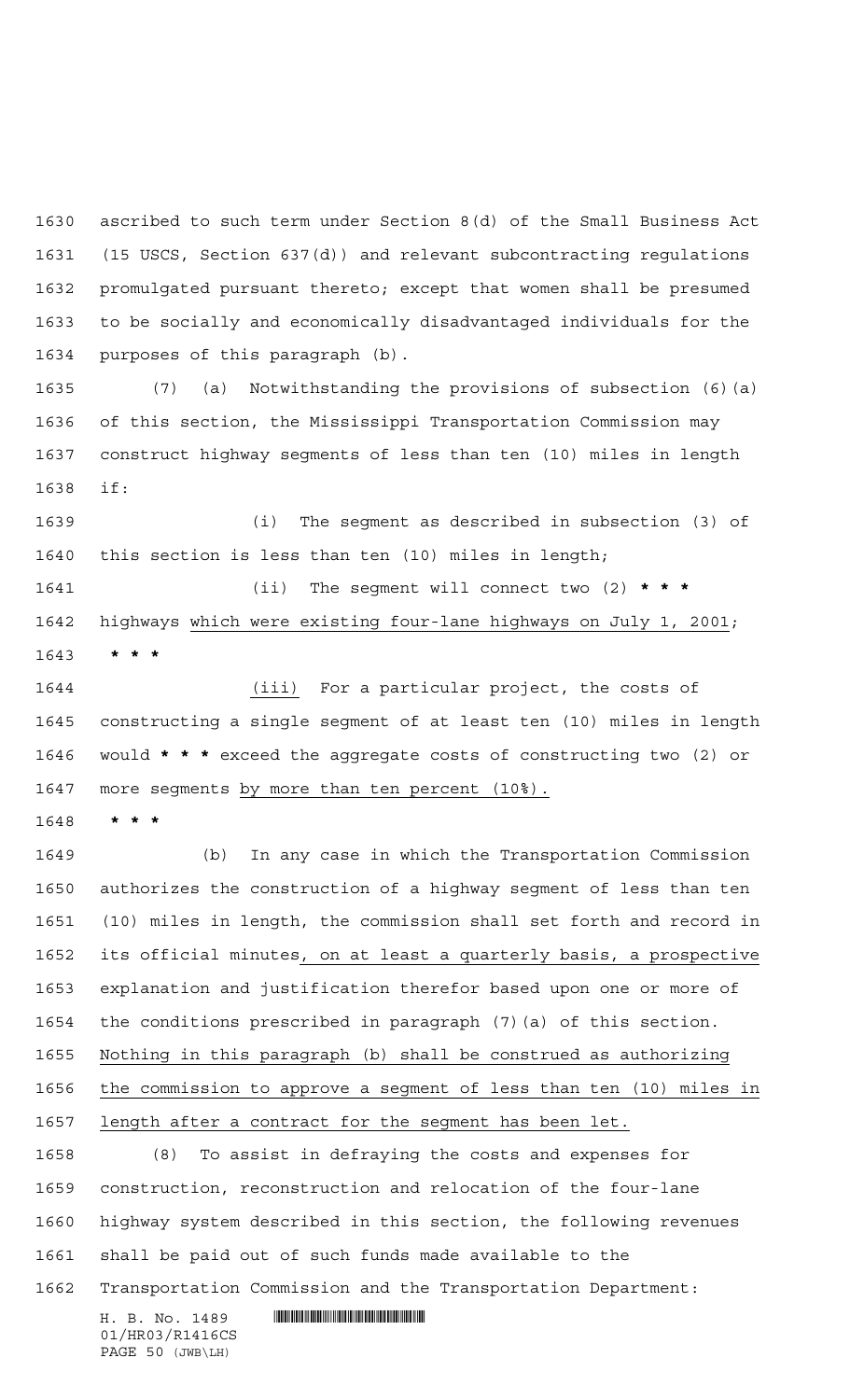ascribed to such term under Section 8(d) of the Small Business Act (15 USCS, Section 637(d)) and relevant subcontracting regulations promulgated pursuant thereto; except that women shall be presumed to be socially and economically disadvantaged individuals for the purposes of this paragraph (b).

(7) (a) Notwithstanding the provisions of subsection (6)(a) of this section, the Mississippi Transportation Commission may construct highway segments of less than ten (10) miles in length if:

(i) The segment as described in subsection (3) of this section is less than ten (10) miles in length;

(ii) The segment will connect two (2) **\* \* \*** highways <u>which were existing four-lane highways on July 1, 2001</u>; **\* \* \***

<u>(iii)</u> For a particular project, the costs of constructing a single segment of at least ten (10) miles in length would **\* \* \*** exceed the aggregate costs of constructing two (2) or more segments <u>by more than ten percent (10%).</u>

**\* \* \***

(b) In any case in which the Transportation Commission authorizes the construction of a highway segment of less than ten (10) miles in length, the commission shall set forth and record in its official minutes<u>, on at least a quarterly basis, a prospective</u> explanation and justification therefor based upon one or more of the conditions prescribed in paragraph (7)(a) of this section. <u>Nothing in this paragraph (b) shall be construed as authorizing the commission to approve a segment of less than ten (10) miles in length after a contract for the segment has been let.</u>

(8) To assist in defraying the costs and expenses for construction, reconstruction and relocation of the four-lane highway system described in this section, the following revenues shall be paid out of such funds made available to the Transportation Commission and the Transportation Department: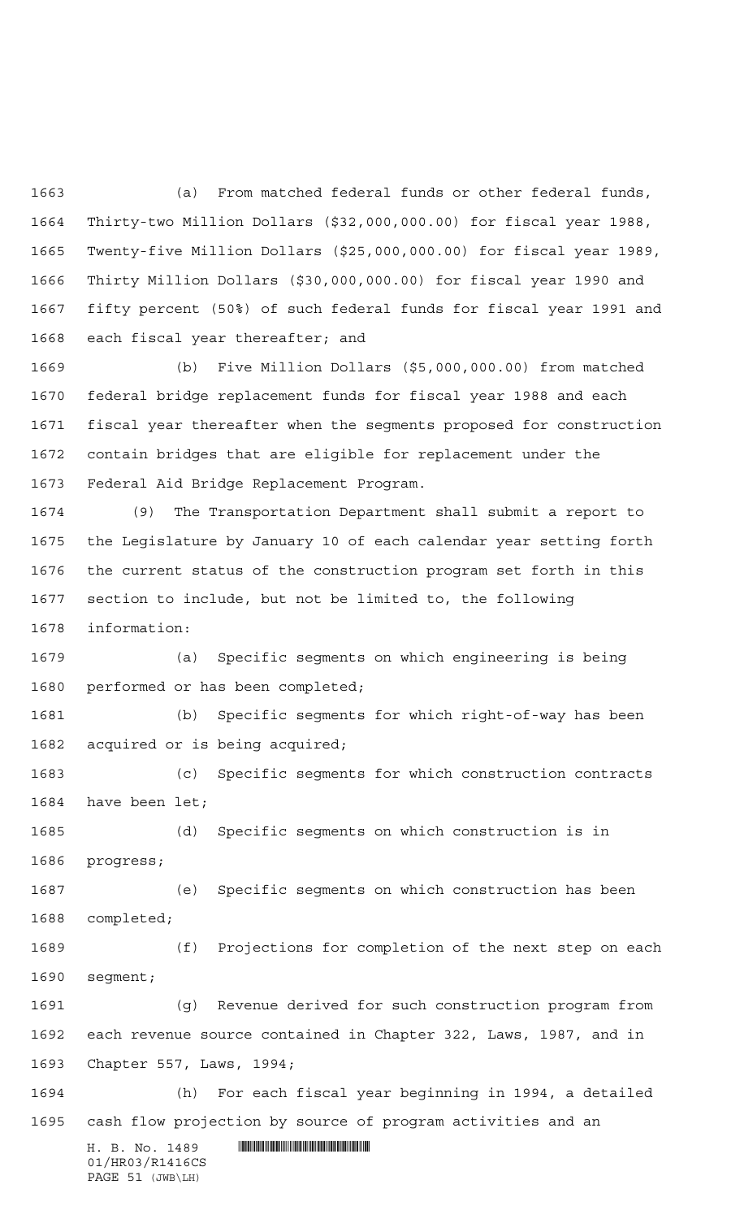(a) From matched federal funds or other federal funds, Thirty-two Million Dollars ($32,000,000.00) for fiscal year 1988, Twenty-five Million Dollars ($25,000,000.00) for fiscal year 1989, Thirty Million Dollars ($30,000,000.00) for fiscal year 1990 and fifty percent (50%) of such federal funds for fiscal year 1991 and each fiscal year thereafter; and

(b) Five Million Dollars ($5,000,000.00) from matched federal bridge replacement funds for fiscal year 1988 and each fiscal year thereafter when the segments proposed for construction contain bridges that are eligible for replacement under the Federal Aid Bridge Replacement Program.

(9) The Transportation Department shall submit a report to the Legislature by January 10 of each calendar year setting forth the current status of the construction program set forth in this section to include, but not be limited to, the following information:

(a) Specific segments on which engineering is being performed or has been completed;

(b) Specific segments for which right-of-way has been acquired or is being acquired;

(c) Specific segments for which construction contracts have been let;

(d) Specific segments on which construction is in progress;

(e) Specific segments on which construction has been completed;

(f) Projections for completion of the next step on each segment;

(g) Revenue derived for such construction program from each revenue source contained in Chapter 322, Laws, 1987, and in Chapter 557, Laws, 1994;

(h) For each fiscal year beginning in 1994, a detailed cash flow projection by source of program activities and an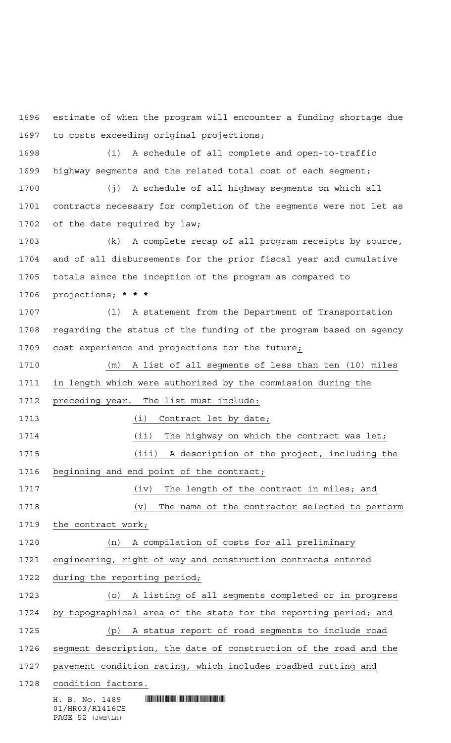estimate of when the program will encounter a funding shortage due to costs exceeding original projections;

(i) A schedule of all complete and open-to-traffic highway segments and the related total cost of each segment;

(j) A schedule of all highway segments on which all contracts necessary for completion of the segments were not let as of the date required by law;

(k) A complete recap of all program receipts by source, and of all disbursements for the prior fiscal year and cumulative totals since the inception of the program as compared to projections; * * *

(l) A statement from the Department of Transportation regarding the status of the funding of the program based on agency cost experience and projections for the future;

(m) A list of all segments of less than ten (10) miles in length which were authorized by the commission during the preceding year. The list must include:

(i) Contract let by date;

(ii) The highway on which the contract was let;

(iii) A description of the project, including the beginning and end point of the contract;

(iv) The length of the contract in miles; and

(v) The name of the contractor selected to perform the contract work;

(n) A compilation of costs for all preliminary engineering, right-of-way and construction contracts entered during the reporting period;

(o) A listing of all segments completed or in progress by topographical area of the state for the reporting period; and

(p) A status report of road segments to include road segment description, the date of construction of the road and the pavement condition rating, which includes roadbed rutting and condition factors.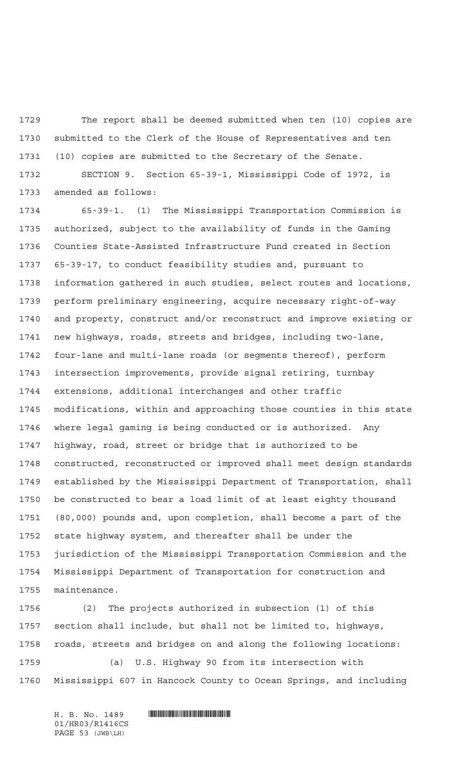The report shall be deemed submitted when ten (10) copies are submitted to the Clerk of the House of Representatives and ten (10) copies are submitted to the Secretary of the Senate.

SECTION 9. Section 65-39-1, Mississippi Code of 1972, is amended as follows:

65-39-1. (1) The Mississippi Transportation Commission is authorized, subject to the availability of funds in the Gaming Counties State-Assisted Infrastructure Fund created in Section 65-39-17, to conduct feasibility studies and, pursuant to information gathered in such studies, select routes and locations, perform preliminary engineering, acquire necessary right-of-way and property, construct and/or reconstruct and improve existing or new highways, roads, streets and bridges, including two-lane, four-lane and multi-lane roads (or segments thereof), perform intersection improvements, provide signal retiring, turnbay extensions, additional interchanges and other traffic modifications, within and approaching those counties in this state where legal gaming is being conducted or is authorized. Any highway, road, street or bridge that is authorized to be constructed, reconstructed or improved shall meet design standards established by the Mississippi Department of Transportation, shall be constructed to bear a load limit of at least eighty thousand (80,000) pounds and, upon completion, shall become a part of the state highway system, and thereafter shall be under the jurisdiction of the Mississippi Transportation Commission and the Mississippi Department of Transportation for construction and maintenance.

(2) The projects authorized in subsection (1) of this section shall include, but shall not be limited to, highways, roads, streets and bridges on and along the following locations:

(a) U.S. Highway 90 from its intersection with Mississippi 607 in Hancock County to Ocean Springs, and including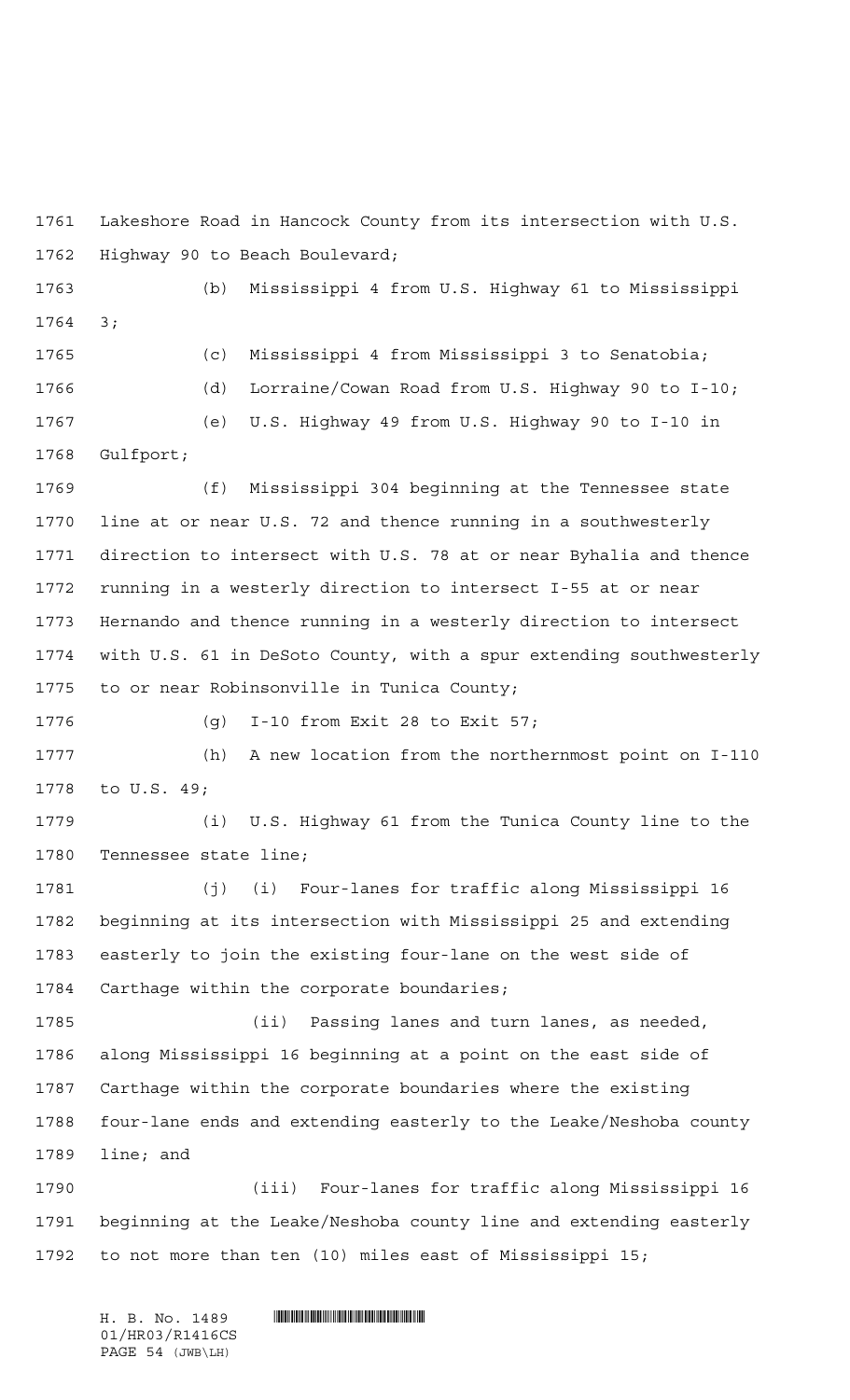Lakeshore Road in Hancock County from its intersection with U.S. Highway 90 to Beach Boulevard;

(b) Mississippi 4 from U.S. Highway 61 to Mississippi 3;

(c) Mississippi 4 from Mississippi 3 to Senatobia;

(d) Lorraine/Cowan Road from U.S. Highway 90 to I-10;

(e) U.S. Highway 49 from U.S. Highway 90 to I-10 in Gulfport;

(f) Mississippi 304 beginning at the Tennessee state line at or near U.S. 72 and thence running in a southwesterly direction to intersect with U.S. 78 at or near Byhalia and thence running in a westerly direction to intersect I-55 at or near Hernando and thence running in a westerly direction to intersect with U.S. 61 in DeSoto County, with a spur extending southwesterly to or near Robinsonville in Tunica County;

(g) I-10 from Exit 28 to Exit 57;

(h) A new location from the northernmost point on I-110 to U.S. 49;

(i) U.S. Highway 61 from the Tunica County line to the Tennessee state line;

(j) (i) Four-lanes for traffic along Mississippi 16 beginning at its intersection with Mississippi 25 and extending easterly to join the existing four-lane on the west side of Carthage within the corporate boundaries;

(ii) Passing lanes and turn lanes, as needed, along Mississippi 16 beginning at a point on the east side of Carthage within the corporate boundaries where the existing four-lane ends and extending easterly to the Leake/Neshoba county line; and

(iii) Four-lanes for traffic along Mississippi 16 beginning at the Leake/Neshoba county line and extending easterly to not more than ten (10) miles east of Mississippi 15;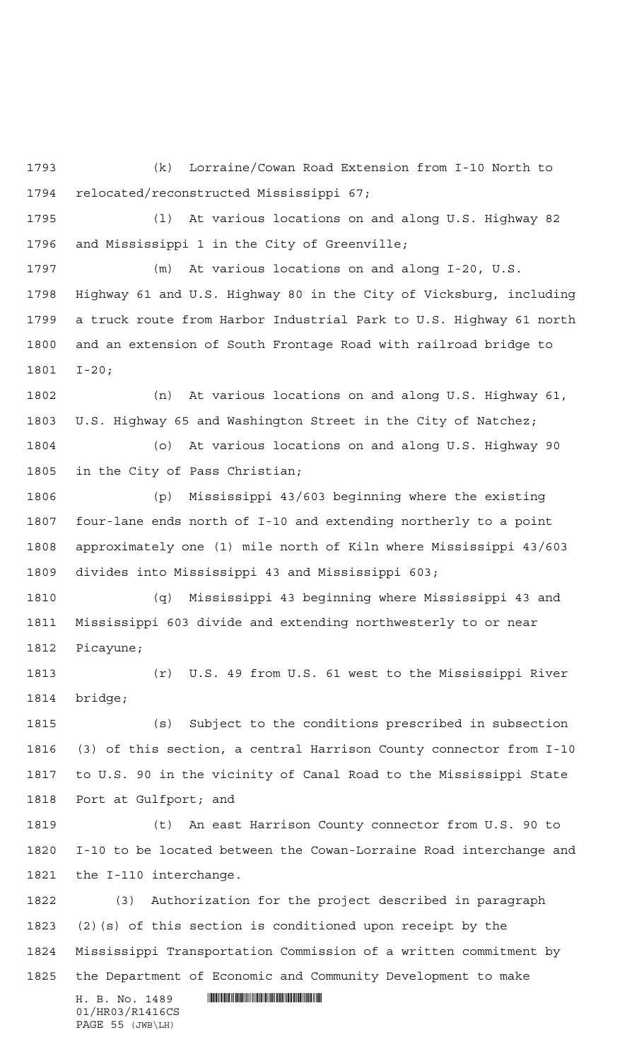(k) Lorraine/Cowan Road Extension from I-10 North to relocated/reconstructed Mississippi 67;

(l) At various locations on and along U.S. Highway 82 and Mississippi 1 in the City of Greenville;

(m) At various locations on and along I-20, U.S. Highway 61 and U.S. Highway 80 in the City of Vicksburg, including a truck route from Harbor Industrial Park to U.S. Highway 61 north and an extension of South Frontage Road with railroad bridge to I-20;

(n) At various locations on and along U.S. Highway 61, U.S. Highway 65 and Washington Street in the City of Natchez;

(o) At various locations on and along U.S. Highway 90 in the City of Pass Christian;

(p) Mississippi 43/603 beginning where the existing four-lane ends north of I-10 and extending northerly to a point approximately one (1) mile north of Kiln where Mississippi 43/603 divides into Mississippi 43 and Mississippi 603;

(q) Mississippi 43 beginning where Mississippi 43 and Mississippi 603 divide and extending northwesterly to or near Picayune;

(r) U.S. 49 from U.S. 61 west to the Mississippi River bridge;

(s) Subject to the conditions prescribed in subsection (3) of this section, a central Harrison County connector from I-10 to U.S. 90 in the vicinity of Canal Road to the Mississippi State Port at Gulfport; and

(t) An east Harrison County connector from U.S. 90 to I-10 to be located between the Cowan-Lorraine Road interchange and the I-110 interchange.

(3) Authorization for the project described in paragraph (2)(s) of this section is conditioned upon receipt by the Mississippi Transportation Commission of a written commitment by the Department of Economic and Community Development to make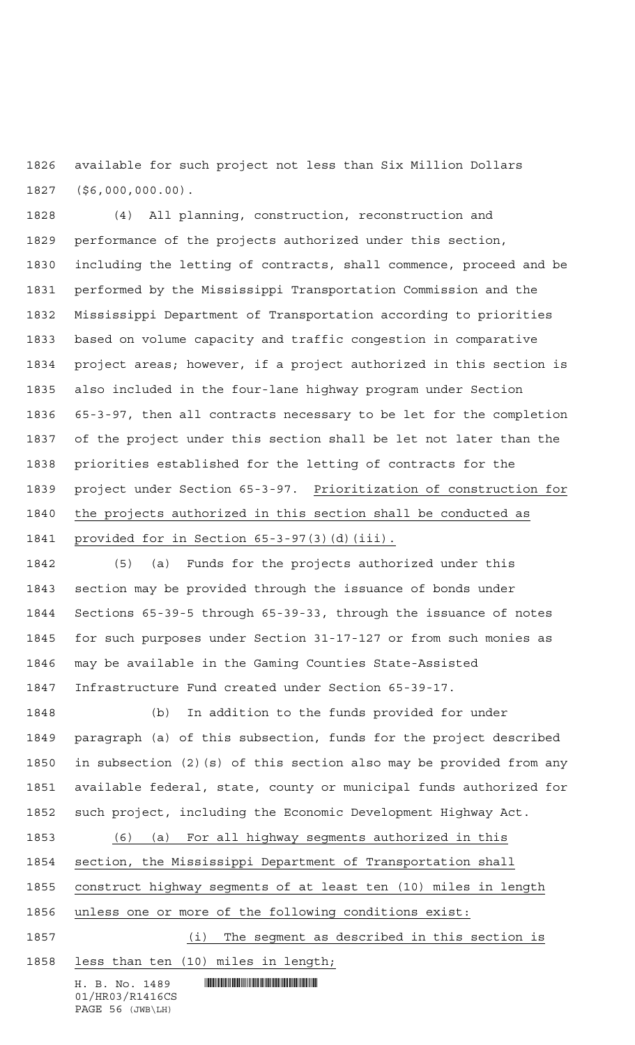available for such project not less than Six Million Dollars ($6,000,000.00).

(4) All planning, construction, reconstruction and performance of the projects authorized under this section, including the letting of contracts, shall commence, proceed and be performed by the Mississippi Transportation Commission and the Mississippi Department of Transportation according to priorities based on volume capacity and traffic congestion in comparative project areas; however, if a project authorized in this section is also included in the four-lane highway program under Section 65-3-97, then all contracts necessary to be let for the completion of the project under this section shall be let not later than the priorities established for the letting of contracts for the project under Section 65-3-97. Prioritization of construction for the projects authorized in this section shall be conducted as provided for in Section 65-3-97(3)(d)(iii).

(5) (a) Funds for the projects authorized under this section may be provided through the issuance of bonds under Sections 65-39-5 through 65-39-33, through the issuance of notes for such purposes under Section 31-17-127 or from such monies as may be available in the Gaming Counties State-Assisted Infrastructure Fund created under Section 65-39-17.

(b) In addition to the funds provided for under paragraph (a) of this subsection, funds for the project described in subsection (2)(s) of this section also may be provided from any available federal, state, county or municipal funds authorized for such project, including the Economic Development Highway Act.

(6) (a) For all highway segments authorized in this section, the Mississippi Department of Transportation shall construct highway segments of at least ten (10) miles in length unless one or more of the following conditions exist:

(i) The segment as described in this section is less than ten (10) miles in length;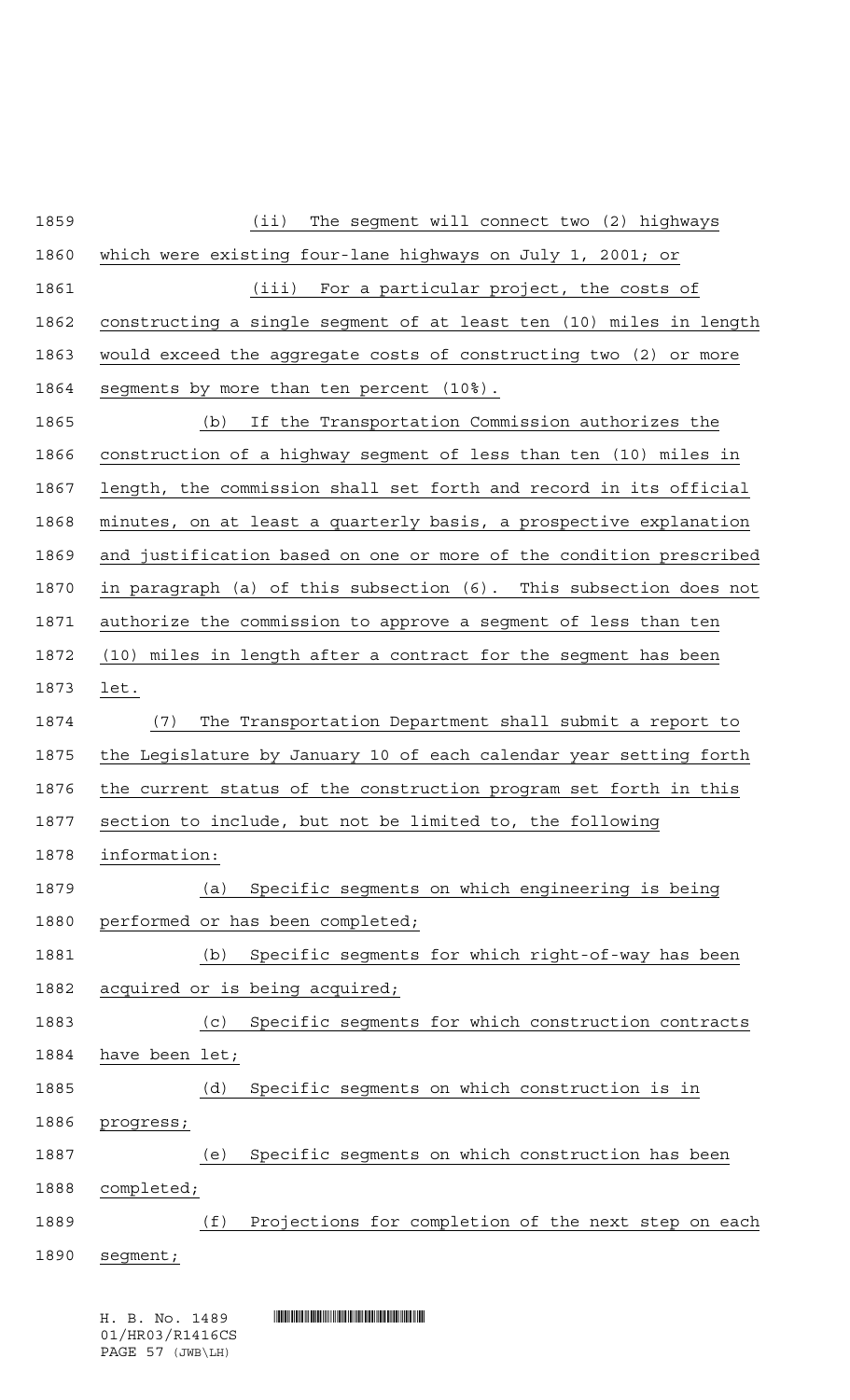(ii) The segment will connect two (2) highways which were existing four-lane highways on July 1, 2001; or

(iii) For a particular project, the costs of constructing a single segment of at least ten (10) miles in length would exceed the aggregate costs of constructing two (2) or more segments by more than ten percent (10%).

(b) If the Transportation Commission authorizes the construction of a highway segment of less than ten (10) miles in length, the commission shall set forth and record in its official minutes, on at least a quarterly basis, a prospective explanation and justification based on one or more of the condition prescribed in paragraph (a) of this subsection (6). This subsection does not authorize the commission to approve a segment of less than ten (10) miles in length after a contract for the segment has been let.

(7) The Transportation Department shall submit a report to the Legislature by January 10 of each calendar year setting forth the current status of the construction program set forth in this section to include, but not be limited to, the following information:

(a) Specific segments on which engineering is being performed or has been completed;

(b) Specific segments for which right-of-way has been acquired or is being acquired;

(c) Specific segments for which construction contracts have been let;

(d) Specific segments on which construction is in progress;

(e) Specific segments on which construction has been completed;

(f) Projections for completion of the next step on each segment;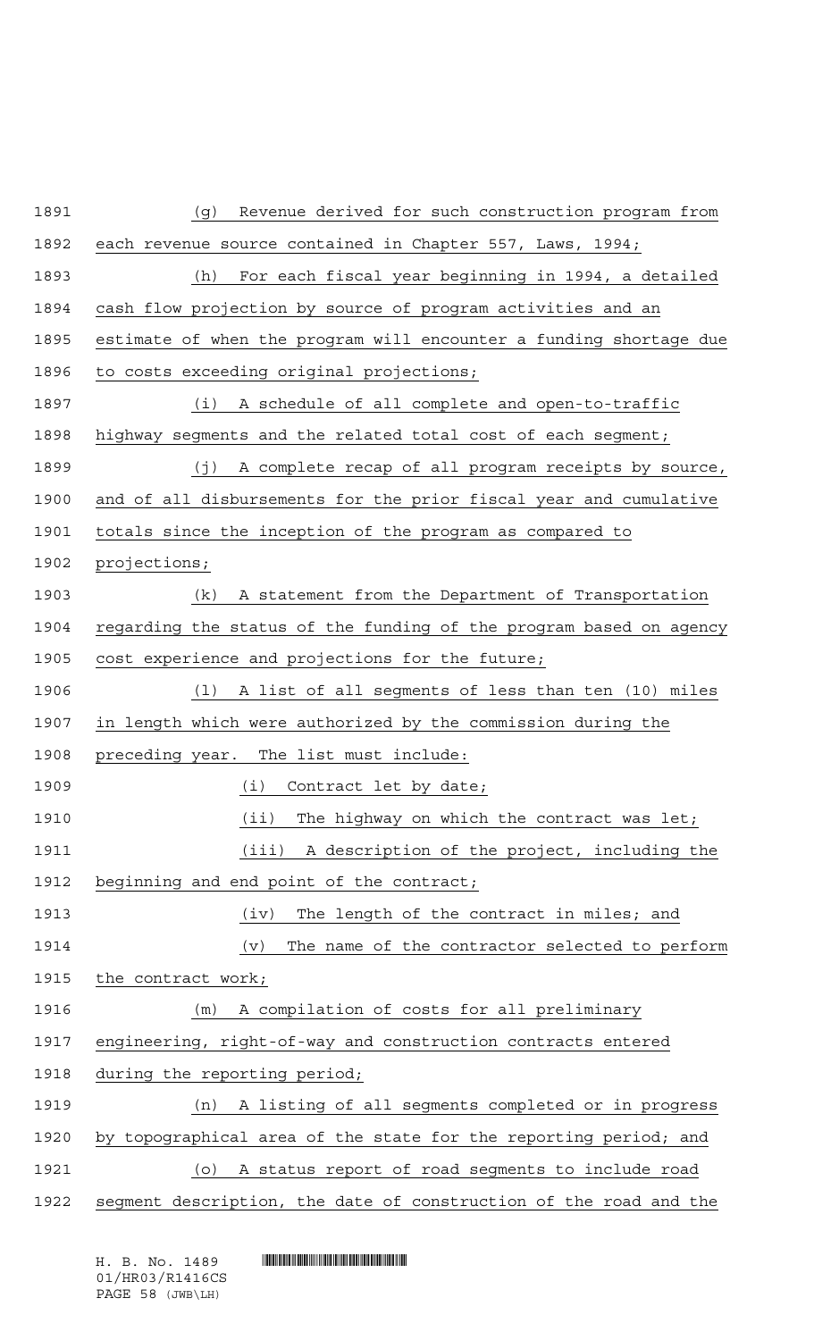(g) Revenue derived for such construction program from each revenue source contained in Chapter 557, Laws, 1994;

(h) For each fiscal year beginning in 1994, a detailed cash flow projection by source of program activities and an estimate of when the program will encounter a funding shortage due to costs exceeding original projections;

(i) A schedule of all complete and open-to-traffic highway segments and the related total cost of each segment;

(j) A complete recap of all program receipts by source, and of all disbursements for the prior fiscal year and cumulative totals since the inception of the program as compared to projections;

(k) A statement from the Department of Transportation regarding the status of the funding of the program based on agency cost experience and projections for the future;

(l) A list of all segments of less than ten (10) miles in length which were authorized by the commission during the preceding year. The list must include:

(i) Contract let by date;

(ii) The highway on which the contract was let;

(iii) A description of the project, including the beginning and end point of the contract;

(iv) The length of the contract in miles; and

(v) The name of the contractor selected to perform the contract work;

(m) A compilation of costs for all preliminary engineering, right-of-way and construction contracts entered during the reporting period;

(n) A listing of all segments completed or in progress by topographical area of the state for the reporting period; and

(o) A status report of road segments to include road segment description, the date of construction of the road and the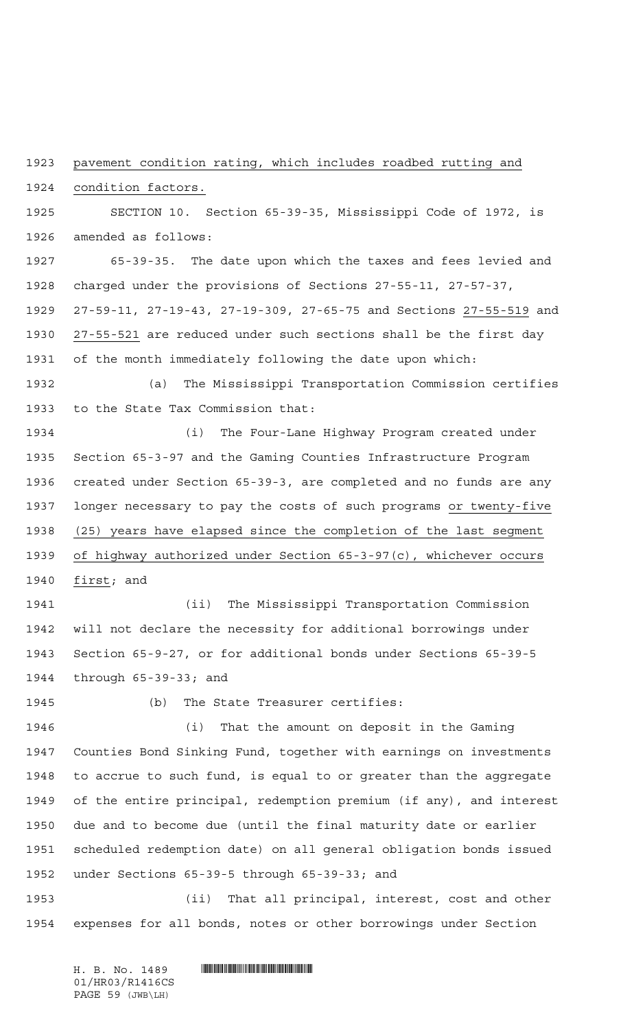pavement condition rating, which includes roadbed rutting and condition factors.

SECTION 10. Section 65-39-35, Mississippi Code of 1972, is amended as follows:

65-39-35. The date upon which the taxes and fees levied and charged under the provisions of Sections 27-55-11, 27-57-37, 27-59-11, 27-19-43, 27-19-309, 27-65-75 and Sections 27-55-519 and 27-55-521 are reduced under such sections shall be the first day of the month immediately following the date upon which:

(a) The Mississippi Transportation Commission certifies to the State Tax Commission that:

(i) The Four-Lane Highway Program created under Section 65-3-97 and the Gaming Counties Infrastructure Program created under Section 65-39-3, are completed and no funds are any longer necessary to pay the costs of such programs or twenty-five (25) years have elapsed since the completion of the last segment of highway authorized under Section 65-3-97(c), whichever occurs first; and

(ii) The Mississippi Transportation Commission will not declare the necessity for additional borrowings under Section 65-9-27, or for additional bonds under Sections 65-39-5 through 65-39-33; and

(b) The State Treasurer certifies:

(i) That the amount on deposit in the Gaming Counties Bond Sinking Fund, together with earnings on investments to accrue to such fund, is equal to or greater than the aggregate of the entire principal, redemption premium (if any), and interest due and to become due (until the final maturity date or earlier scheduled redemption date) on all general obligation bonds issued under Sections 65-39-5 through 65-39-33; and

(ii) That all principal, interest, cost and other expenses for all bonds, notes or other borrowings under Section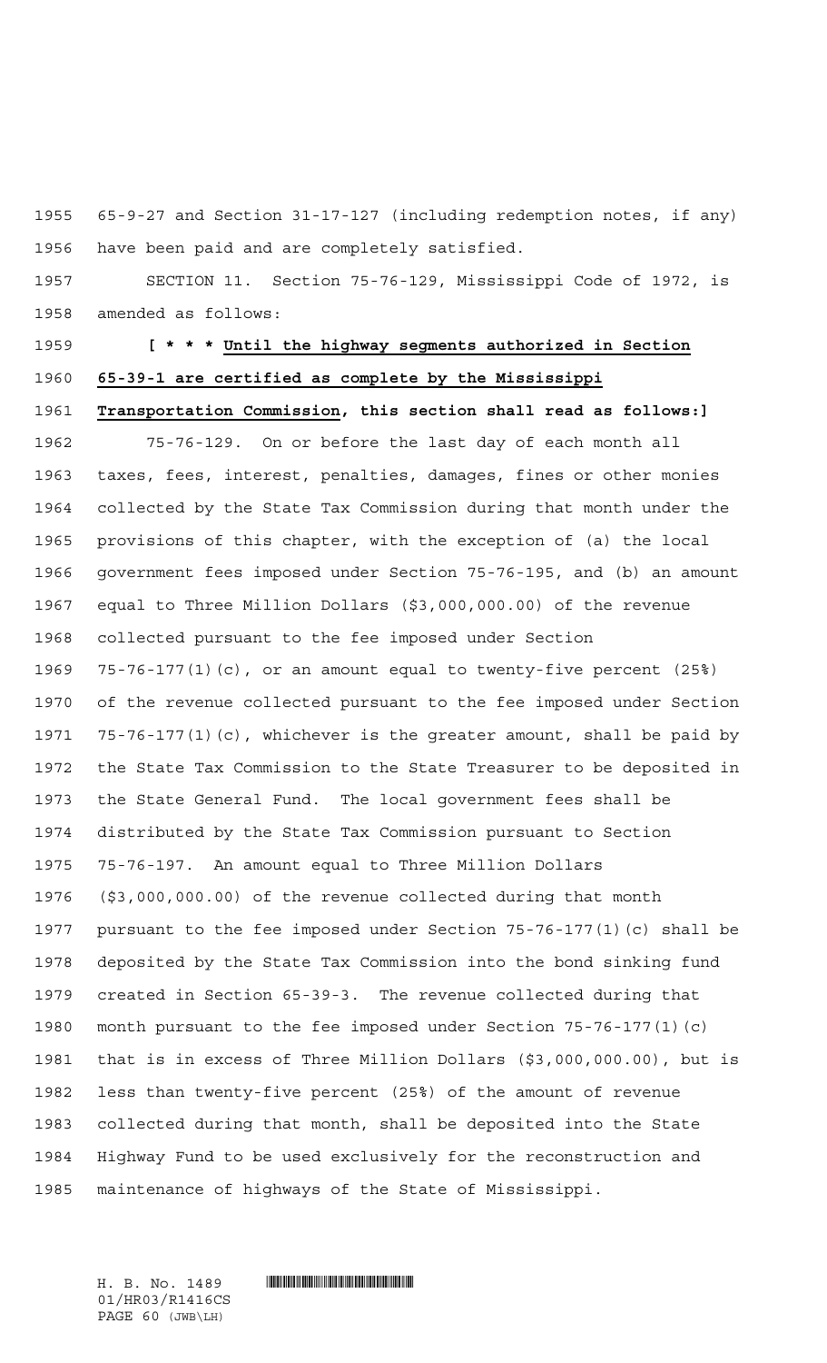65-9-27 and Section 31-17-127 (including redemption notes, if any) have been paid and are completely satisfied.

SECTION 11. Section 75-76-129, Mississippi Code of 1972, is amended as follows:

**[ * * * Until the highway segments authorized in Section 65-39-1 are certified as complete by the Mississippi Transportation Commission, this section shall read as follows:]**

75-76-129. On or before the last day of each month all taxes, fees, interest, penalties, damages, fines or other monies collected by the State Tax Commission during that month under the provisions of this chapter, with the exception of (a) the local government fees imposed under Section 75-76-195, and (b) an amount equal to Three Million Dollars ($3,000,000.00) of the revenue collected pursuant to the fee imposed under Section 75-76-177(1)(c), or an amount equal to twenty-five percent (25%) of the revenue collected pursuant to the fee imposed under Section 75-76-177(1)(c), whichever is the greater amount, shall be paid by the State Tax Commission to the State Treasurer to be deposited in the State General Fund. The local government fees shall be distributed by the State Tax Commission pursuant to Section 75-76-197. An amount equal to Three Million Dollars ($3,000,000.00) of the revenue collected during that month pursuant to the fee imposed under Section 75-76-177(1)(c) shall be deposited by the State Tax Commission into the bond sinking fund created in Section 65-39-3. The revenue collected during that month pursuant to the fee imposed under Section 75-76-177(1)(c) that is in excess of Three Million Dollars ($3,000,000.00), but is less than twenty-five percent (25%) of the amount of revenue collected during that month, shall be deposited into the State Highway Fund to be used exclusively for the reconstruction and maintenance of highways of the State of Mississippi.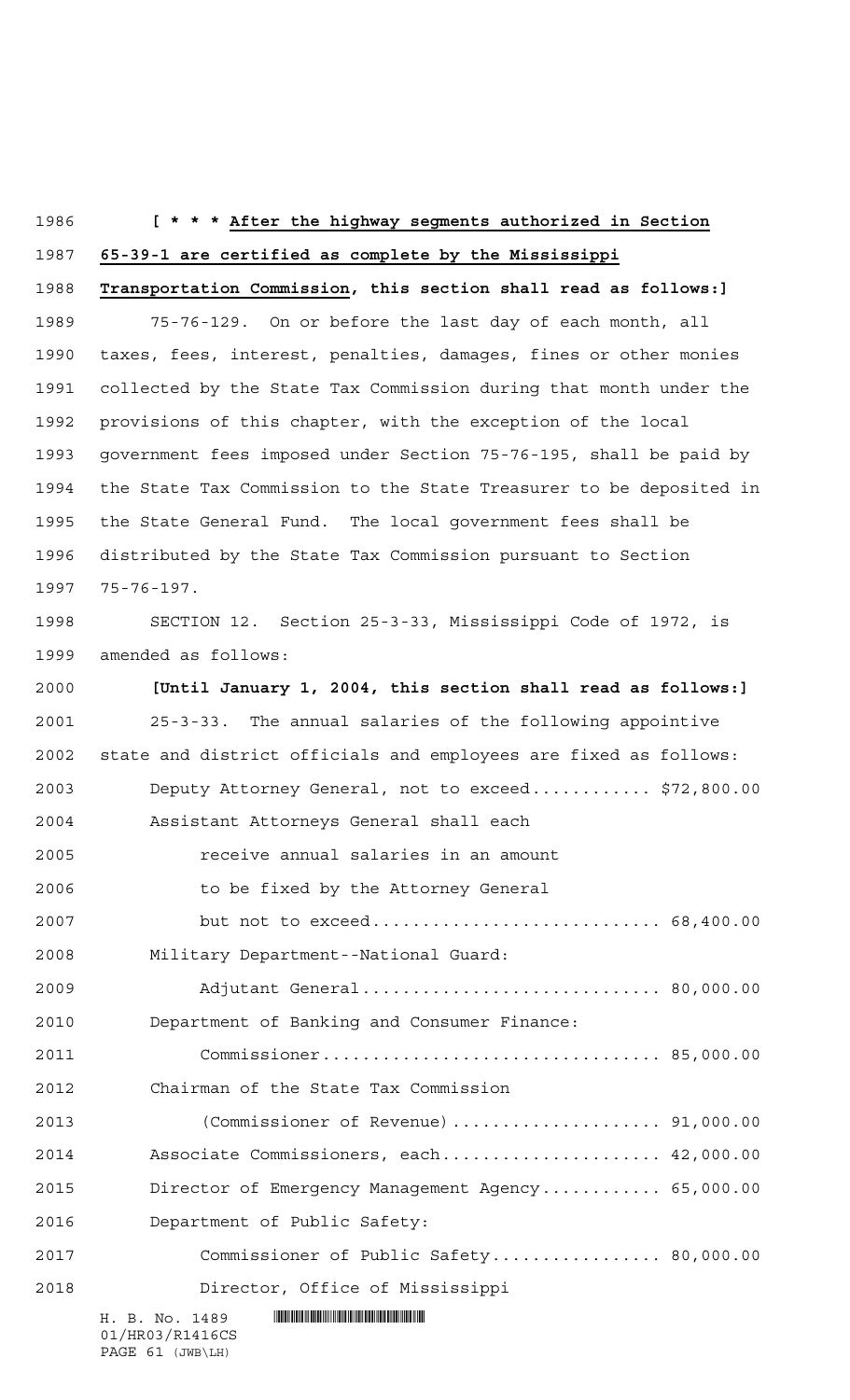**[ * * * After the highway segments authorized in Section 65-39-1 are certified as complete by the Mississippi Transportation Commission, this section shall read as follows:]**

75-76-129. On or before the last day of each month, all taxes, fees, interest, penalties, damages, fines or other monies collected by the State Tax Commission during that month under the provisions of this chapter, with the exception of the local government fees imposed under Section 75-76-195, shall be paid by the State Tax Commission to the State Treasurer to be deposited in the State General Fund. The local government fees shall be distributed by the State Tax Commission pursuant to Section 75-76-197.

SECTION 12. Section 25-3-33, Mississippi Code of 1972, is amended as follows:

**[Until January 1, 2004, this section shall read as follows:]**

25-3-33. The annual salaries of the following appointive state and district officials and employees are fixed as follows:

Deputy Attorney General, not to exceed............ $72,800.00

Assistant Attorneys General shall each receive annual salaries in an amount to be fixed by the Attorney General but not to exceed............................ 68,400.00

Military Department--National Guard:

Adjutant General............................. 80,000.00

Department of Banking and Consumer Finance:

Commissioner................................. 85,000.00

Chairman of the State Tax Commission (Commissioner of Revenue).................... 91,000.00

Associate Commissioners, each..................... 42,000.00

Director of Emergency Management Agency........... 65,000.00

Department of Public Safety:

Commissioner of Public Safety................. 80,000.00

Director, Office of Mississippi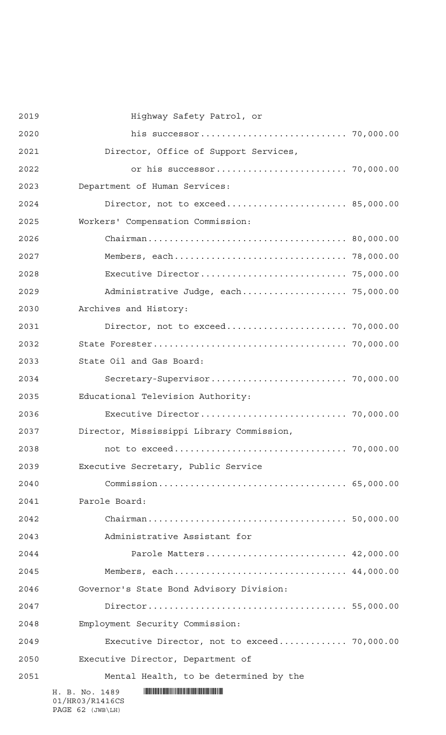Highway Safety Patrol, or

his successor........................... 70,000.00

Director, Office of Support Services,

or his successor........................ 70,000.00

Department of Human Services:

Director, not to exceed...................... 85,000.00

Workers' Compensation Commission:

Chairman..................................... 80,000.00

Members, each................................ 78,000.00

Executive Director........................... 75,000.00

Administrative Judge, each................... 75,000.00

Archives and History:

Director, not to exceed...................... 70,000.00

State Forester.................................... 70,000.00

State Oil and Gas Board:

Secretary-Supervisor......................... 70,000.00

Educational Television Authority:

Executive Director........................... 70,000.00

Director, Mississippi Library Commission,

not to exceed................................ 70,000.00

Executive Secretary, Public Service

Commission................................... 65,000.00

Parole Board:

Chairman..................................... 50,000.00

Administrative Assistant for

Parole Matters.......................... 42,000.00

Members, each................................ 44,000.00

Governor's State Bond Advisory Division:

Director..................................... 55,000.00

Employment Security Commission:

Executive Director, not to exceed............ 70,000.00

Executive Director, Department of

Mental Health, to be determined by the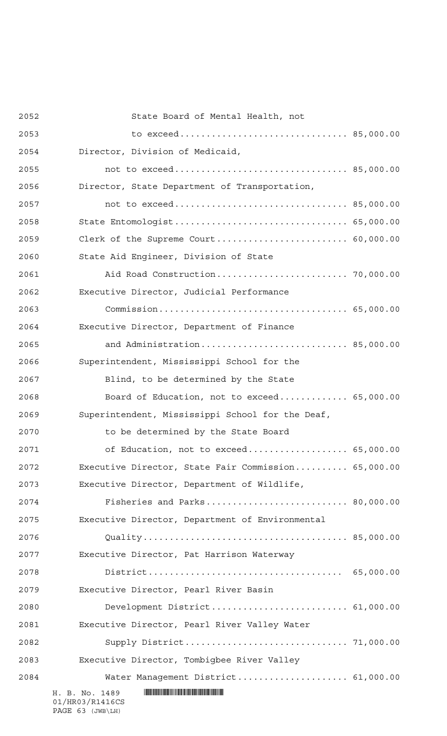State Board of Mental Health, not
to exceed................................ 85,000.00

Director, Division of Medicaid,
not to exceed................................ 85,000.00

Director, State Department of Transportation,
not to exceed................................ 85,000.00

State Entomologist................................ 65,000.00

Clerk of the Supreme Court........................ 60,000.00

State Aid Engineer, Division of State
Aid Road Construction........................ 70,000.00

Executive Director, Judicial Performance
Commission.................................. 65,000.00

Executive Director, Department of Finance
and Administration........................... 85,000.00

Superintendent, Mississippi School for the
Blind, to be determined by the State
Board of Education, not to exceed............ 65,000.00

Superintendent, Mississippi School for the Deaf,
to be determined by the State Board
of Education, not to exceed.................. 65,000.00

Executive Director, State Fair Commission.......... 65,000.00

Executive Director, Department of Wildlife,
Fisheries and Parks.......................... 80,000.00

Executive Director, Department of Environmental
Quality...................................... 85,000.00

Executive Director, Pat Harrison Waterway
District.................................... 65,000.00

Executive Director, Pearl River Basin
Development District......................... 61,000.00

Executive Director, Pearl River Valley Water
Supply District.............................. 71,000.00

Executive Director, Tombigbee River Valley
Water Management District.................... 61,000.00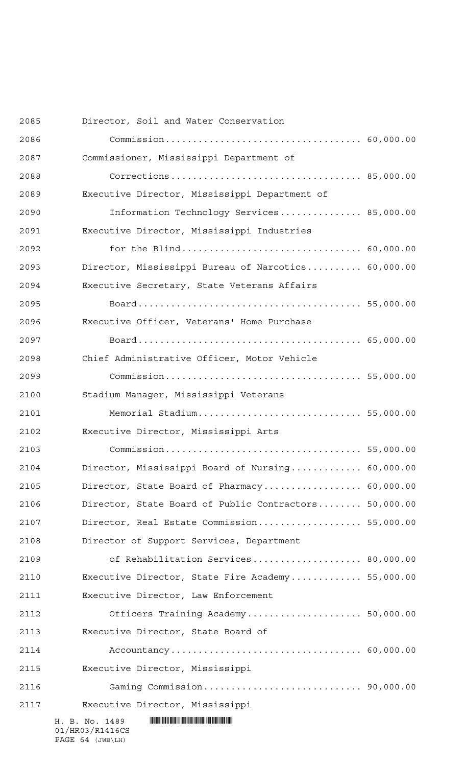Director, Soil and Water Conservation Commission.................................. 60,000.00

Commissioner, Mississippi Department of Corrections................................. 85,000.00

Executive Director, Mississippi Department of Information Technology Services............... 85,000.00

Executive Director, Mississippi Industries for the Blind................................ 60,000.00

Director, Mississippi Bureau of Narcotics.......... 60,000.00

Executive Secretary, State Veterans Affairs Board....................................... 55,000.00

Executive Officer, Veterans' Home Purchase Board....................................... 65,000.00

Chief Administrative Officer, Motor Vehicle Commission.................................. 55,000.00

Stadium Manager, Mississippi Veterans Memorial Stadium............................. 55,000.00

Executive Director, Mississippi Arts Commission.................................. 55,000.00

Director, Mississippi Board of Nursing............. 60,000.00

Director, State Board of Pharmacy.................. 60,000.00

Director, State Board of Public Contractors........ 50,000.00

Director, Real Estate Commission................... 55,000.00

Director of Support Services, Department of Rehabilitation Services.................... 80,000.00

Executive Director, State Fire Academy............. 55,000.00

Executive Director, Law Enforcement Officers Training Academy..................... 50,000.00

Executive Director, State Board of Accountancy.................................. 60,000.00

Executive Director, Mississippi Gaming Commission............................ 90,000.00

Executive Director, Mississippi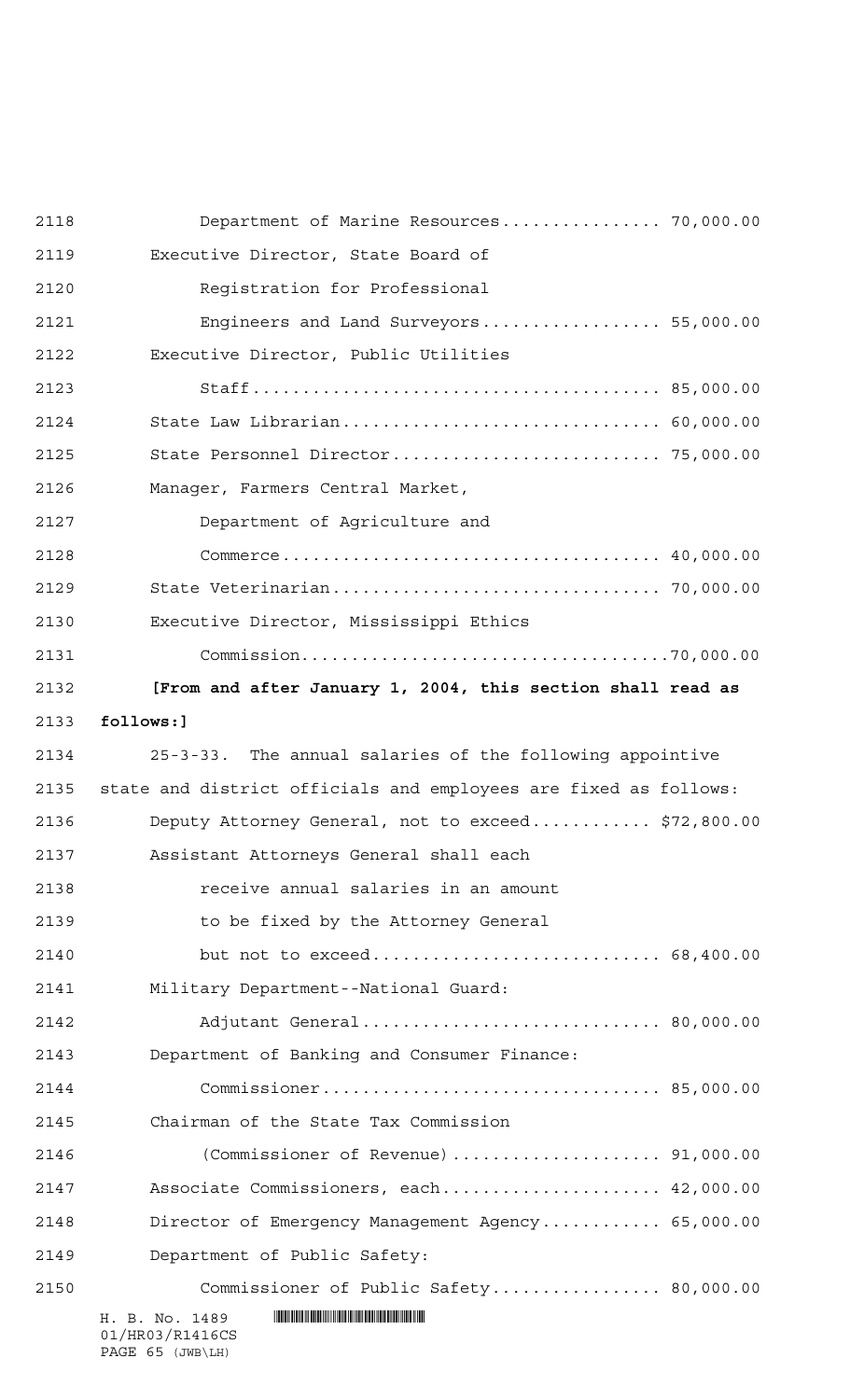Department of Marine Resources................ 70,000.00

Executive Director, State Board of

Registration for Professional

Engineers and Land Surveyors.................. 55,000.00

Executive Director, Public Utilities

Staff........................................ 85,000.00

State Law Librarian............................... 60,000.00

State Personnel Director.......................... 75,000.00

Manager, Farmers Central Market,

Department of Agriculture and

Commerce..................................... 40,000.00

State Veterinarian................................ 70,000.00

Executive Director, Mississippi Ethics

Commission....................................70,000.00

**[From and after January 1, 2004, this section shall read as follows:]**

25-3-33. The annual salaries of the following appointive state and district officials and employees are fixed as follows:

Deputy Attorney General, not to exceed............ $72,800.00

Assistant Attorneys General shall each

receive annual salaries in an amount

to be fixed by the Attorney General

but not to exceed............................ 68,400.00

Military Department--National Guard:

Adjutant General............................. 80,000.00

Department of Banking and Consumer Finance:

Commissioner................................. 85,000.00

Chairman of the State Tax Commission

(Commissioner of Revenue).................... 91,000.00

Associate Commissioners, each...................... 42,000.00

Director of Emergency Management Agency............ 65,000.00

Department of Public Safety:

Commissioner of Public Safety................ 80,000.00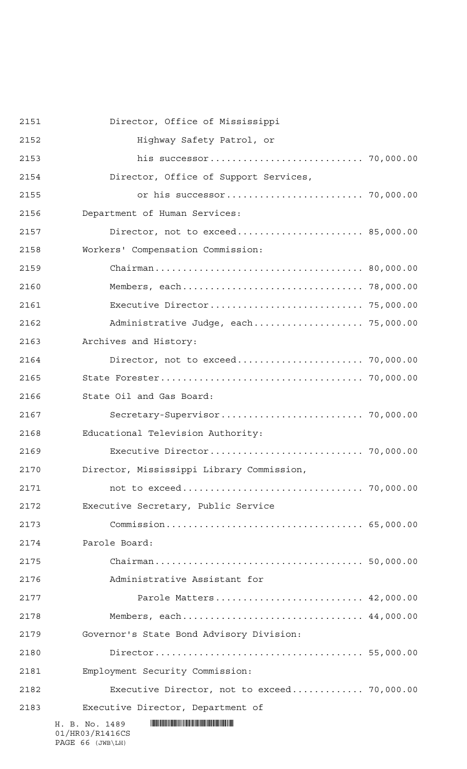Director, Office of Mississippi
Highway Safety Patrol, or
his successor........................... 70,000.00
Director, Office of Support Services,
or his successor........................ 70,000.00
Department of Human Services:
Director, not to exceed...................... 85,000.00
Workers' Compensation Commission:
Chairman..................................... 80,000.00
Members, each................................ 78,000.00
Executive Director........................... 75,000.00
Administrative Judge, each................... 75,000.00
Archives and History:
Director, not to exceed...................... 70,000.00
State Forester................................... 70,000.00
State Oil and Gas Board:
Secretary-Supervisor......................... 70,000.00
Educational Television Authority:
Executive Director........................... 70,000.00
Director, Mississippi Library Commission,
not to exceed................................ 70,000.00
Executive Secretary, Public Service
Commission................................... 65,000.00
Parole Board:
Chairman..................................... 50,000.00
Administrative Assistant for
Parole Matters.......................... 42,000.00
Members, each................................ 44,000.00
Governor's State Bond Advisory Division:
Director..................................... 55,000.00
Employment Security Commission:
Executive Director, not to exceed............ 70,000.00
Executive Director, Department of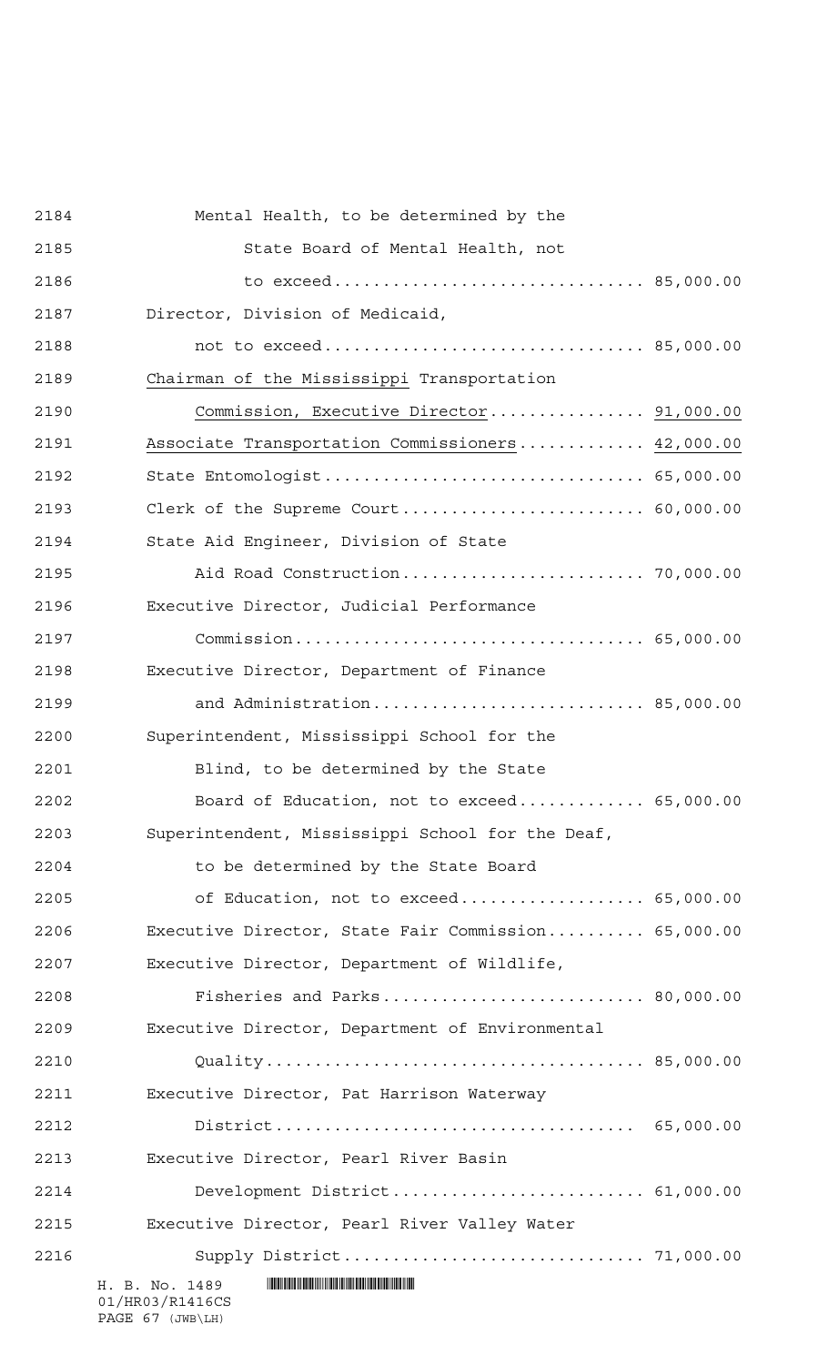Mental Health, to be determined by the State Board of Mental Health, not to exceed............................... 85,000.00

Director, Division of Medicaid, not to exceed................................ 85,000.00

Chairman of the Mississippi Transportation Commission, Executive Director............... 91,000.00

Associate Transportation Commissioners............ 42,000.00

State Entomologist................................ 65,000.00

Clerk of the Supreme Court........................ 60,000.00

State Aid Engineer, Division of State Aid Road Construction........................ 70,000.00

Executive Director, Judicial Performance Commission.................................. 65,000.00

Executive Director, Department of Finance and Administration........................... 85,000.00

Superintendent, Mississippi School for the Blind, to be determined by the State Board of Education, not to exceed............ 65,000.00

Superintendent, Mississippi School for the Deaf, to be determined by the State Board of Education, not to exceed.................. 65,000.00

Executive Director, State Fair Commission.......... 65,000.00

Executive Director, Department of Wildlife, Fisheries and Parks.......................... 80,000.00

Executive Director, Department of Environmental Quality...................................... 85,000.00

Executive Director, Pat Harrison Waterway District.................................... 65,000.00

Executive Director, Pearl River Basin Development District......................... 61,000.00

Executive Director, Pearl River Valley Water Supply District............................. 71,000.00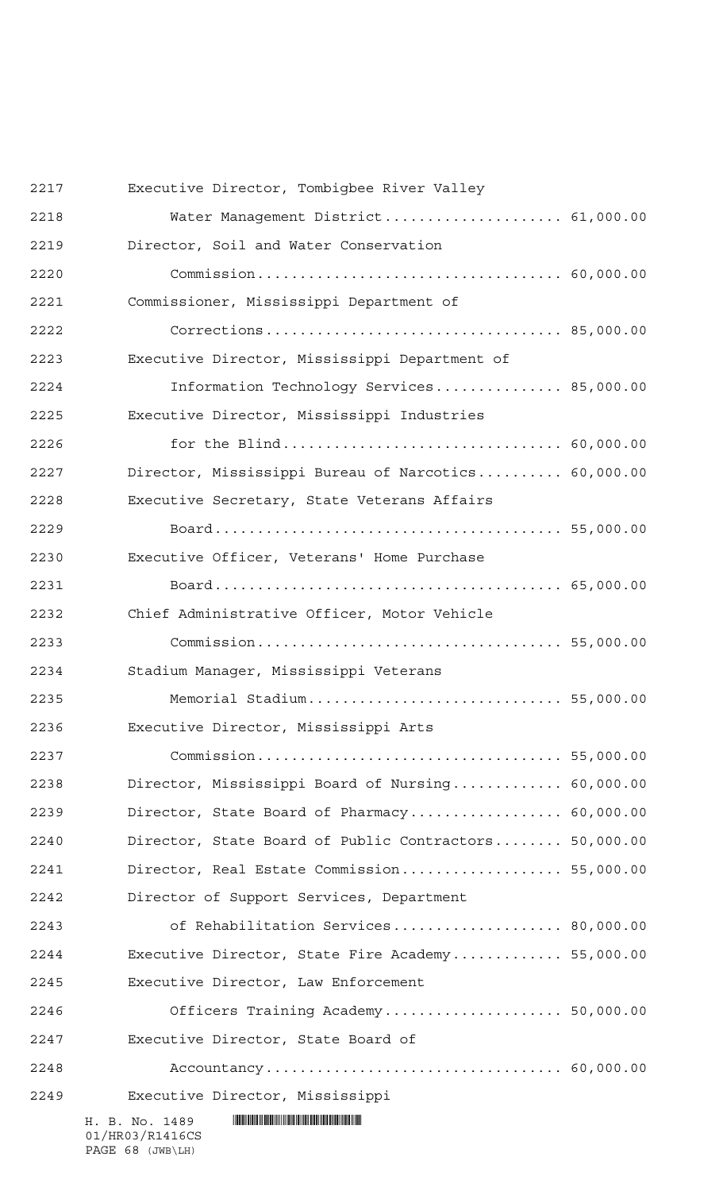| Position | Salary |
| --- | --- |
| Executive Director, Tombigbee River Valley Water Management District | 61,000.00 |
| Director, Soil and Water Conservation Commission | 60,000.00 |
| Commissioner, Mississippi Department of Corrections | 85,000.00 |
| Executive Director, Mississippi Department of Information Technology Services | 85,000.00 |
| Executive Director, Mississippi Industries for the Blind | 60,000.00 |
| Director, Mississippi Bureau of Narcotics | 60,000.00 |
| Executive Secretary, State Veterans Affairs Board | 55,000.00 |
| Executive Officer, Veterans' Home Purchase Board | 65,000.00 |
| Chief Administrative Officer, Motor Vehicle Commission | 55,000.00 |
| Stadium Manager, Mississippi Veterans Memorial Stadium | 55,000.00 |
| Executive Director, Mississippi Arts Commission | 55,000.00 |
| Director, Mississippi Board of Nursing | 60,000.00 |
| Director, State Board of Pharmacy | 60,000.00 |
| Director, State Board of Public Contractors | 50,000.00 |
| Director, Real Estate Commission | 55,000.00 |
| Director of Support Services, Department of Rehabilitation Services | 80,000.00 |
| Executive Director, State Fire Academy | 55,000.00 |
| Executive Director, Law Enforcement Officers Training Academy | 50,000.00 |
| Executive Director, State Board of Accountancy | 60,000.00 |
| Executive Director, Mississippi | |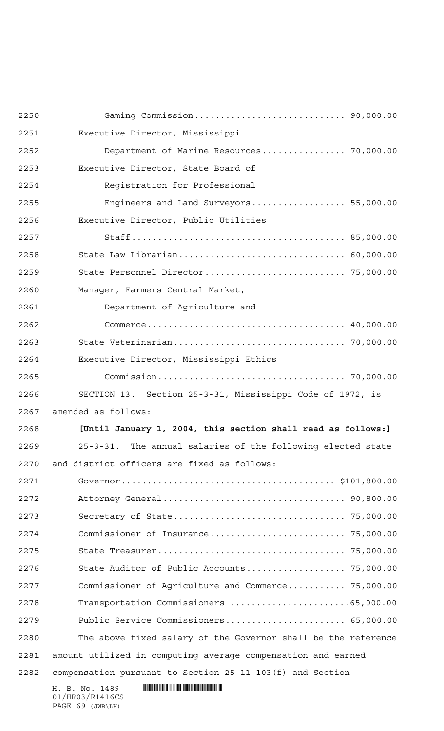Gaming Commission............................ 90,000.00

Executive Director, Mississippi
Department of Marine Resources................ 70,000.00

Executive Director, State Board of
Registration for Professional
Engineers and Land Surveyors.................. 55,000.00

Executive Director, Public Utilities
Staff........................................ 85,000.00

State Law Librarian.............................. 60,000.00

State Personnel Director......................... 75,000.00

Manager, Farmers Central Market,
Department of Agriculture and
Commerce..................................... 40,000.00

State Veterinarian............................... 70,000.00

Executive Director, Mississippi Ethics
Commission................................... 70,000.00

SECTION 13. Section 25-3-31, Mississippi Code of 1972, is amended as follows:

**[Until January 1, 2004, this section shall read as follows:]**

25-3-31. The annual salaries of the following elected state and district officers are fixed as follows:

Governor........................................ $101,800.00

Attorney General................................. 90,800.00

Secretary of State............................... 75,000.00

Commissioner of Insurance........................ 75,000.00

State Treasurer.................................. 75,000.00

State Auditor of Public Accounts................. 75,000.00

Commissioner of Agriculture and Commerce.......... 75,000.00

Transportation Commissioners ......................65,000.00

Public Service Commissioners...................... 65,000.00

The above fixed salary of the Governor shall be the reference amount utilized in computing average compensation and earned compensation pursuant to Section 25-11-103(f) and Section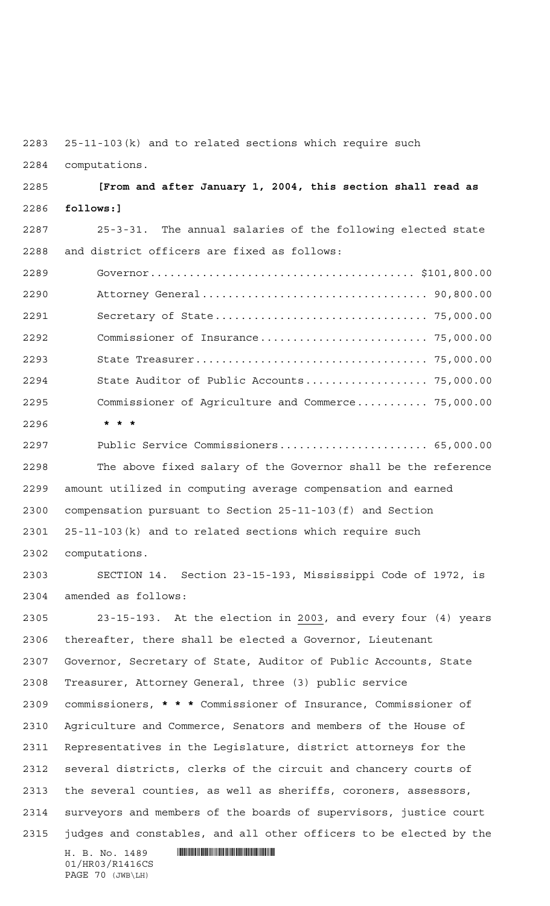25-11-103(k) and to related sections which require such computations.

**[From and after January 1, 2004, this section shall read as follows:]**

25-3-31. The annual salaries of the following elected state and district officers are fixed as follows:

Governor........................................ $101,800.00

Attorney General.................................. 90,800.00

Secretary of State................................ 75,000.00

Commissioner of Insurance.......................... 75,000.00

State Treasurer................................... 75,000.00

State Auditor of Public Accounts................... 75,000.00

Commissioner of Agriculture and Commerce........... 75,000.00

**\* \* \***

Public Service Commissioners....................... 65,000.00

The above fixed salary of the Governor shall be the reference amount utilized in computing average compensation and earned compensation pursuant to Section 25-11-103(f) and Section 25-11-103(k) and to related sections which require such computations.

SECTION 14. Section 23-15-193, Mississippi Code of 1972, is amended as follows:

23-15-193. At the election in 2003, and every four (4) years thereafter, there shall be elected a Governor, Lieutenant Governor, Secretary of State, Auditor of Public Accounts, State Treasurer, Attorney General, three (3) public service commissioners, **\* \* \*** Commissioner of Insurance, Commissioner of Agriculture and Commerce, Senators and members of the House of Representatives in the Legislature, district attorneys for the several districts, clerks of the circuit and chancery courts of the several counties, as well as sheriffs, coroners, assessors, surveyors and members of the boards of supervisors, justice court judges and constables, and all other officers to be elected by the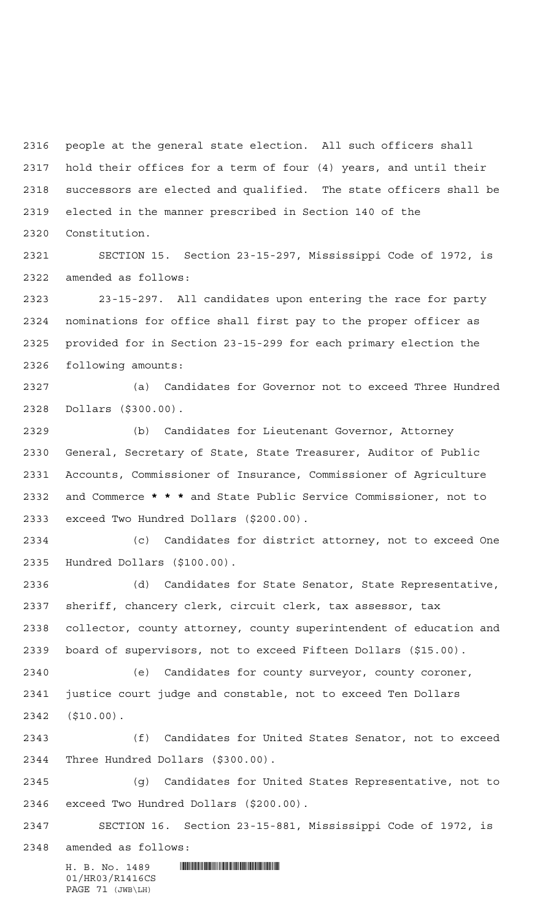people at the general state election. All such officers shall hold their offices for a term of four (4) years, and until their successors are elected and qualified. The state officers shall be elected in the manner prescribed in Section 140 of the Constitution.

SECTION 15. Section 23-15-297, Mississippi Code of 1972, is amended as follows:

23-15-297. All candidates upon entering the race for party nominations for office shall first pay to the proper officer as provided for in Section 23-15-299 for each primary election the following amounts:

(a) Candidates for Governor not to exceed Three Hundred Dollars ($300.00).

(b) Candidates for Lieutenant Governor, Attorney General, Secretary of State, State Treasurer, Auditor of Public Accounts, Commissioner of Insurance, Commissioner of Agriculture and Commerce **\* \* \*** and State Public Service Commissioner, not to exceed Two Hundred Dollars ($200.00).

(c) Candidates for district attorney, not to exceed One Hundred Dollars ($100.00).

(d) Candidates for State Senator, State Representative, sheriff, chancery clerk, circuit clerk, tax assessor, tax collector, county attorney, county superintendent of education and board of supervisors, not to exceed Fifteen Dollars ($15.00).

(e) Candidates for county surveyor, county coroner, justice court judge and constable, not to exceed Ten Dollars ($10.00).

(f) Candidates for United States Senator, not to exceed Three Hundred Dollars ($300.00).

(g) Candidates for United States Representative, not to exceed Two Hundred Dollars ($200.00).

SECTION 16. Section 23-15-881, Mississippi Code of 1972, is amended as follows: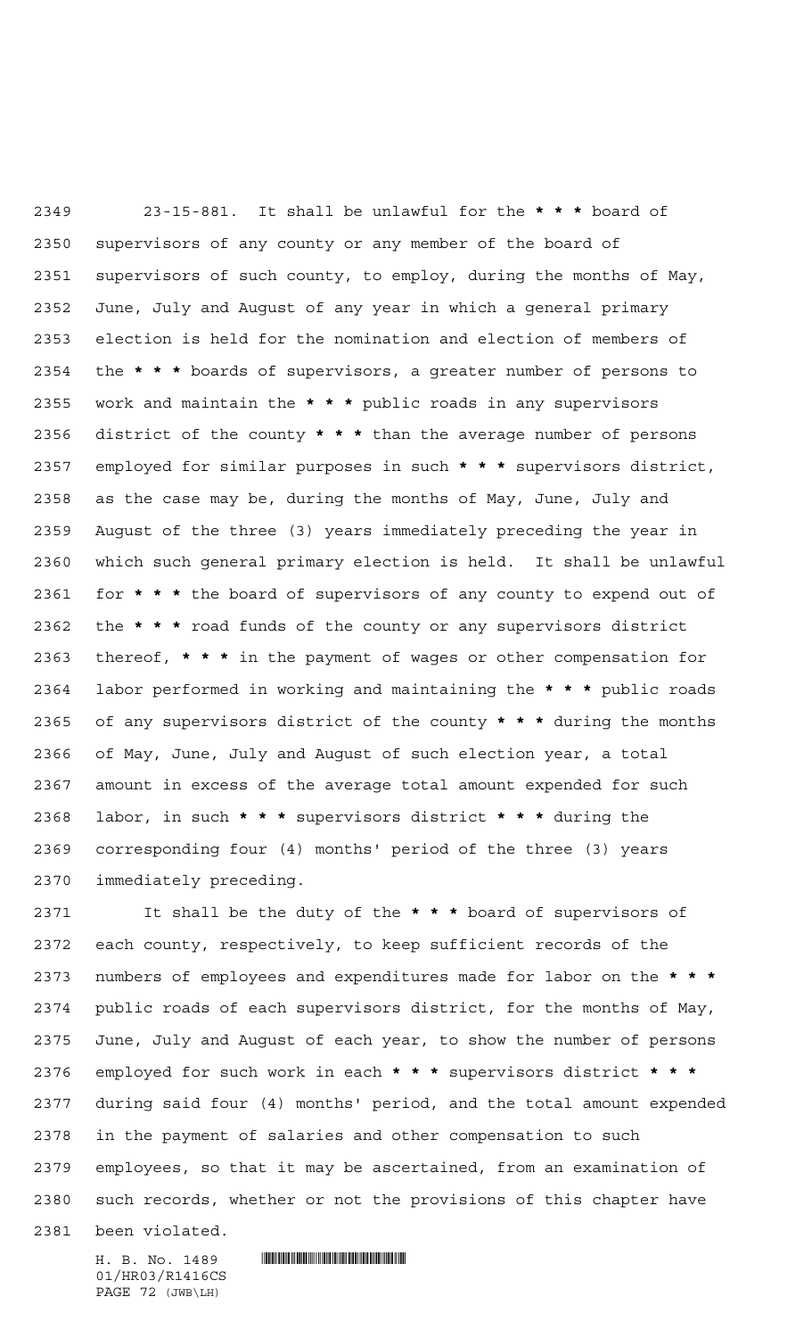23-15-881. It shall be unlawful for the * * * board of supervisors of any county or any member of the board of supervisors of such county, to employ, during the months of May, June, July and August of any year in which a general primary election is held for the nomination and election of members of the * * * boards of supervisors, a greater number of persons to work and maintain the * * * public roads in any supervisors district of the county * * * than the average number of persons employed for similar purposes in such * * * supervisors district, as the case may be, during the months of May, June, July and August of the three (3) years immediately preceding the year in which such general primary election is held. It shall be unlawful for * * * the board of supervisors of any county to expend out of the * * * road funds of the county or any supervisors district thereof, * * * in the payment of wages or other compensation for labor performed in working and maintaining the * * * public roads of any supervisors district of the county * * * during the months of May, June, July and August of such election year, a total amount in excess of the average total amount expended for such labor, in such * * * supervisors district * * * during the corresponding four (4) months' period of the three (3) years immediately preceding.

It shall be the duty of the * * * board of supervisors of each county, respectively, to keep sufficient records of the numbers of employees and expenditures made for labor on the * * * public roads of each supervisors district, for the months of May, June, July and August of each year, to show the number of persons employed for such work in each * * * supervisors district * * * during said four (4) months' period, and the total amount expended in the payment of salaries and other compensation to such employees, so that it may be ascertained, from an examination of such records, whether or not the provisions of this chapter have been violated.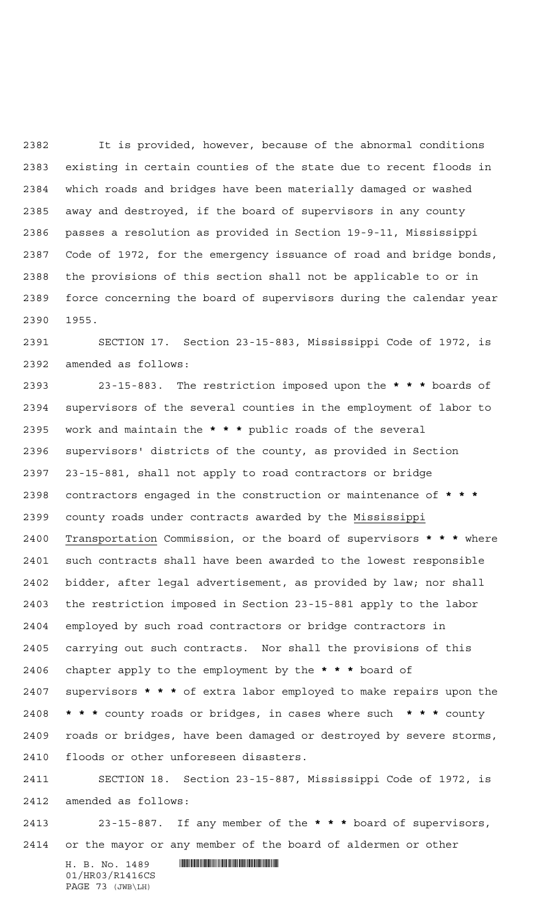It is provided, however, because of the abnormal conditions existing in certain counties of the state due to recent floods in which roads and bridges have been materially damaged or washed away and destroyed, if the board of supervisors in any county passes a resolution as provided in Section 19-9-11, Mississippi Code of 1972, for the emergency issuance of road and bridge bonds, the provisions of this section shall not be applicable to or in force concerning the board of supervisors during the calendar year 1955.

SECTION 17. Section 23-15-883, Mississippi Code of 1972, is amended as follows:

23-15-883. The restriction imposed upon the *** boards of supervisors of the several counties in the employment of labor to work and maintain the *** public roads of the several supervisors' districts of the county, as provided in Section 23-15-881, shall not apply to road contractors or bridge contractors engaged in the construction or maintenance of *** county roads under contracts awarded by the Mississippi Transportation Commission, or the board of supervisors *** where such contracts shall have been awarded to the lowest responsible bidder, after legal advertisement, as provided by law; nor shall the restriction imposed in Section 23-15-881 apply to the labor employed by such road contractors or bridge contractors in carrying out such contracts. Nor shall the provisions of this chapter apply to the employment by the *** board of supervisors *** of extra labor employed to make repairs upon the *** county roads or bridges, in cases where such *** county roads or bridges, have been damaged or destroyed by severe storms, floods or other unforeseen disasters.

SECTION 18. Section 23-15-887, Mississippi Code of 1972, is amended as follows:

23-15-887. If any member of the *** board of supervisors, or the mayor or any member of the board of aldermen or other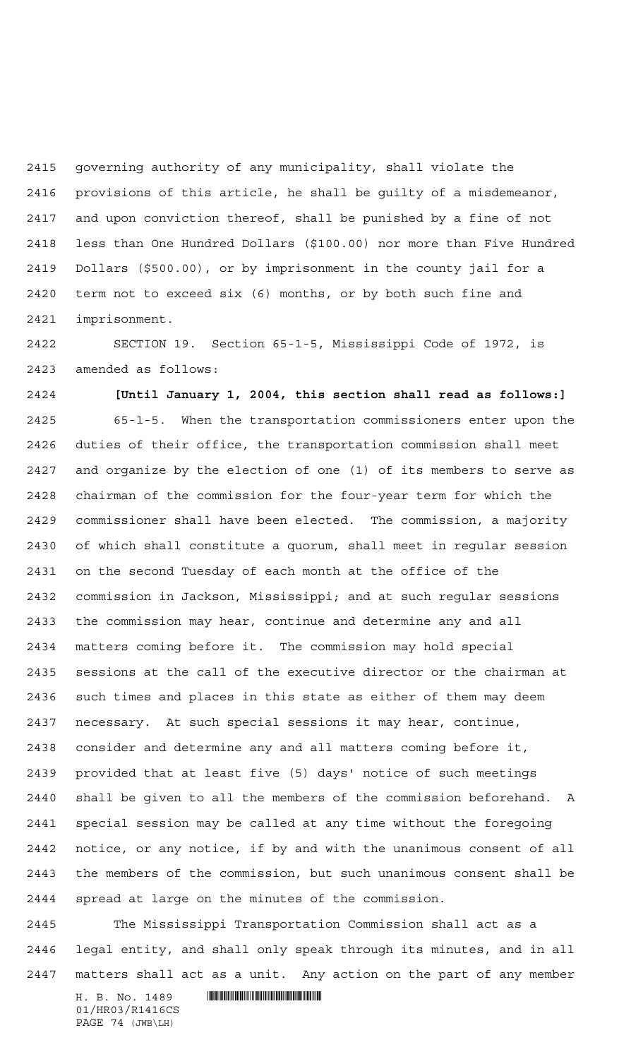governing authority of any municipality, shall violate the provisions of this article, he shall be guilty of a misdemeanor, and upon conviction thereof, shall be punished by a fine of not less than One Hundred Dollars ($100.00) nor more than Five Hundred Dollars ($500.00), or by imprisonment in the county jail for a term not to exceed six (6) months, or by both such fine and imprisonment.

SECTION 19. Section 65-1-5, Mississippi Code of 1972, is amended as follows:

**[Until January 1, 2004, this section shall read as follows:]**

65-1-5. When the transportation commissioners enter upon the duties of their office, the transportation commission shall meet and organize by the election of one (1) of its members to serve as chairman of the commission for the four-year term for which the commissioner shall have been elected. The commission, a majority of which shall constitute a quorum, shall meet in regular session on the second Tuesday of each month at the office of the commission in Jackson, Mississippi; and at such regular sessions the commission may hear, continue and determine any and all matters coming before it. The commission may hold special sessions at the call of the executive director or the chairman at such times and places in this state as either of them may deem necessary. At such special sessions it may hear, continue, consider and determine any and all matters coming before it, provided that at least five (5) days' notice of such meetings shall be given to all the members of the commission beforehand. A special session may be called at any time without the foregoing notice, or any notice, if by and with the unanimous consent of all the members of the commission, but such unanimous consent shall be spread at large on the minutes of the commission.

The Mississippi Transportation Commission shall act as a legal entity, and shall only speak through its minutes, and in all matters shall act as a unit. Any action on the part of any member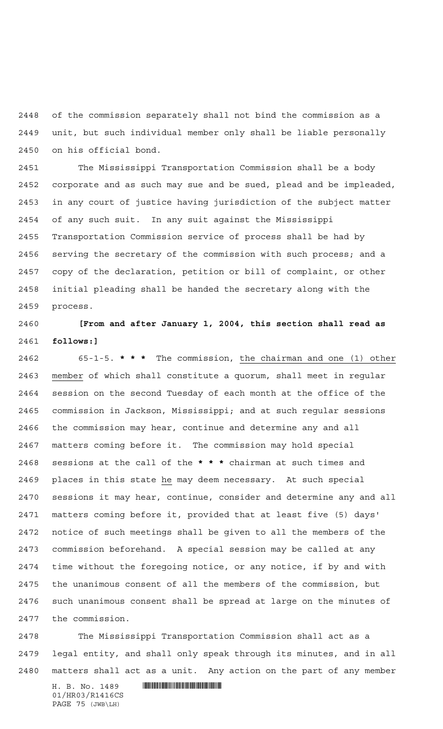of the commission separately shall not bind the commission as a unit, but such individual member only shall be liable personally on his official bond.

The Mississippi Transportation Commission shall be a body corporate and as such may sue and be sued, plead and be impleaded, in any court of justice having jurisdiction of the subject matter of any such suit. In any suit against the Mississippi Transportation Commission service of process shall be had by serving the secretary of the commission with such process; and a copy of the declaration, petition or bill of complaint, or other initial pleading shall be handed the secretary along with the process.

**[From and after January 1, 2004, this section shall read as follows:]**

65-1-5. *** * *** The commission, the chairman and one (1) other member of which shall constitute a quorum, shall meet in regular session on the second Tuesday of each month at the office of the commission in Jackson, Mississippi; and at such regular sessions the commission may hear, continue and determine any and all matters coming before it. The commission may hold special sessions at the call of the *** * *** chairman at such times and places in this state he may deem necessary. At such special sessions it may hear, continue, consider and determine any and all matters coming before it, provided that at least five (5) days' notice of such meetings shall be given to all the members of the commission beforehand. A special session may be called at any time without the foregoing notice, or any notice, if by and with the unanimous consent of all the members of the commission, but such unanimous consent shall be spread at large on the minutes of the commission.

The Mississippi Transportation Commission shall act as a legal entity, and shall only speak through its minutes, and in all matters shall act as a unit. Any action on the part of any member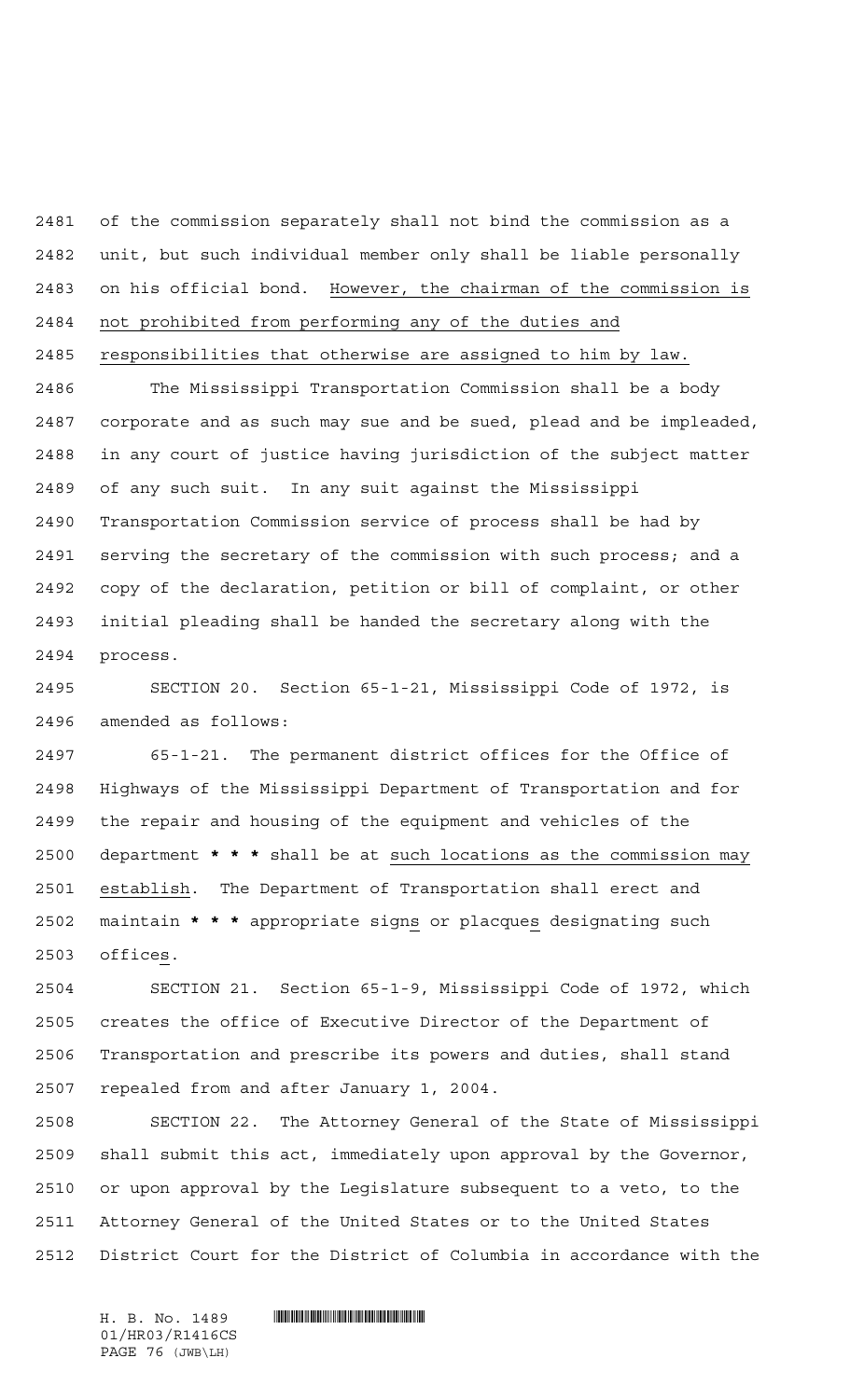of the commission separately shall not bind the commission as a unit, but such individual member only shall be liable personally on his official bond. However, the chairman of the commission is not prohibited from performing any of the duties and responsibilities that otherwise are assigned to him by law.

The Mississippi Transportation Commission shall be a body corporate and as such may sue and be sued, plead and be impleaded, in any court of justice having jurisdiction of the subject matter of any such suit. In any suit against the Mississippi Transportation Commission service of process shall be had by serving the secretary of the commission with such process; and a copy of the declaration, petition or bill of complaint, or other initial pleading shall be handed the secretary along with the process.

SECTION 20. Section 65-1-21, Mississippi Code of 1972, is amended as follows:

65-1-21. The permanent district offices for the Office of Highways of the Mississippi Department of Transportation and for the repair and housing of the equipment and vehicles of the department * * * shall be at such locations as the commission may establish. The Department of Transportation shall erect and maintain * * * appropriate signs or placques designating such offices.

SECTION 21. Section 65-1-9, Mississippi Code of 1972, which creates the office of Executive Director of the Department of Transportation and prescribe its powers and duties, shall stand repealed from and after January 1, 2004.

SECTION 22. The Attorney General of the State of Mississippi shall submit this act, immediately upon approval by the Governor, or upon approval by the Legislature subsequent to a veto, to the Attorney General of the United States or to the United States District Court for the District of Columbia in accordance with the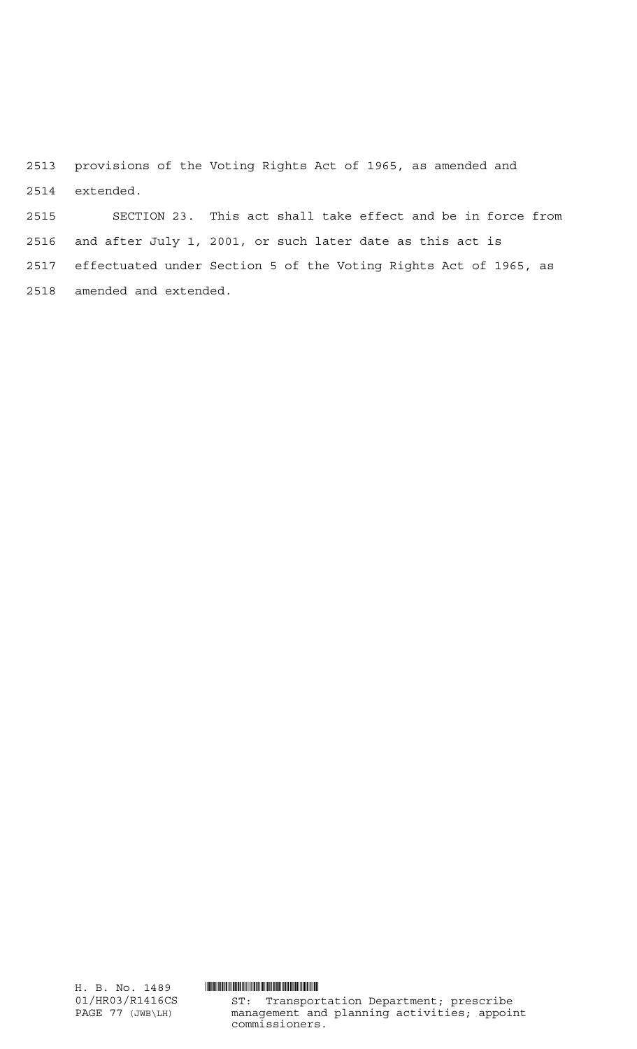provisions of the Voting Rights Act of 1965, as amended and extended.

SECTION 23. This act shall take effect and be in force from and after July 1, 2001, or such later date as this act is effectuated under Section 5 of the Voting Rights Act of 1965, as amended and extended.